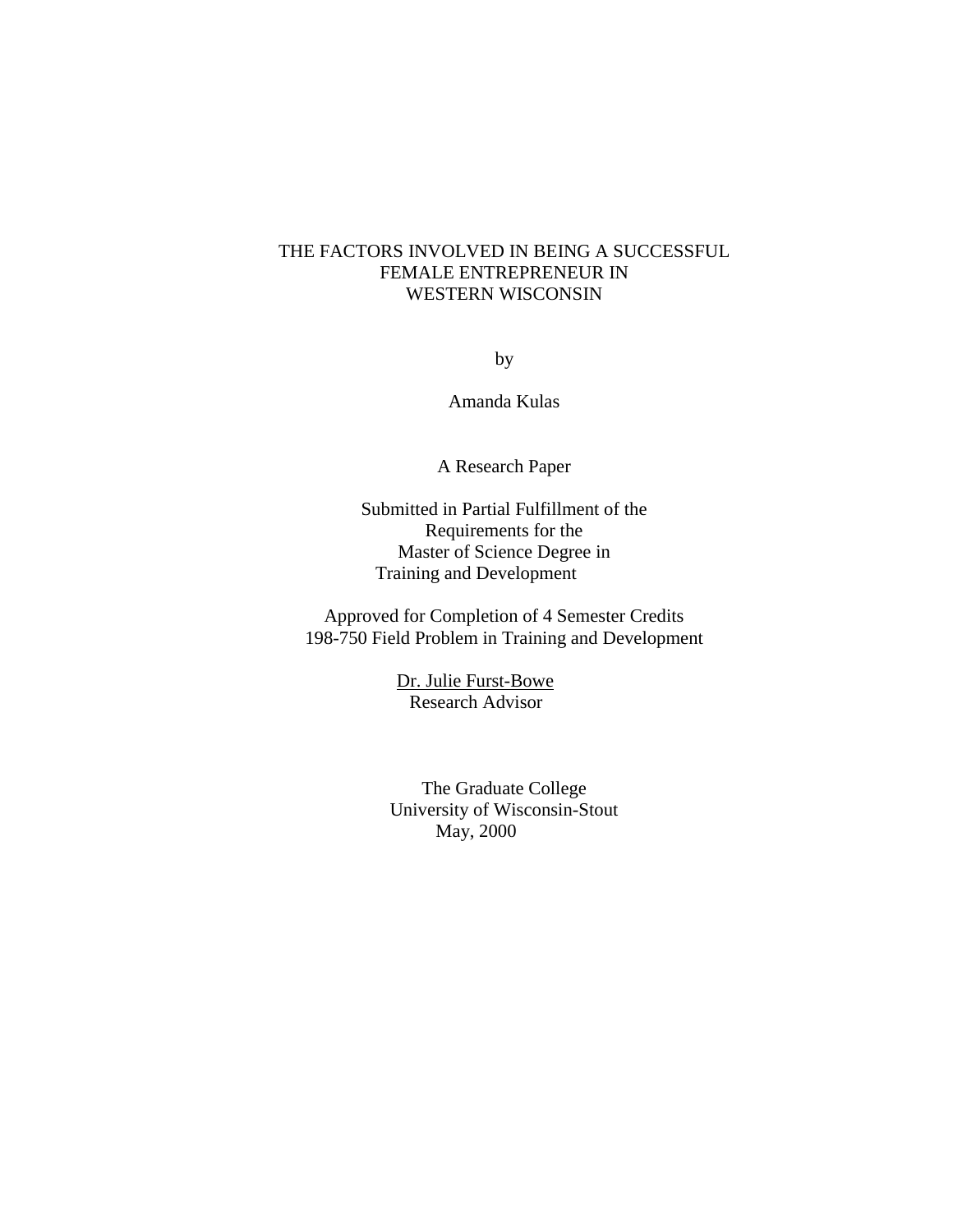# THE FACTORS INVOLVED IN BEING A SUCCESSFUL FEMALE ENTREPRENEUR IN WESTERN WISCONSIN

by

Amanda Kulas

A Research Paper

Submitted in Partial Fulfillment of the
Requirements for the
Master of Science Degree in
Training and Development

Approved for Completion of 4 Semester Credits
198-750 Field Problem in Training and Development

Dr. Julie Furst-Bowe
Research Advisor

The Graduate College
University of Wisconsin-Stout
May, 2000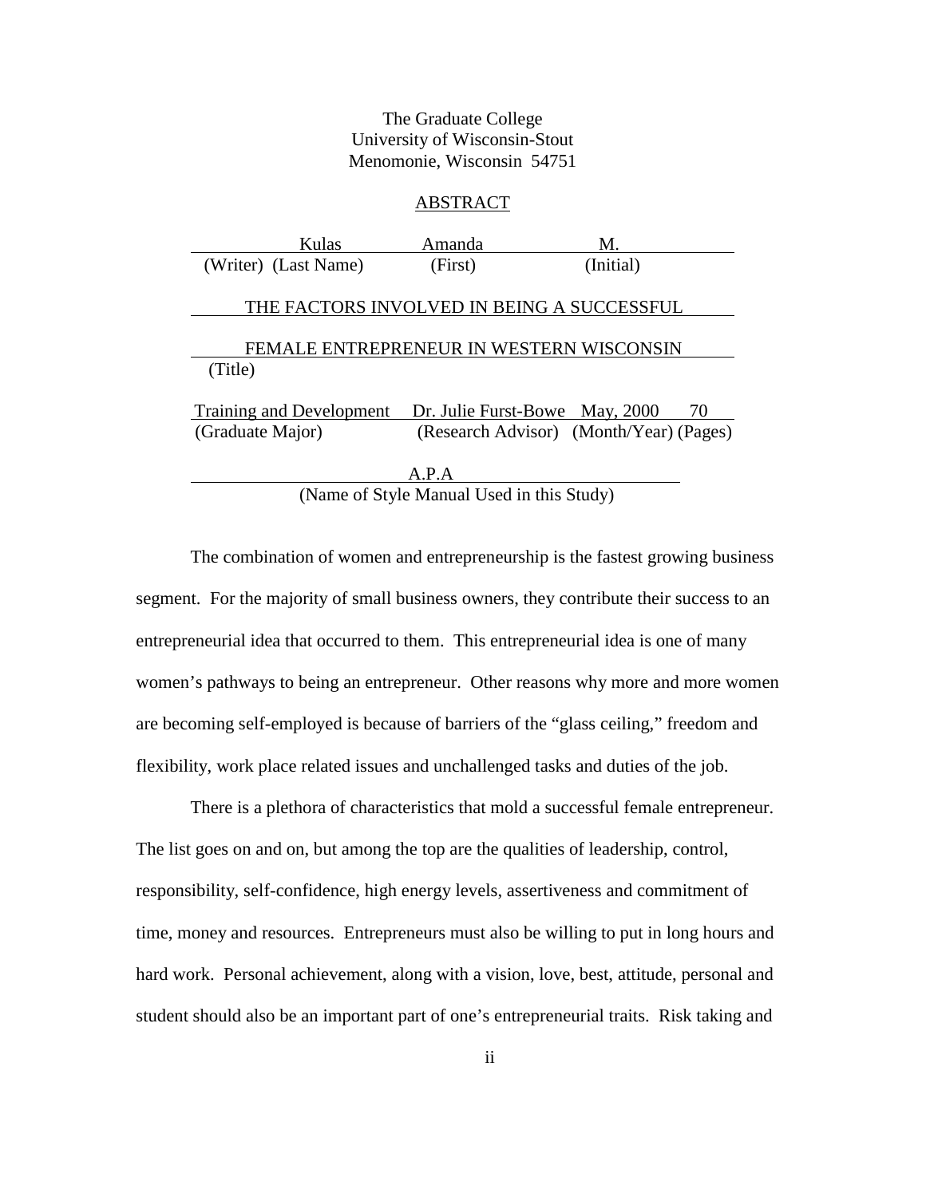The Graduate College
University of Wisconsin-Stout
Menomonie, Wisconsin 54751

## ABSTRACT

| Kulas | Amanda | M. |
|---|---|---|
| (Writer) (Last Name) | (First) | (Initial) |

THE FACTORS INVOLVED IN BEING A SUCCESSFUL FEMALE ENTREPRENEUR IN WESTERN WISCONSIN
(Title)

| Training and Development | Dr. Julie Furst-Bowe | May, 2000 | 70 |
|---|---|---|---|
| (Graduate Major) | (Research Advisor) | (Month/Year) | (Pages) |

A.P.A
(Name of Style Manual Used in this Study)

The combination of women and entrepreneurship is the fastest growing business segment. For the majority of small business owners, they contribute their success to an entrepreneurial idea that occurred to them. This entrepreneurial idea is one of many women's pathways to being an entrepreneur. Other reasons why more and more women are becoming self-employed is because of barriers of the "glass ceiling," freedom and flexibility, work place related issues and unchallenged tasks and duties of the job.

There is a plethora of characteristics that mold a successful female entrepreneur. The list goes on and on, but among the top are the qualities of leadership, control, responsibility, self-confidence, high energy levels, assertiveness and commitment of time, money and resources. Entrepreneurs must also be willing to put in long hours and hard work. Personal achievement, along with a vision, love, best, attitude, personal and student should also be an important part of one's entrepreneurial traits. Risk taking and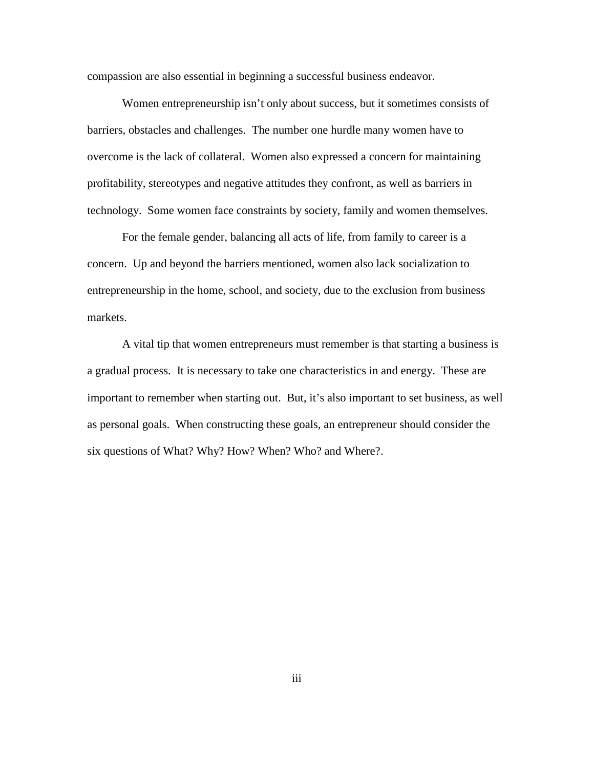compassion are also essential in beginning a successful business endeavor.

Women entrepreneurship isn't only about success, but it sometimes consists of barriers, obstacles and challenges. The number one hurdle many women have to overcome is the lack of collateral. Women also expressed a concern for maintaining profitability, stereotypes and negative attitudes they confront, as well as barriers in technology. Some women face constraints by society, family and women themselves.

For the female gender, balancing all acts of life, from family to career is a concern. Up and beyond the barriers mentioned, women also lack socialization to entrepreneurship in the home, school, and society, due to the exclusion from business markets.

A vital tip that women entrepreneurs must remember is that starting a business is a gradual process. It is necessary to take one characteristics in and energy. These are important to remember when starting out. But, it's also important to set business, as well as personal goals. When constructing these goals, an entrepreneur should consider the six questions of What? Why? How? When? Who? and Where?.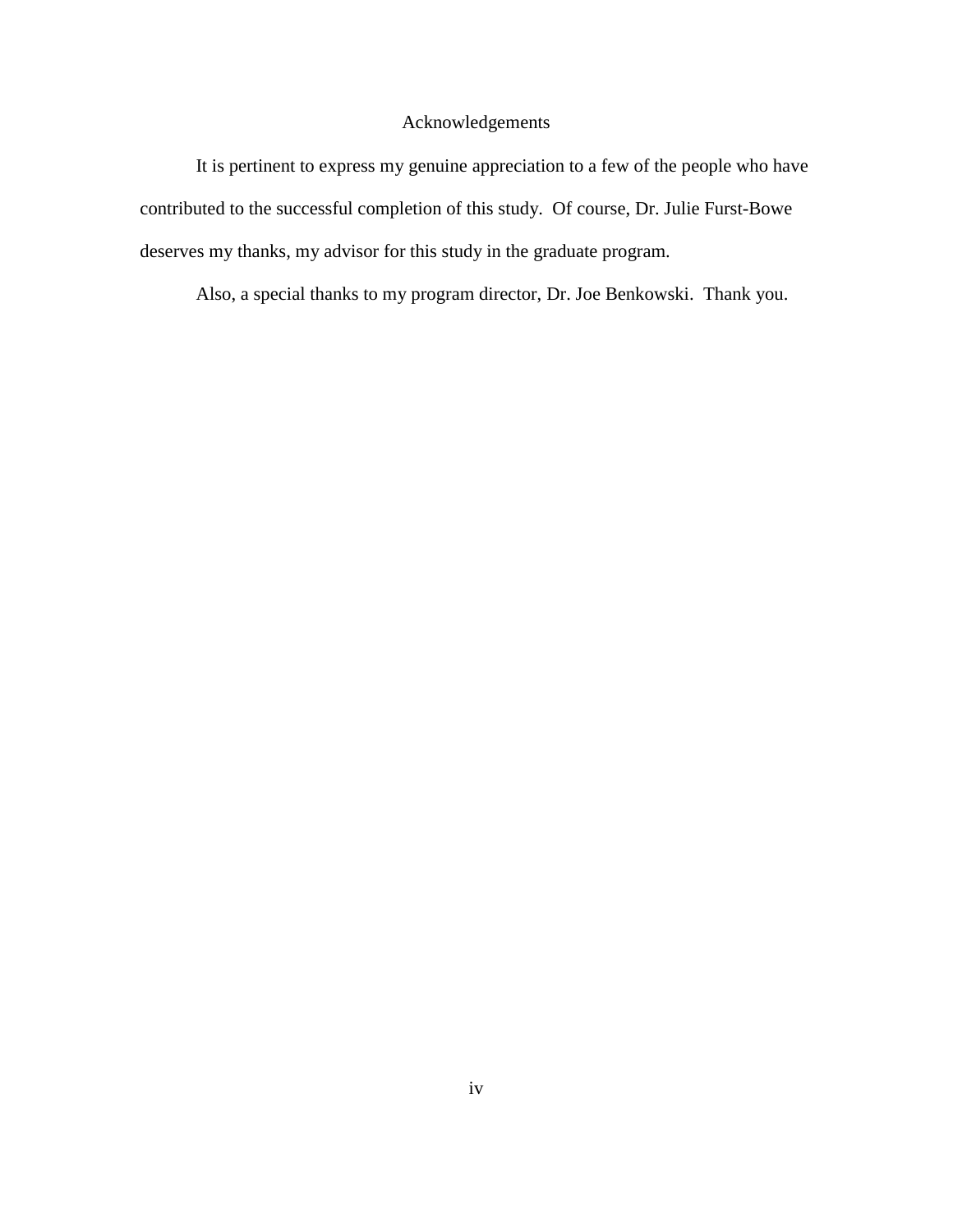# Acknowledgements

It is pertinent to express my genuine appreciation to a few of the people who have contributed to the successful completion of this study. Of course, Dr. Julie Furst-Bowe deserves my thanks, my advisor for this study in the graduate program.

Also, a special thanks to my program director, Dr. Joe Benkowski. Thank you.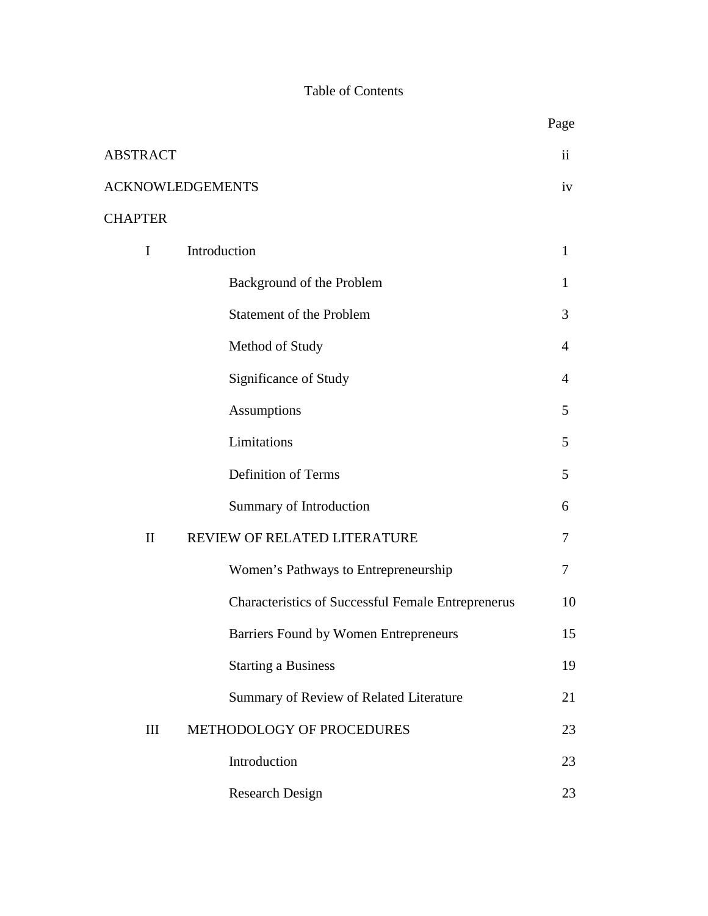# Table of Contents

| | | Page |
|---|---|---|
| ABSTRACT | | ii |
| ACKNOWLEDGEMENTS | | iv |
| CHAPTER | | |
| I | Introduction | 1 |
| | Background of the Problem | 1 |
| | Statement of the Problem | 3 |
| | Method of Study | 4 |
| | Significance of Study | 4 |
| | Assumptions | 5 |
| | Limitations | 5 |
| | Definition of Terms | 5 |
| | Summary of Introduction | 6 |
| II | REVIEW OF RELATED LITERATURE | 7 |
| | Women's Pathways to Entrepreneurship | 7 |
| | Characteristics of Successful Female Entreprenerus | 10 |
| | Barriers Found by Women Entrepreneurs | 15 |
| | Starting a Business | 19 |
| | Summary of Review of Related Literature | 21 |
| III | METHODOLOGY OF PROCEDURES | 23 |
| | Introduction | 23 |
| | Research Design | 23 |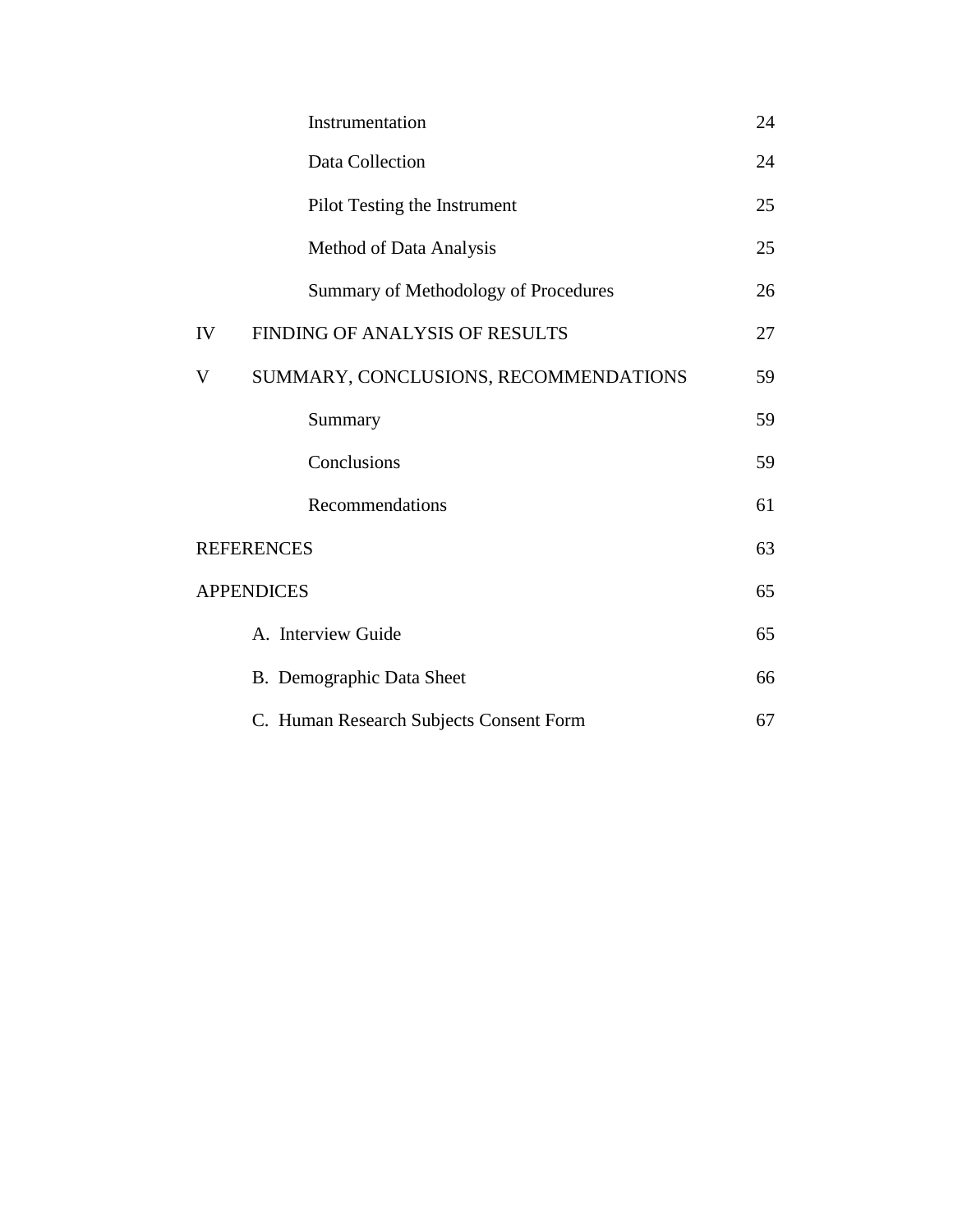| | | |
|---|---|---|
| | Instrumentation | 24 |
| | Data Collection | 24 |
| | Pilot Testing the Instrument | 25 |
| | Method of Data Analysis | 25 |
| | Summary of Methodology of Procedures | 26 |
| IV | FINDING OF ANALYSIS OF RESULTS | 27 |
| V | SUMMARY, CONCLUSIONS, RECOMMENDATIONS | 59 |
| | Summary | 59 |
| | Conclusions | 59 |
| | Recommendations | 61 |
| REFERENCES | | 63 |
| APPENDICES | | 65 |
| | A. Interview Guide | 65 |
| | B. Demographic Data Sheet | 66 |
| | C. Human Research Subjects Consent Form | 67 |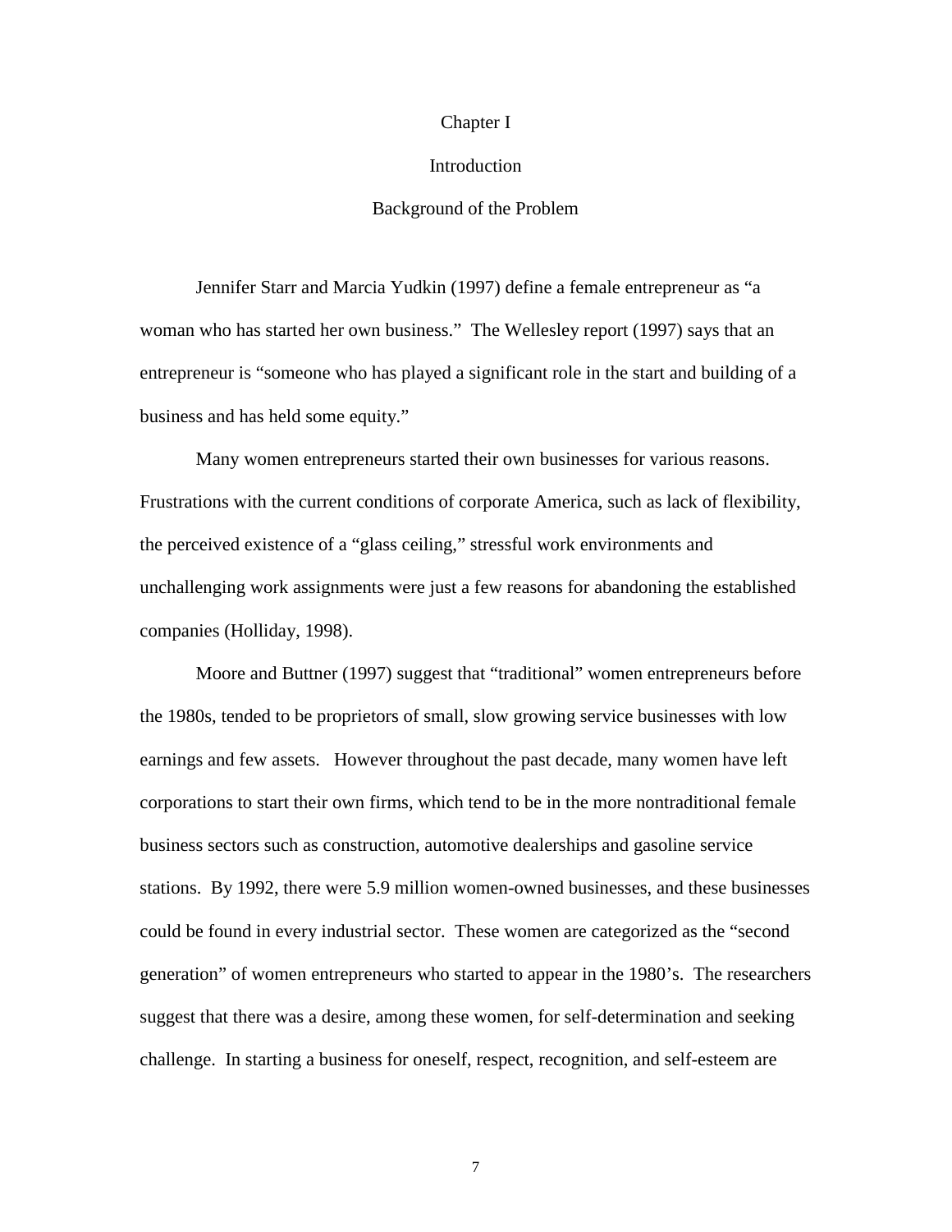# Chapter I

## Introduction

### Background of the Problem

Jennifer Starr and Marcia Yudkin (1997) define a female entrepreneur as "a woman who has started her own business." The Wellesley report (1997) says that an entrepreneur is "someone who has played a significant role in the start and building of a business and has held some equity."

Many women entrepreneurs started their own businesses for various reasons. Frustrations with the current conditions of corporate America, such as lack of flexibility, the perceived existence of a "glass ceiling," stressful work environments and unchallenging work assignments were just a few reasons for abandoning the established companies (Holliday, 1998).

Moore and Buttner (1997) suggest that "traditional" women entrepreneurs before the 1980s, tended to be proprietors of small, slow growing service businesses with low earnings and few assets. However throughout the past decade, many women have left corporations to start their own firms, which tend to be in the more nontraditional female business sectors such as construction, automotive dealerships and gasoline service stations. By 1992, there were 5.9 million women-owned businesses, and these businesses could be found in every industrial sector. These women are categorized as the "second generation" of women entrepreneurs who started to appear in the 1980's. The researchers suggest that there was a desire, among these women, for self-determination and seeking challenge. In starting a business for oneself, respect, recognition, and self-esteem are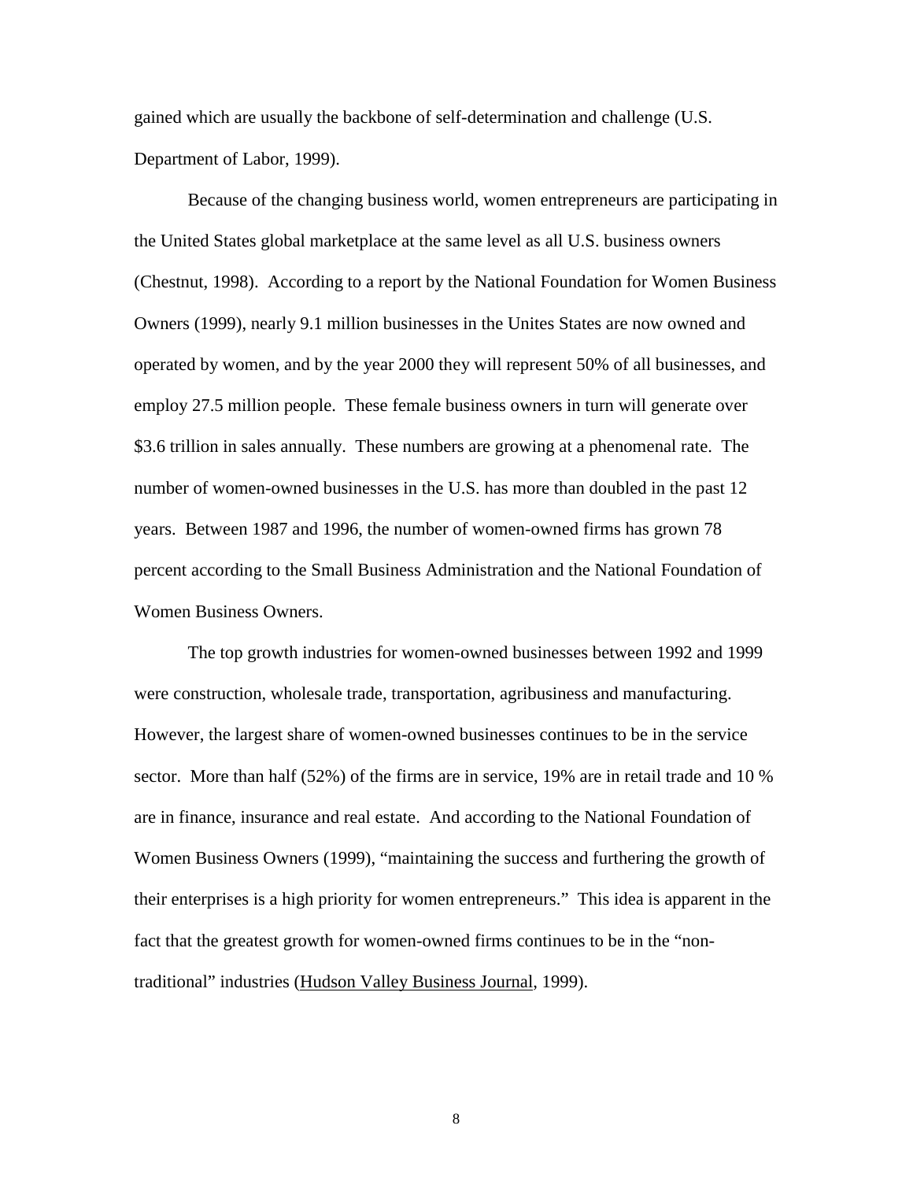gained which are usually the backbone of self-determination and challenge (U.S. Department of Labor, 1999).

Because of the changing business world, women entrepreneurs are participating in the United States global marketplace at the same level as all U.S. business owners (Chestnut, 1998). According to a report by the National Foundation for Women Business Owners (1999), nearly 9.1 million businesses in the Unites States are now owned and operated by women, and by the year 2000 they will represent 50% of all businesses, and employ 27.5 million people. These female business owners in turn will generate over $3.6 trillion in sales annually. These numbers are growing at a phenomenal rate. The number of women-owned businesses in the U.S. has more than doubled in the past 12 years. Between 1987 and 1996, the number of women-owned firms has grown 78 percent according to the Small Business Administration and the National Foundation of Women Business Owners.

The top growth industries for women-owned businesses between 1992 and 1999 were construction, wholesale trade, transportation, agribusiness and manufacturing. However, the largest share of women-owned businesses continues to be in the service sector. More than half (52%) of the firms are in service, 19% are in retail trade and 10 % are in finance, insurance and real estate. And according to the National Foundation of Women Business Owners (1999), "maintaining the success and furthering the growth of their enterprises is a high priority for women entrepreneurs." This idea is apparent in the fact that the greatest growth for women-owned firms continues to be in the "non-traditional" industries (<u>Hudson Valley Business Journal</u>, 1999).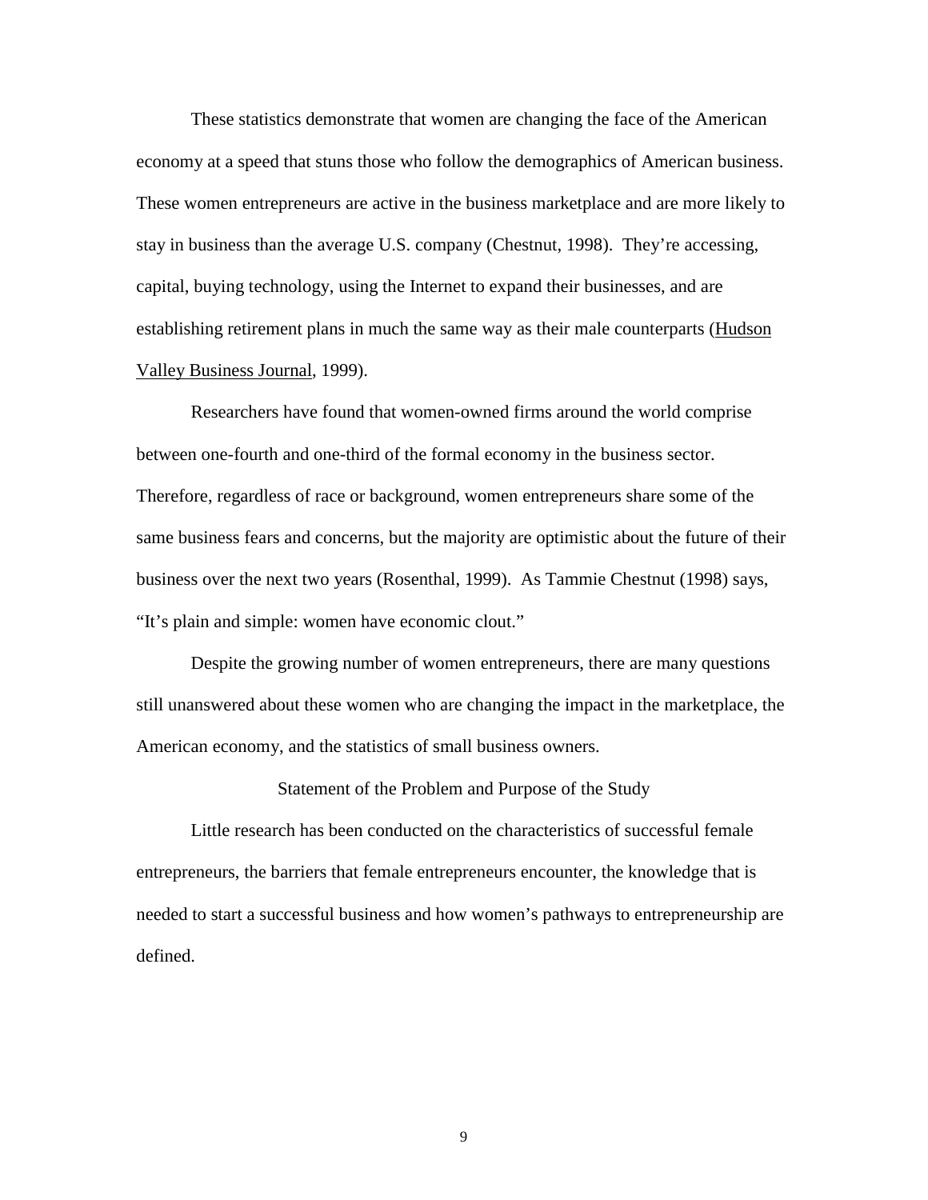These statistics demonstrate that women are changing the face of the American economy at a speed that stuns those who follow the demographics of American business. These women entrepreneurs are active in the business marketplace and are more likely to stay in business than the average U.S. company (Chestnut, 1998). They're accessing, capital, buying technology, using the Internet to expand their businesses, and are establishing retirement plans in much the same way as their male counterparts (<u>Hudson Valley Business Journal</u>, 1999).

Researchers have found that women-owned firms around the world comprise between one-fourth and one-third of the formal economy in the business sector. Therefore, regardless of race or background, women entrepreneurs share some of the same business fears and concerns, but the majority are optimistic about the future of their business over the next two years (Rosenthal, 1999). As Tammie Chestnut (1998) says, "It's plain and simple: women have economic clout."

Despite the growing number of women entrepreneurs, there are many questions still unanswered about these women who are changing the impact in the marketplace, the American economy, and the statistics of small business owners.

## Statement of the Problem and Purpose of the Study

Little research has been conducted on the characteristics of successful female entrepreneurs, the barriers that female entrepreneurs encounter, the knowledge that is needed to start a successful business and how women's pathways to entrepreneurship are defined.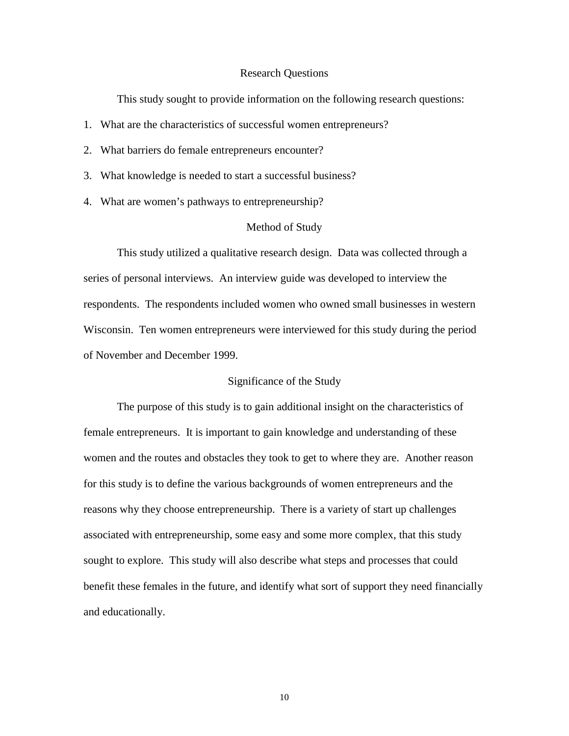## Research Questions

This study sought to provide information on the following research questions:

1. What are the characteristics of successful women entrepreneurs?
2. What barriers do female entrepreneurs encounter?
3. What knowledge is needed to start a successful business?
4. What are women's pathways to entrepreneurship?

## Method of Study

This study utilized a qualitative research design. Data was collected through a series of personal interviews. An interview guide was developed to interview the respondents. The respondents included women who owned small businesses in western Wisconsin. Ten women entrepreneurs were interviewed for this study during the period of November and December 1999.

## Significance of the Study

The purpose of this study is to gain additional insight on the characteristics of female entrepreneurs. It is important to gain knowledge and understanding of these women and the routes and obstacles they took to get to where they are. Another reason for this study is to define the various backgrounds of women entrepreneurs and the reasons why they choose entrepreneurship. There is a variety of start up challenges associated with entrepreneurship, some easy and some more complex, that this study sought to explore. This study will also describe what steps and processes that could benefit these females in the future, and identify what sort of support they need financially and educationally.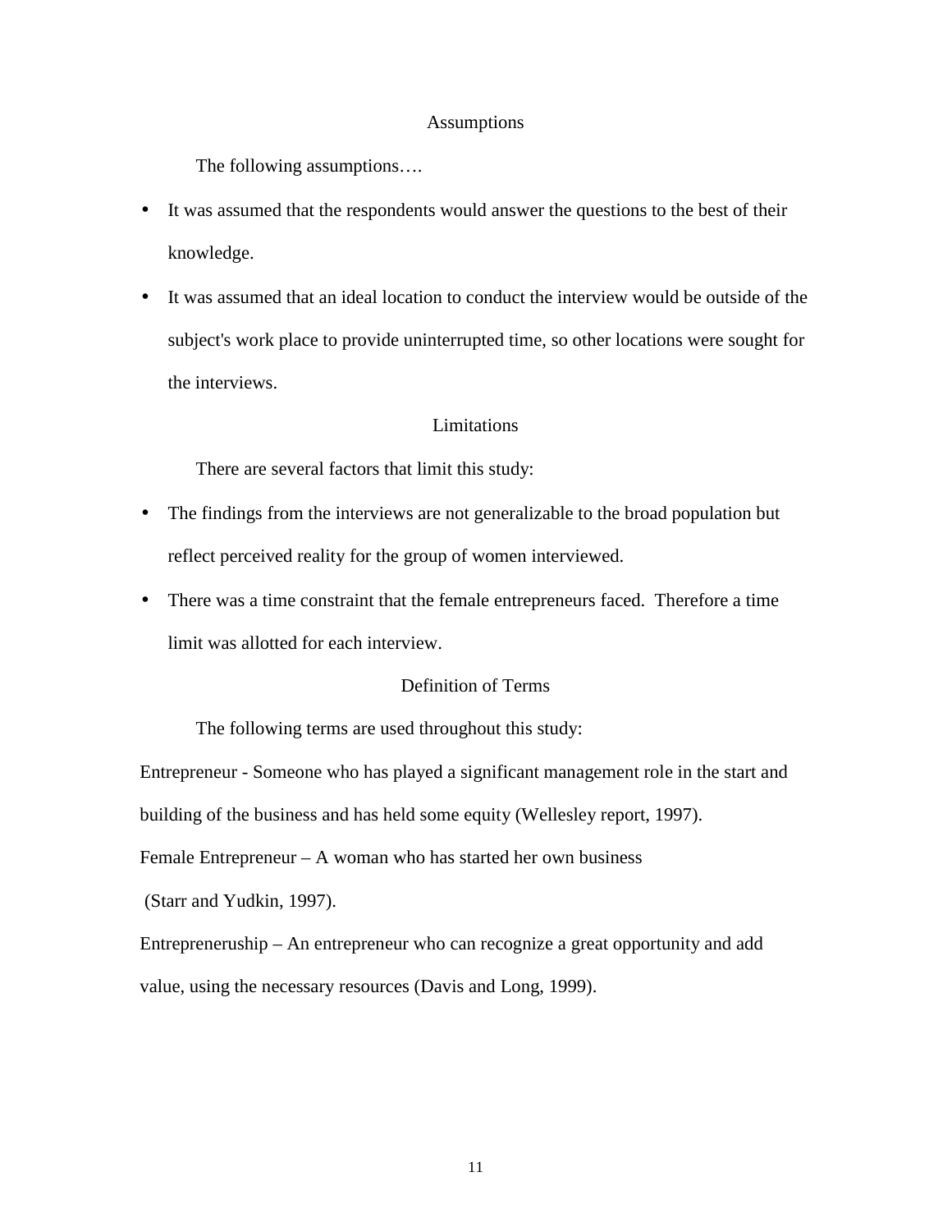## Assumptions

The following assumptions….

- It was assumed that the respondents would answer the questions to the best of their knowledge.
- It was assumed that an ideal location to conduct the interview would be outside of the subject's work place to provide uninterrupted time, so other locations were sought for the interviews.

## Limitations

There are several factors that limit this study:

- The findings from the interviews are not generalizable to the broad population but reflect perceived reality for the group of women interviewed.
- There was a time constraint that the female entrepreneurs faced. Therefore a time limit was allotted for each interview.

## Definition of Terms

The following terms are used throughout this study:

Entrepreneur - Someone who has played a significant management role in the start and building of the business and has held some equity (Wellesley report, 1997).

Female Entrepreneur – A woman who has started her own business (Starr and Yudkin, 1997).

Entrepreneruship – An entrepreneur who can recognize a great opportunity and add value, using the necessary resources (Davis and Long, 1999).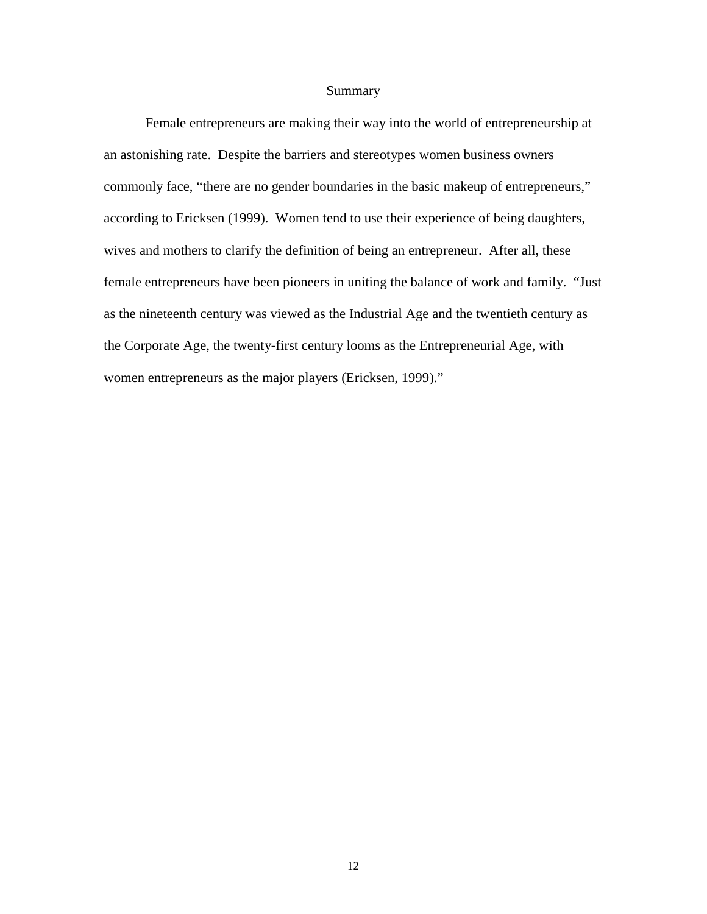## Summary

Female entrepreneurs are making their way into the world of entrepreneurship at an astonishing rate. Despite the barriers and stereotypes women business owners commonly face, "there are no gender boundaries in the basic makeup of entrepreneurs," according to Ericksen (1999). Women tend to use their experience of being daughters, wives and mothers to clarify the definition of being an entrepreneur. After all, these female entrepreneurs have been pioneers in uniting the balance of work and family. "Just as the nineteenth century was viewed as the Industrial Age and the twentieth century as the Corporate Age, the twenty-first century looms as the Entrepreneurial Age, with women entrepreneurs as the major players (Ericksen, 1999)."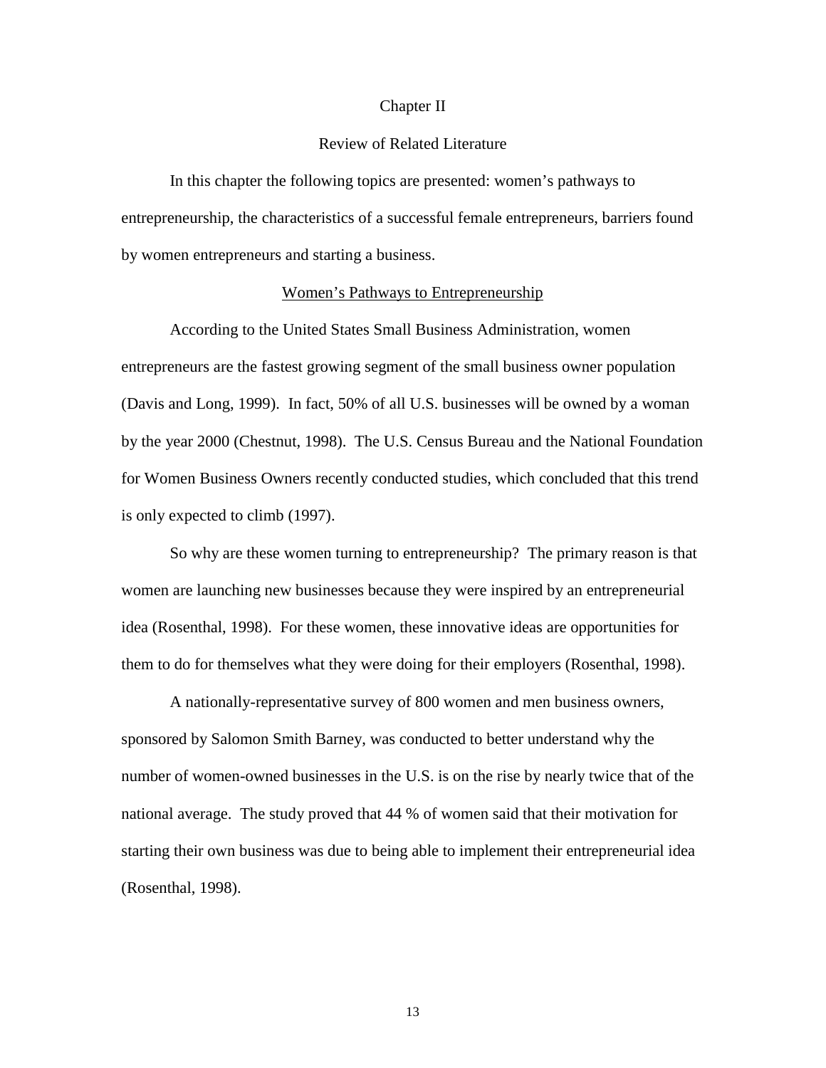# Chapter II

# Review of Related Literature

In this chapter the following topics are presented: women's pathways to entrepreneurship, the characteristics of a successful female entrepreneurs, barriers found by women entrepreneurs and starting a business.

## Women's Pathways to Entrepreneurship

According to the United States Small Business Administration, women entrepreneurs are the fastest growing segment of the small business owner population (Davis and Long, 1999). In fact, 50% of all U.S. businesses will be owned by a woman by the year 2000 (Chestnut, 1998). The U.S. Census Bureau and the National Foundation for Women Business Owners recently conducted studies, which concluded that this trend is only expected to climb (1997).

So why are these women turning to entrepreneurship? The primary reason is that women are launching new businesses because they were inspired by an entrepreneurial idea (Rosenthal, 1998). For these women, these innovative ideas are opportunities for them to do for themselves what they were doing for their employers (Rosenthal, 1998).

A nationally-representative survey of 800 women and men business owners, sponsored by Salomon Smith Barney, was conducted to better understand why the number of women-owned businesses in the U.S. is on the rise by nearly twice that of the national average. The study proved that 44 % of women said that their motivation for starting their own business was due to being able to implement their entrepreneurial idea (Rosenthal, 1998).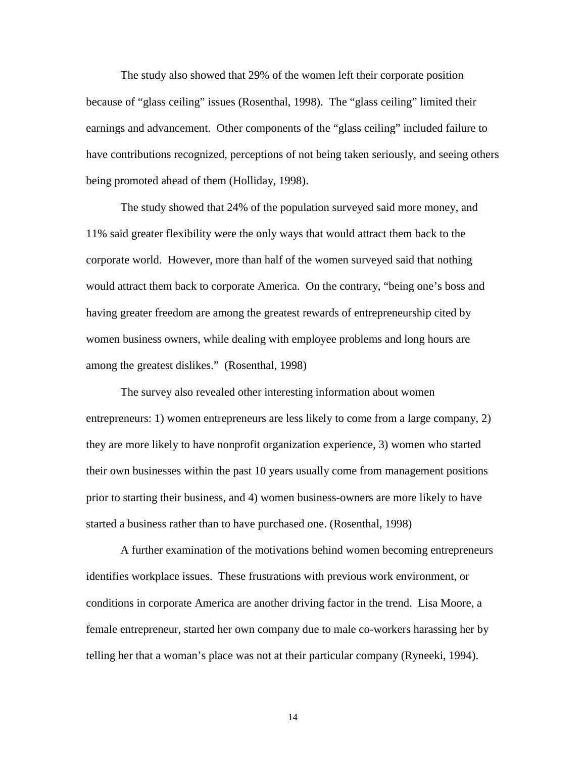The study also showed that 29% of the women left their corporate position because of "glass ceiling" issues (Rosenthal, 1998). The "glass ceiling" limited their earnings and advancement. Other components of the "glass ceiling" included failure to have contributions recognized, perceptions of not being taken seriously, and seeing others being promoted ahead of them (Holliday, 1998).

The study showed that 24% of the population surveyed said more money, and 11% said greater flexibility were the only ways that would attract them back to the corporate world. However, more than half of the women surveyed said that nothing would attract them back to corporate America. On the contrary, "being one's boss and having greater freedom are among the greatest rewards of entrepreneurship cited by women business owners, while dealing with employee problems and long hours are among the greatest dislikes." (Rosenthal, 1998)

The survey also revealed other interesting information about women entrepreneurs: 1) women entrepreneurs are less likely to come from a large company, 2) they are more likely to have nonprofit organization experience, 3) women who started their own businesses within the past 10 years usually come from management positions prior to starting their business, and 4) women business-owners are more likely to have started a business rather than to have purchased one. (Rosenthal, 1998)

A further examination of the motivations behind women becoming entrepreneurs identifies workplace issues. These frustrations with previous work environment, or conditions in corporate America are another driving factor in the trend. Lisa Moore, a female entrepreneur, started her own company due to male co-workers harassing her by telling her that a woman's place was not at their particular company (Ryneeki, 1994).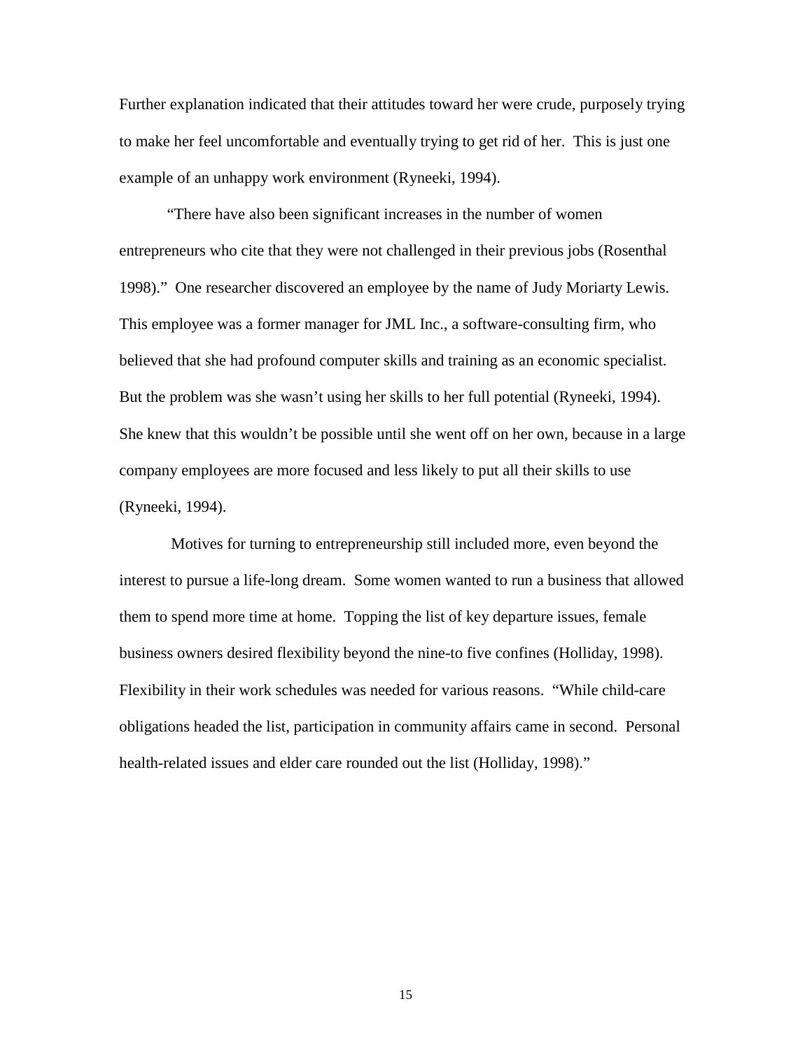Further explanation indicated that their attitudes toward her were crude, purposely trying to make her feel uncomfortable and eventually trying to get rid of her. This is just one example of an unhappy work environment (Ryneeki, 1994).

"There have also been significant increases in the number of women entrepreneurs who cite that they were not challenged in their previous jobs (Rosenthal 1998)." One researcher discovered an employee by the name of Judy Moriarty Lewis. This employee was a former manager for JML Inc., a software-consulting firm, who believed that she had profound computer skills and training as an economic specialist. But the problem was she wasn't using her skills to her full potential (Ryneeki, 1994). She knew that this wouldn't be possible until she went off on her own, because in a large company employees are more focused and less likely to put all their skills to use (Ryneeki, 1994).

Motives for turning to entrepreneurship still included more, even beyond the interest to pursue a life-long dream. Some women wanted to run a business that allowed them to spend more time at home. Topping the list of key departure issues, female business owners desired flexibility beyond the nine-to five confines (Holliday, 1998). Flexibility in their work schedules was needed for various reasons. "While child-care obligations headed the list, participation in community affairs came in second. Personal health-related issues and elder care rounded out the list (Holliday, 1998)."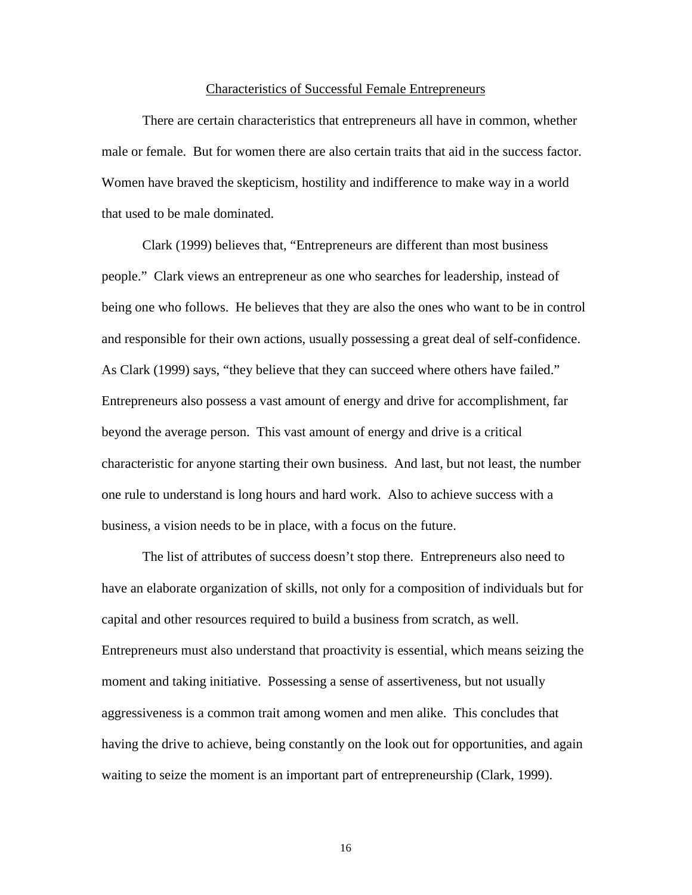## Characteristics of Successful Female Entrepreneurs

There are certain characteristics that entrepreneurs all have in common, whether male or female. But for women there are also certain traits that aid in the success factor. Women have braved the skepticism, hostility and indifference to make way in a world that used to be male dominated.

Clark (1999) believes that, "Entrepreneurs are different than most business people." Clark views an entrepreneur as one who searches for leadership, instead of being one who follows. He believes that they are also the ones who want to be in control and responsible for their own actions, usually possessing a great deal of self-confidence. As Clark (1999) says, "they believe that they can succeed where others have failed." Entrepreneurs also possess a vast amount of energy and drive for accomplishment, far beyond the average person. This vast amount of energy and drive is a critical characteristic for anyone starting their own business. And last, but not least, the number one rule to understand is long hours and hard work. Also to achieve success with a business, a vision needs to be in place, with a focus on the future.

The list of attributes of success doesn't stop there. Entrepreneurs also need to have an elaborate organization of skills, not only for a composition of individuals but for capital and other resources required to build a business from scratch, as well. Entrepreneurs must also understand that proactivity is essential, which means seizing the moment and taking initiative. Possessing a sense of assertiveness, but not usually aggressiveness is a common trait among women and men alike. This concludes that having the drive to achieve, being constantly on the look out for opportunities, and again waiting to seize the moment is an important part of entrepreneurship (Clark, 1999).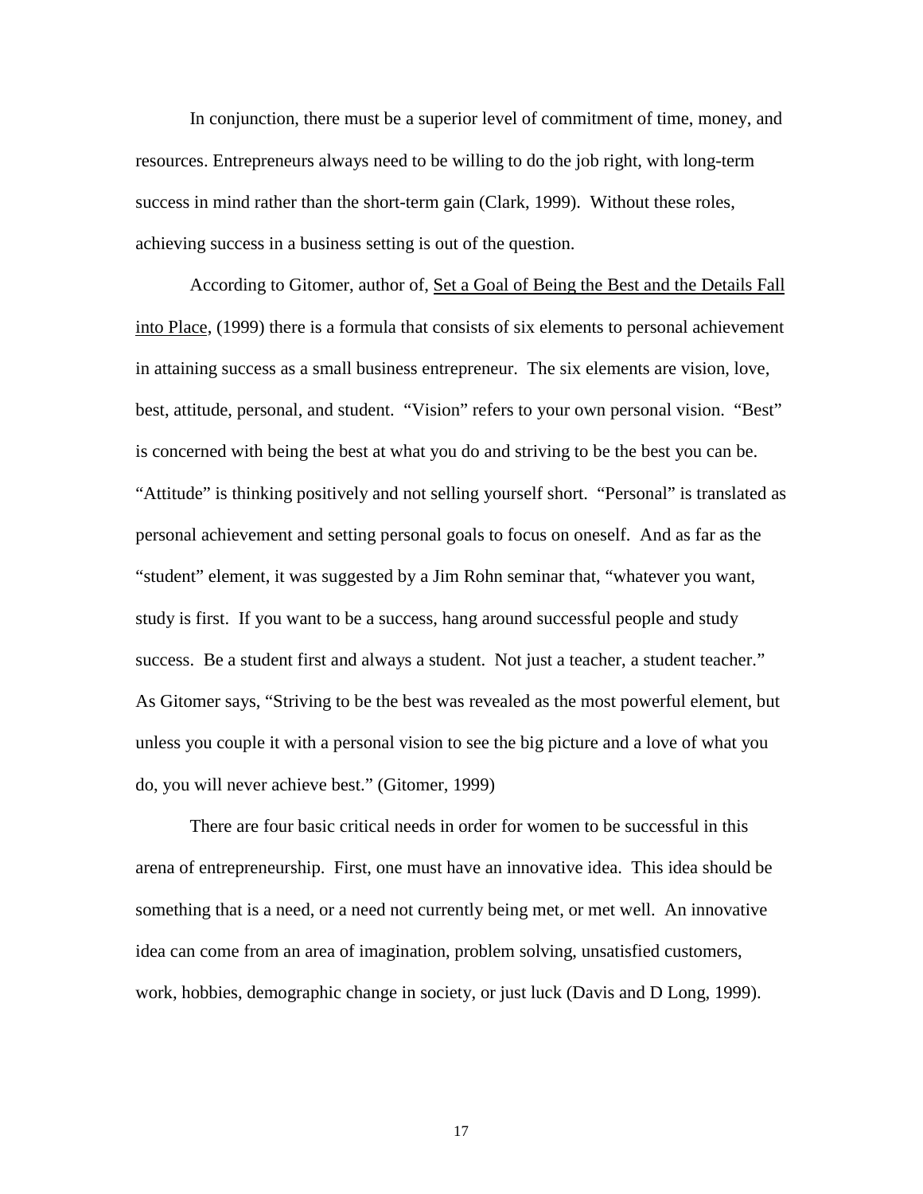In conjunction, there must be a superior level of commitment of time, money, and resources. Entrepreneurs always need to be willing to do the job right, with long-term success in mind rather than the short-term gain (Clark, 1999). Without these roles, achieving success in a business setting is out of the question.

According to Gitomer, author of, <u>Set a Goal of Being the Best and the Details Fall into Place</u>, (1999) there is a formula that consists of six elements to personal achievement in attaining success as a small business entrepreneur. The six elements are vision, love, best, attitude, personal, and student. "Vision" refers to your own personal vision. "Best" is concerned with being the best at what you do and striving to be the best you can be. "Attitude" is thinking positively and not selling yourself short. "Personal" is translated as personal achievement and setting personal goals to focus on oneself. And as far as the "student" element, it was suggested by a Jim Rohn seminar that, "whatever you want, study is first. If you want to be a success, hang around successful people and study success. Be a student first and always a student. Not just a teacher, a student teacher." As Gitomer says, "Striving to be the best was revealed as the most powerful element, but unless you couple it with a personal vision to see the big picture and a love of what you do, you will never achieve best." (Gitomer, 1999)

There are four basic critical needs in order for women to be successful in this arena of entrepreneurship. First, one must have an innovative idea. This idea should be something that is a need, or a need not currently being met, or met well. An innovative idea can come from an area of imagination, problem solving, unsatisfied customers, work, hobbies, demographic change in society, or just luck (Davis and D Long, 1999).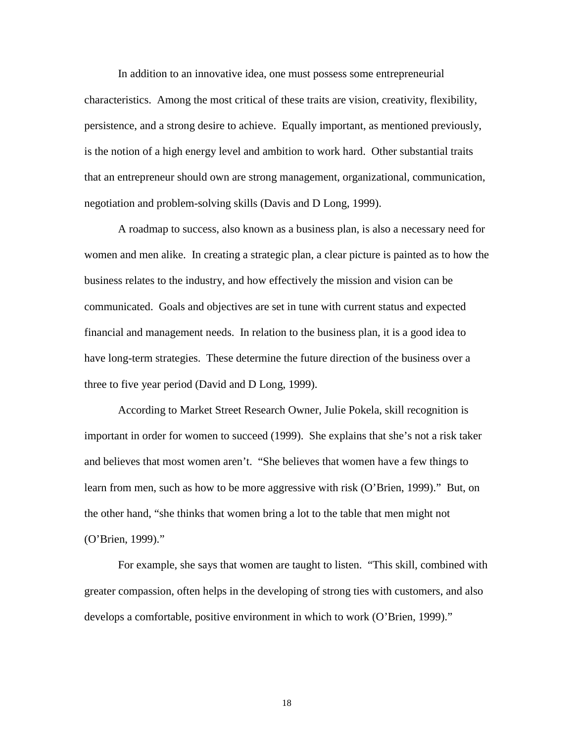In addition to an innovative idea, one must possess some entrepreneurial characteristics. Among the most critical of these traits are vision, creativity, flexibility, persistence, and a strong desire to achieve. Equally important, as mentioned previously, is the notion of a high energy level and ambition to work hard. Other substantial traits that an entrepreneur should own are strong management, organizational, communication, negotiation and problem-solving skills (Davis and D Long, 1999).

A roadmap to success, also known as a business plan, is also a necessary need for women and men alike. In creating a strategic plan, a clear picture is painted as to how the business relates to the industry, and how effectively the mission and vision can be communicated. Goals and objectives are set in tune with current status and expected financial and management needs. In relation to the business plan, it is a good idea to have long-term strategies. These determine the future direction of the business over a three to five year period (David and D Long, 1999).

According to Market Street Research Owner, Julie Pokela, skill recognition is important in order for women to succeed (1999). She explains that she's not a risk taker and believes that most women aren't. "She believes that women have a few things to learn from men, such as how to be more aggressive with risk (O'Brien, 1999)." But, on the other hand, "she thinks that women bring a lot to the table that men might not (O'Brien, 1999)."

For example, she says that women are taught to listen. "This skill, combined with greater compassion, often helps in the developing of strong ties with customers, and also develops a comfortable, positive environment in which to work (O'Brien, 1999)."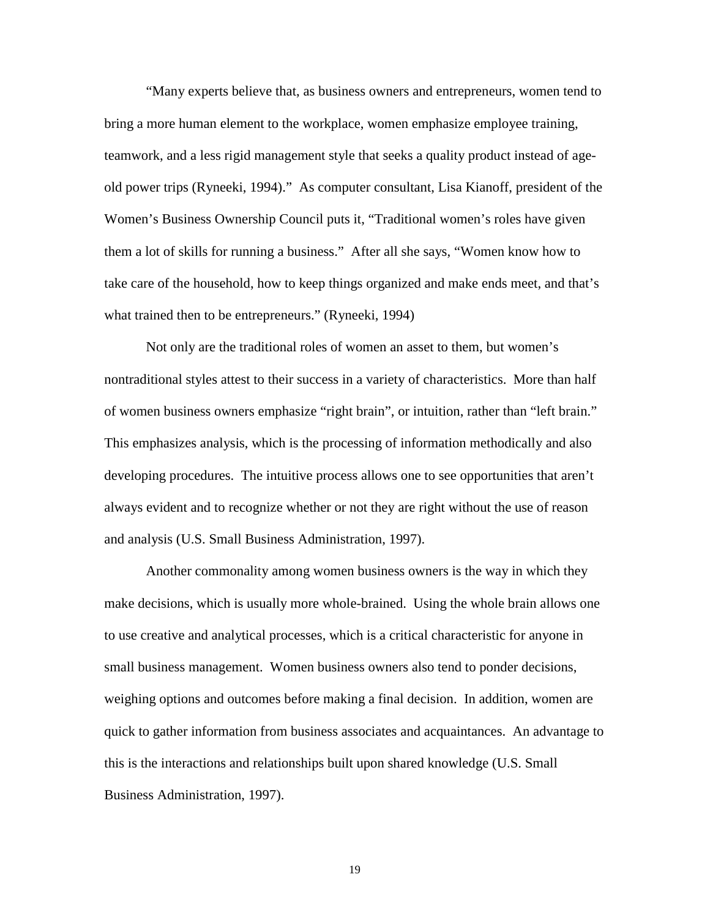"Many experts believe that, as business owners and entrepreneurs, women tend to bring a more human element to the workplace, women emphasize employee training, teamwork, and a less rigid management style that seeks a quality product instead of age-old power trips (Ryneeki, 1994)." As computer consultant, Lisa Kianoff, president of the Women's Business Ownership Council puts it, "Traditional women's roles have given them a lot of skills for running a business." After all she says, "Women know how to take care of the household, how to keep things organized and make ends meet, and that's what trained then to be entrepreneurs." (Ryneeki, 1994)

Not only are the traditional roles of women an asset to them, but women's nontraditional styles attest to their success in a variety of characteristics. More than half of women business owners emphasize "right brain", or intuition, rather than "left brain." This emphasizes analysis, which is the processing of information methodically and also developing procedures. The intuitive process allows one to see opportunities that aren't always evident and to recognize whether or not they are right without the use of reason and analysis (U.S. Small Business Administration, 1997).

Another commonality among women business owners is the way in which they make decisions, which is usually more whole-brained. Using the whole brain allows one to use creative and analytical processes, which is a critical characteristic for anyone in small business management. Women business owners also tend to ponder decisions, weighing options and outcomes before making a final decision. In addition, women are quick to gather information from business associates and acquaintances. An advantage to this is the interactions and relationships built upon shared knowledge (U.S. Small Business Administration, 1997).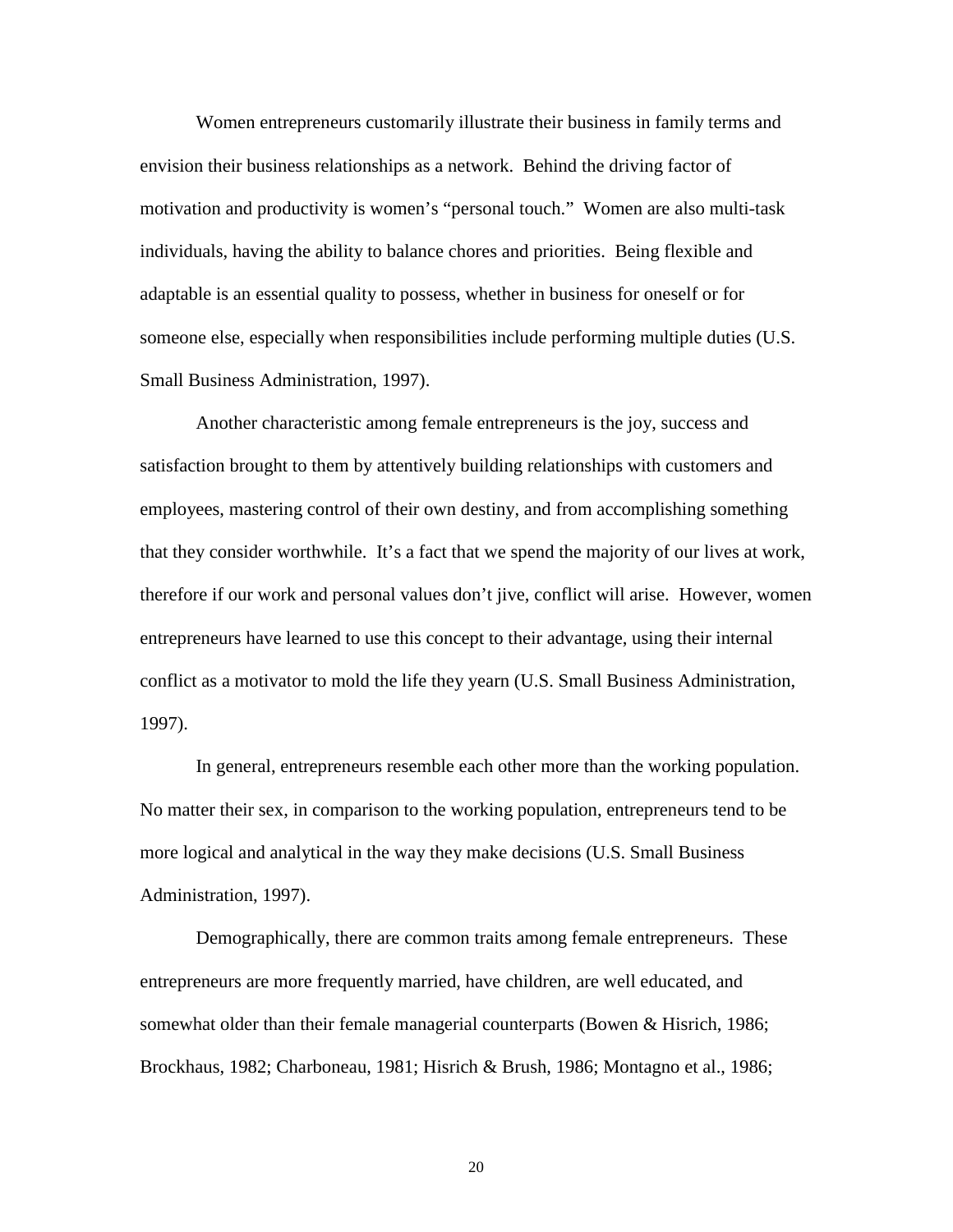Women entrepreneurs customarily illustrate their business in family terms and envision their business relationships as a network. Behind the driving factor of motivation and productivity is women's "personal touch." Women are also multi-task individuals, having the ability to balance chores and priorities. Being flexible and adaptable is an essential quality to possess, whether in business for oneself or for someone else, especially when responsibilities include performing multiple duties (U.S. Small Business Administration, 1997).

Another characteristic among female entrepreneurs is the joy, success and satisfaction brought to them by attentively building relationships with customers and employees, mastering control of their own destiny, and from accomplishing something that they consider worthwhile. It's a fact that we spend the majority of our lives at work, therefore if our work and personal values don't jive, conflict will arise. However, women entrepreneurs have learned to use this concept to their advantage, using their internal conflict as a motivator to mold the life they yearn (U.S. Small Business Administration, 1997).

In general, entrepreneurs resemble each other more than the working population. No matter their sex, in comparison to the working population, entrepreneurs tend to be more logical and analytical in the way they make decisions (U.S. Small Business Administration, 1997).

Demographically, there are common traits among female entrepreneurs. These entrepreneurs are more frequently married, have children, are well educated, and somewhat older than their female managerial counterparts (Bowen & Hisrich, 1986; Brockhaus, 1982; Charboneau, 1981; Hisrich & Brush, 1986; Montagno et al., 1986;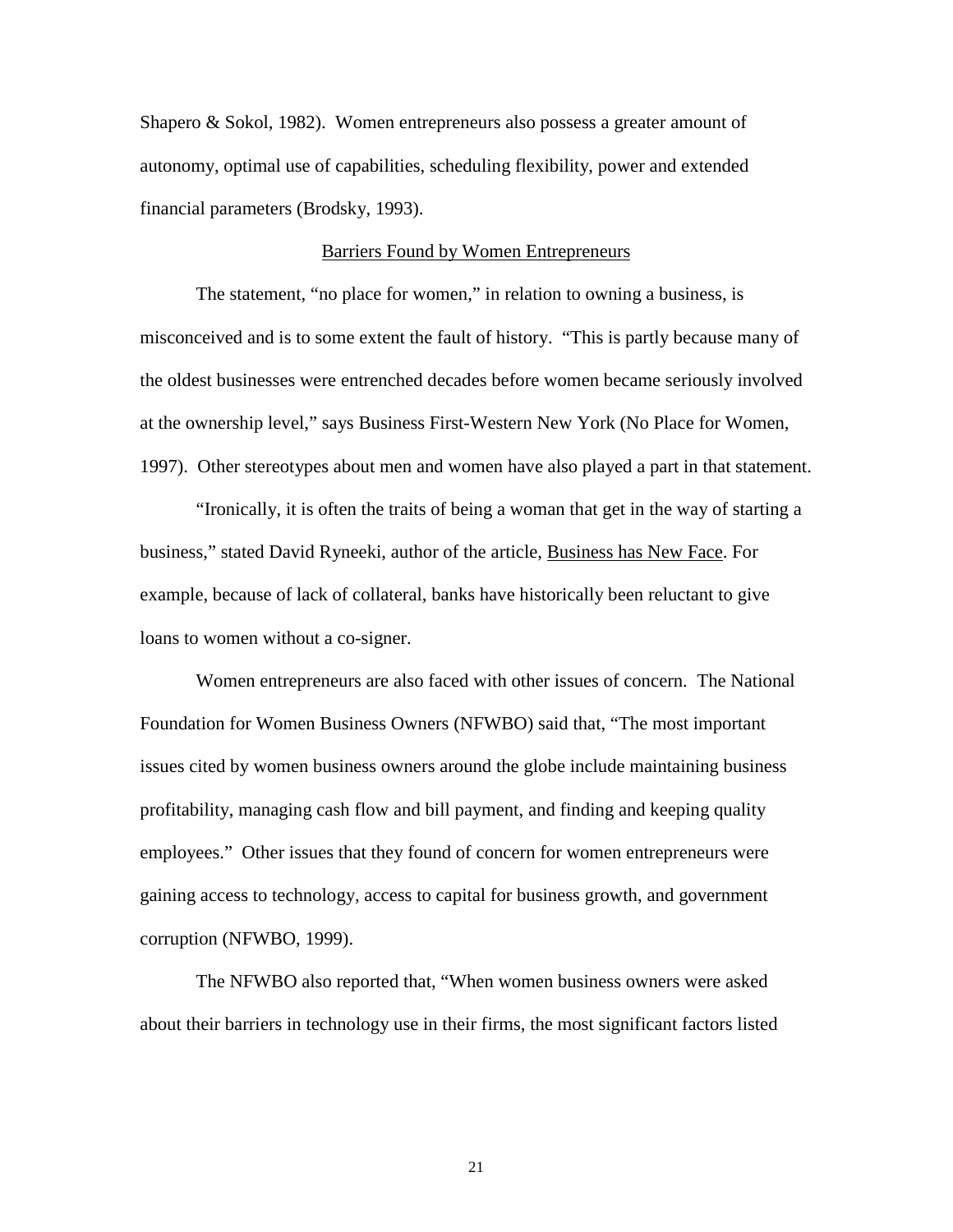Shapero & Sokol, 1982). Women entrepreneurs also possess a greater amount of autonomy, optimal use of capabilities, scheduling flexibility, power and extended financial parameters (Brodsky, 1993).

## Barriers Found by Women Entrepreneurs

The statement, "no place for women," in relation to owning a business, is misconceived and is to some extent the fault of history. "This is partly because many of the oldest businesses were entrenched decades before women became seriously involved at the ownership level," says Business First-Western New York (No Place for Women, 1997). Other stereotypes about men and women have also played a part in that statement.

"Ironically, it is often the traits of being a woman that get in the way of starting a business," stated David Ryneeki, author of the article, Business has New Face. For example, because of lack of collateral, banks have historically been reluctant to give loans to women without a co-signer.

Women entrepreneurs are also faced with other issues of concern. The National Foundation for Women Business Owners (NFWBO) said that, "The most important issues cited by women business owners around the globe include maintaining business profitability, managing cash flow and bill payment, and finding and keeping quality employees." Other issues that they found of concern for women entrepreneurs were gaining access to technology, access to capital for business growth, and government corruption (NFWBO, 1999).

The NFWBO also reported that, "When women business owners were asked about their barriers in technology use in their firms, the most significant factors listed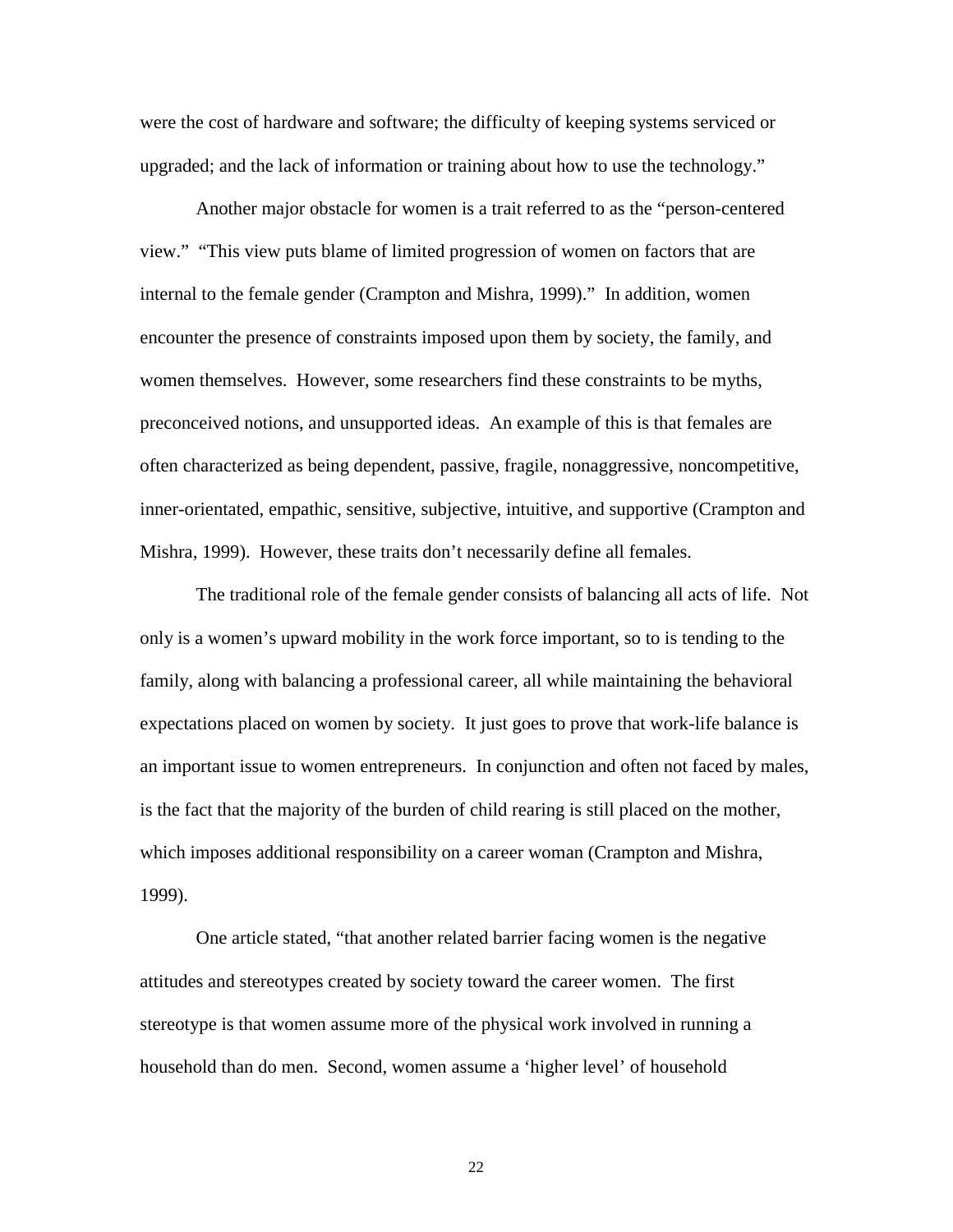were the cost of hardware and software; the difficulty of keeping systems serviced or upgraded; and the lack of information or training about how to use the technology."

Another major obstacle for women is a trait referred to as the "person-centered view." "This view puts blame of limited progression of women on factors that are internal to the female gender (Crampton and Mishra, 1999)." In addition, women encounter the presence of constraints imposed upon them by society, the family, and women themselves. However, some researchers find these constraints to be myths, preconceived notions, and unsupported ideas. An example of this is that females are often characterized as being dependent, passive, fragile, nonaggressive, noncompetitive, inner-orientated, empathic, sensitive, subjective, intuitive, and supportive (Crampton and Mishra, 1999). However, these traits don't necessarily define all females.

The traditional role of the female gender consists of balancing all acts of life. Not only is a women's upward mobility in the work force important, so to is tending to the family, along with balancing a professional career, all while maintaining the behavioral expectations placed on women by society. It just goes to prove that work-life balance is an important issue to women entrepreneurs. In conjunction and often not faced by males, is the fact that the majority of the burden of child rearing is still placed on the mother, which imposes additional responsibility on a career woman (Crampton and Mishra, 1999).

One article stated, "that another related barrier facing women is the negative attitudes and stereotypes created by society toward the career women. The first stereotype is that women assume more of the physical work involved in running a household than do men. Second, women assume a 'higher level' of household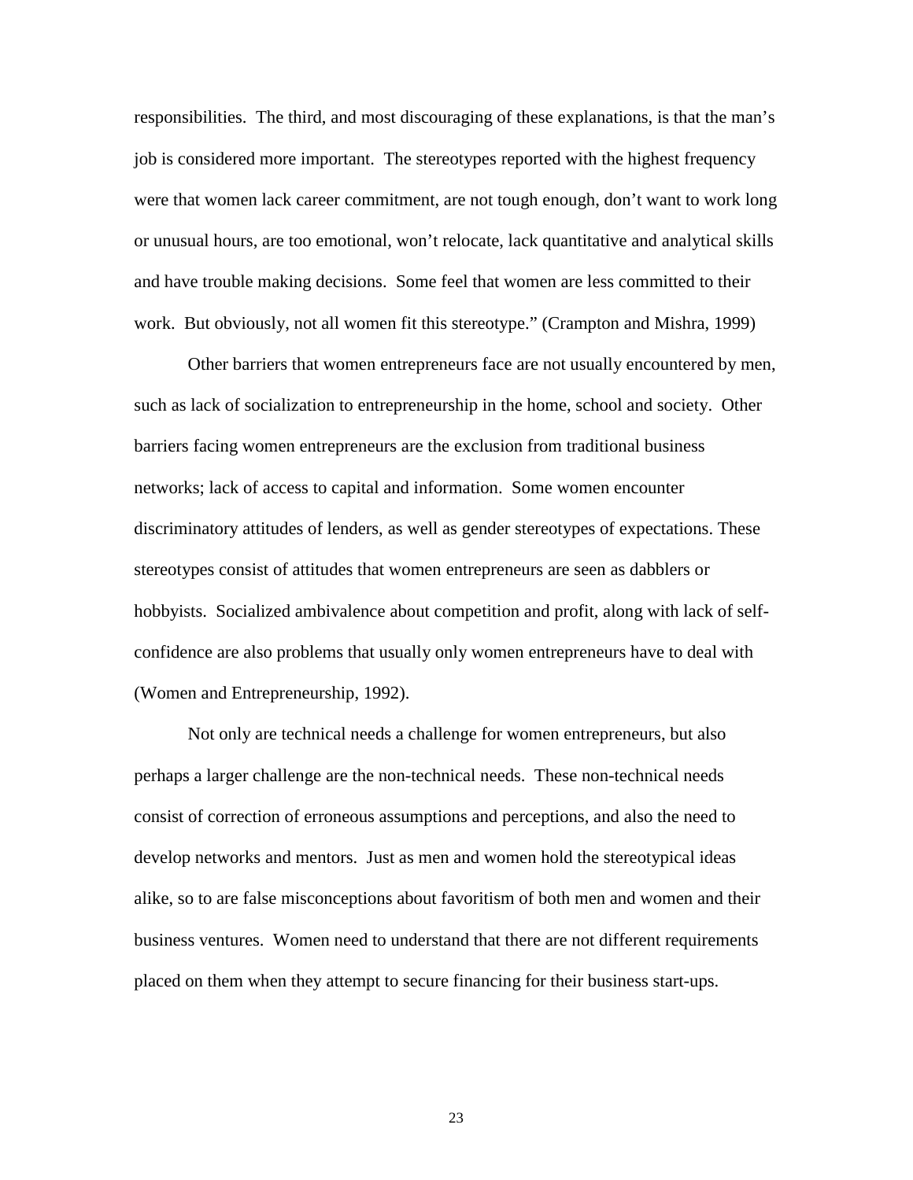responsibilities. The third, and most discouraging of these explanations, is that the man's job is considered more important. The stereotypes reported with the highest frequency were that women lack career commitment, are not tough enough, don't want to work long or unusual hours, are too emotional, won't relocate, lack quantitative and analytical skills and have trouble making decisions. Some feel that women are less committed to their work. But obviously, not all women fit this stereotype." (Crampton and Mishra, 1999)

Other barriers that women entrepreneurs face are not usually encountered by men, such as lack of socialization to entrepreneurship in the home, school and society. Other barriers facing women entrepreneurs are the exclusion from traditional business networks; lack of access to capital and information. Some women encounter discriminatory attitudes of lenders, as well as gender stereotypes of expectations. These stereotypes consist of attitudes that women entrepreneurs are seen as dabblers or hobbyists. Socialized ambivalence about competition and profit, along with lack of self-confidence are also problems that usually only women entrepreneurs have to deal with (Women and Entrepreneurship, 1992).

Not only are technical needs a challenge for women entrepreneurs, but also perhaps a larger challenge are the non-technical needs. These non-technical needs consist of correction of erroneous assumptions and perceptions, and also the need to develop networks and mentors. Just as men and women hold the stereotypical ideas alike, so to are false misconceptions about favoritism of both men and women and their business ventures. Women need to understand that there are not different requirements placed on them when they attempt to secure financing for their business start-ups.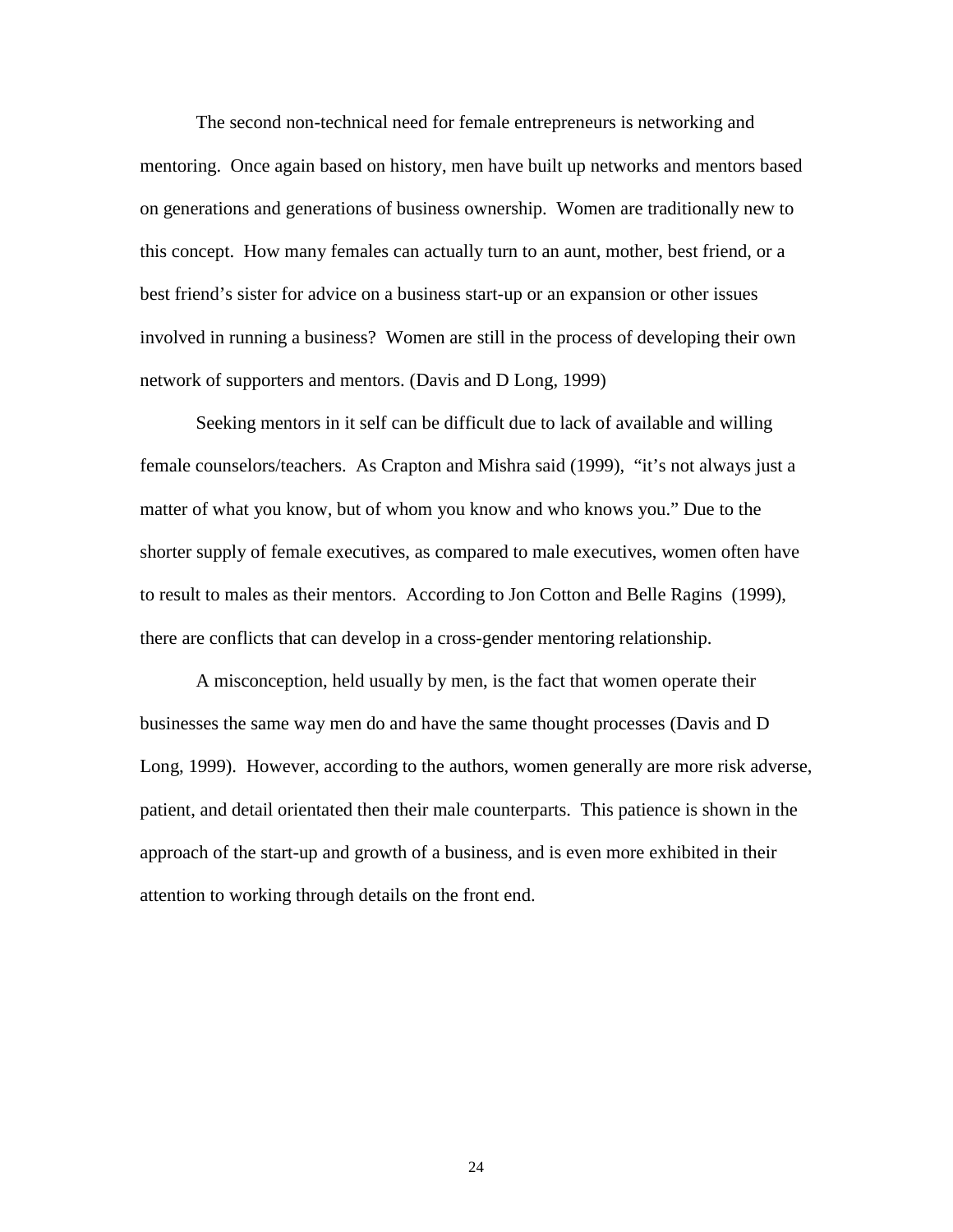The second non-technical need for female entrepreneurs is networking and mentoring. Once again based on history, men have built up networks and mentors based on generations and generations of business ownership. Women are traditionally new to this concept. How many females can actually turn to an aunt, mother, best friend, or a best friend's sister for advice on a business start-up or an expansion or other issues involved in running a business? Women are still in the process of developing their own network of supporters and mentors. (Davis and D Long, 1999)

Seeking mentors in it self can be difficult due to lack of available and willing female counselors/teachers. As Crapton and Mishra said (1999), "it's not always just a matter of what you know, but of whom you know and who knows you." Due to the shorter supply of female executives, as compared to male executives, women often have to result to males as their mentors. According to Jon Cotton and Belle Ragins (1999), there are conflicts that can develop in a cross-gender mentoring relationship.

A misconception, held usually by men, is the fact that women operate their businesses the same way men do and have the same thought processes (Davis and D Long, 1999). However, according to the authors, women generally are more risk adverse, patient, and detail orientated then their male counterparts. This patience is shown in the approach of the start-up and growth of a business, and is even more exhibited in their attention to working through details on the front end.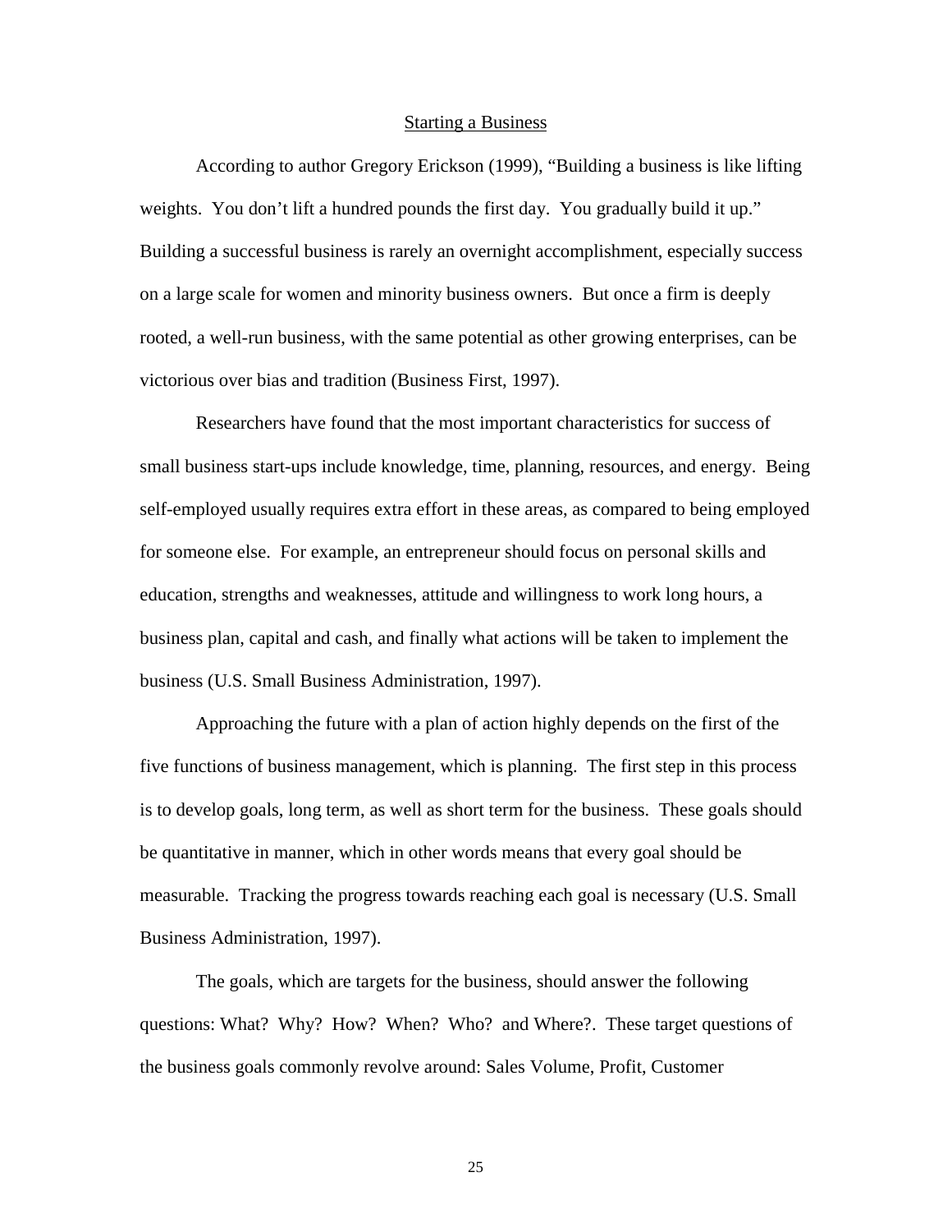## Starting a Business

According to author Gregory Erickson (1999), “Building a business is like lifting weights. You don’t lift a hundred pounds the first day. You gradually build it up.” Building a successful business is rarely an overnight accomplishment, especially success on a large scale for women and minority business owners. But once a firm is deeply rooted, a well-run business, with the same potential as other growing enterprises, can be victorious over bias and tradition (Business First, 1997).

Researchers have found that the most important characteristics for success of small business start-ups include knowledge, time, planning, resources, and energy. Being self-employed usually requires extra effort in these areas, as compared to being employed for someone else. For example, an entrepreneur should focus on personal skills and education, strengths and weaknesses, attitude and willingness to work long hours, a business plan, capital and cash, and finally what actions will be taken to implement the business (U.S. Small Business Administration, 1997).

Approaching the future with a plan of action highly depends on the first of the five functions of business management, which is planning. The first step in this process is to develop goals, long term, as well as short term for the business. These goals should be quantitative in manner, which in other words means that every goal should be measurable. Tracking the progress towards reaching each goal is necessary (U.S. Small Business Administration, 1997).

The goals, which are targets for the business, should answer the following questions: What? Why? How? When? Who? and Where?. These target questions of the business goals commonly revolve around: Sales Volume, Profit, Customer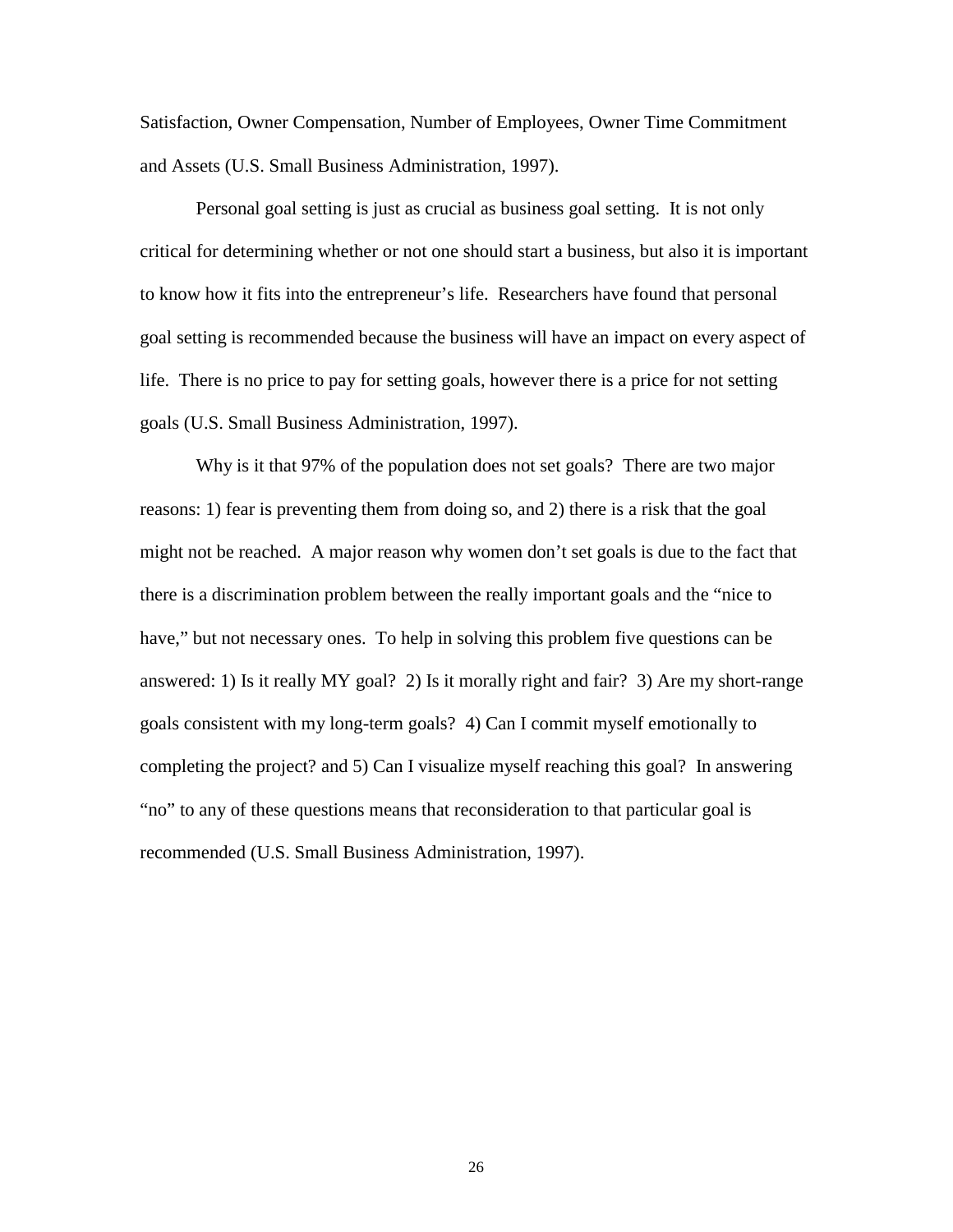Satisfaction, Owner Compensation, Number of Employees, Owner Time Commitment and Assets (U.S. Small Business Administration, 1997).

Personal goal setting is just as crucial as business goal setting. It is not only critical for determining whether or not one should start a business, but also it is important to know how it fits into the entrepreneur's life. Researchers have found that personal goal setting is recommended because the business will have an impact on every aspect of life. There is no price to pay for setting goals, however there is a price for not setting goals (U.S. Small Business Administration, 1997).

Why is it that 97% of the population does not set goals? There are two major reasons: 1) fear is preventing them from doing so, and 2) there is a risk that the goal might not be reached. A major reason why women don't set goals is due to the fact that there is a discrimination problem between the really important goals and the "nice to have," but not necessary ones. To help in solving this problem five questions can be answered: 1) Is it really MY goal? 2) Is it morally right and fair? 3) Are my short-range goals consistent with my long-term goals? 4) Can I commit myself emotionally to completing the project? and 5) Can I visualize myself reaching this goal? In answering "no" to any of these questions means that reconsideration to that particular goal is recommended (U.S. Small Business Administration, 1997).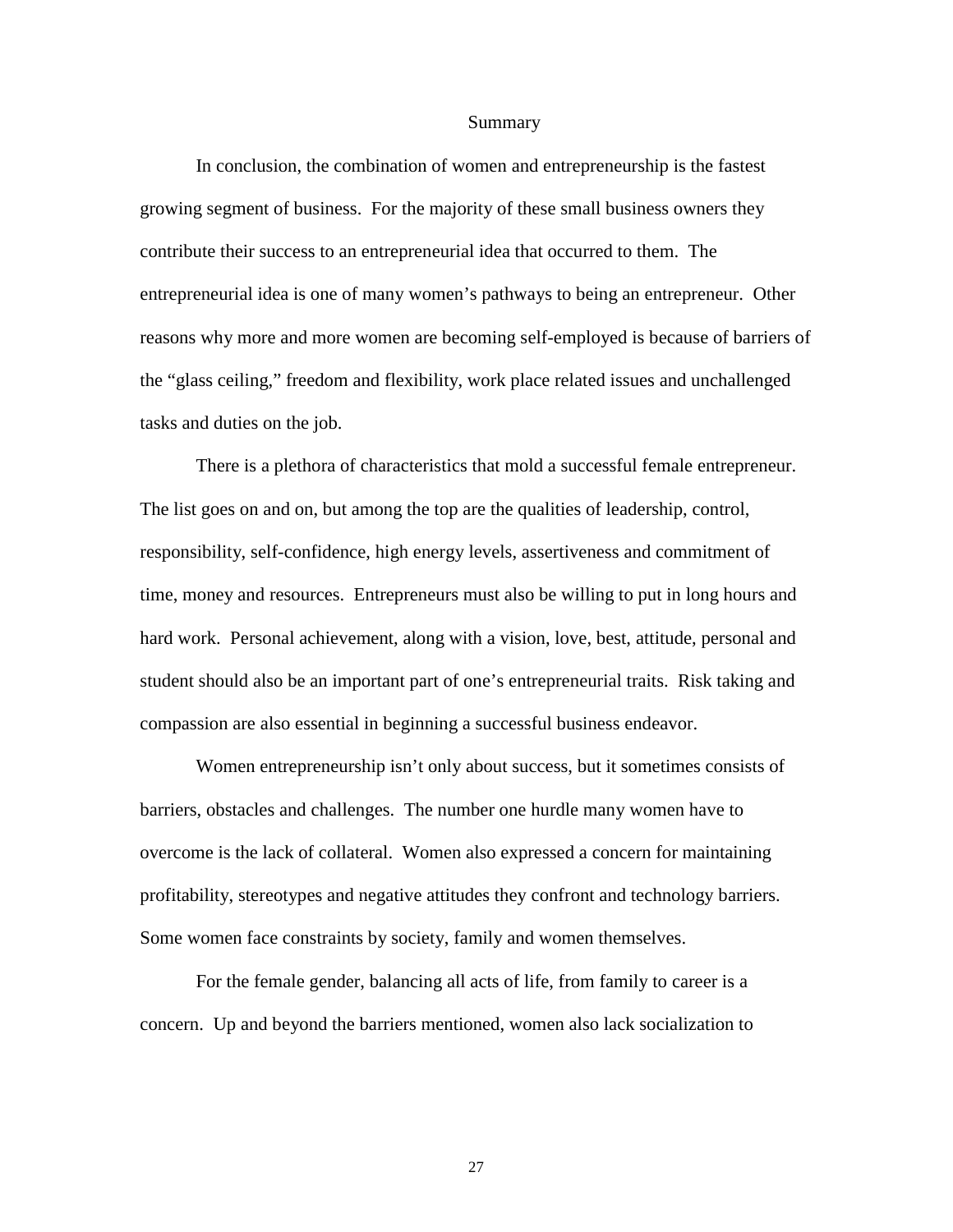## Summary

In conclusion, the combination of women and entrepreneurship is the fastest growing segment of business. For the majority of these small business owners they contribute their success to an entrepreneurial idea that occurred to them. The entrepreneurial idea is one of many women's pathways to being an entrepreneur. Other reasons why more and more women are becoming self-employed is because of barriers of the "glass ceiling," freedom and flexibility, work place related issues and unchallenged tasks and duties on the job.

There is a plethora of characteristics that mold a successful female entrepreneur. The list goes on and on, but among the top are the qualities of leadership, control, responsibility, self-confidence, high energy levels, assertiveness and commitment of time, money and resources. Entrepreneurs must also be willing to put in long hours and hard work. Personal achievement, along with a vision, love, best, attitude, personal and student should also be an important part of one's entrepreneurial traits. Risk taking and compassion are also essential in beginning a successful business endeavor.

Women entrepreneurship isn't only about success, but it sometimes consists of barriers, obstacles and challenges. The number one hurdle many women have to overcome is the lack of collateral. Women also expressed a concern for maintaining profitability, stereotypes and negative attitudes they confront and technology barriers. Some women face constraints by society, family and women themselves.

For the female gender, balancing all acts of life, from family to career is a concern. Up and beyond the barriers mentioned, women also lack socialization to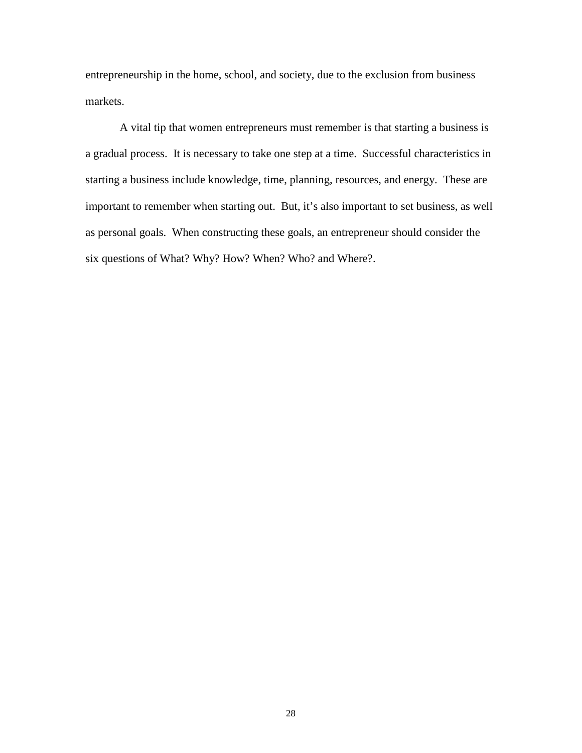entrepreneurship in the home, school, and society, due to the exclusion from business markets.

A vital tip that women entrepreneurs must remember is that starting a business is a gradual process. It is necessary to take one step at a time. Successful characteristics in starting a business include knowledge, time, planning, resources, and energy. These are important to remember when starting out. But, it's also important to set business, as well as personal goals. When constructing these goals, an entrepreneur should consider the six questions of What? Why? How? When? Who? and Where?.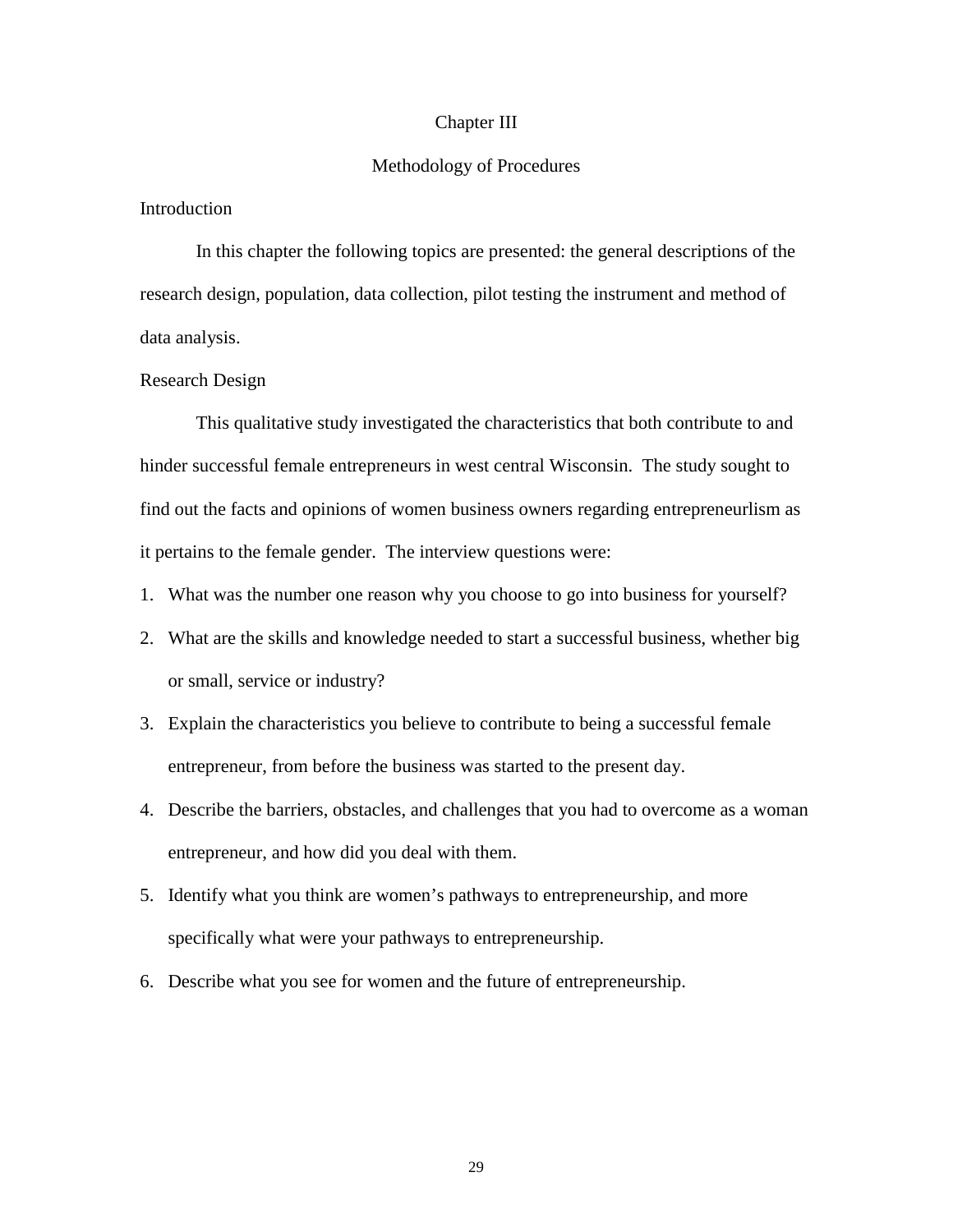# Chapter III

## Methodology of Procedures

### Introduction

In this chapter the following topics are presented: the general descriptions of the research design, population, data collection, pilot testing the instrument and method of data analysis.

### Research Design

This qualitative study investigated the characteristics that both contribute to and hinder successful female entrepreneurs in west central Wisconsin. The study sought to find out the facts and opinions of women business owners regarding entrepreneurlism as it pertains to the female gender. The interview questions were:

1. What was the number one reason why you choose to go into business for yourself?
2. What are the skills and knowledge needed to start a successful business, whether big or small, service or industry?
3. Explain the characteristics you believe to contribute to being a successful female entrepreneur, from before the business was started to the present day.
4. Describe the barriers, obstacles, and challenges that you had to overcome as a woman entrepreneur, and how did you deal with them.
5. Identify what you think are women's pathways to entrepreneurship, and more specifically what were your pathways to entrepreneurship.
6. Describe what you see for women and the future of entrepreneurship.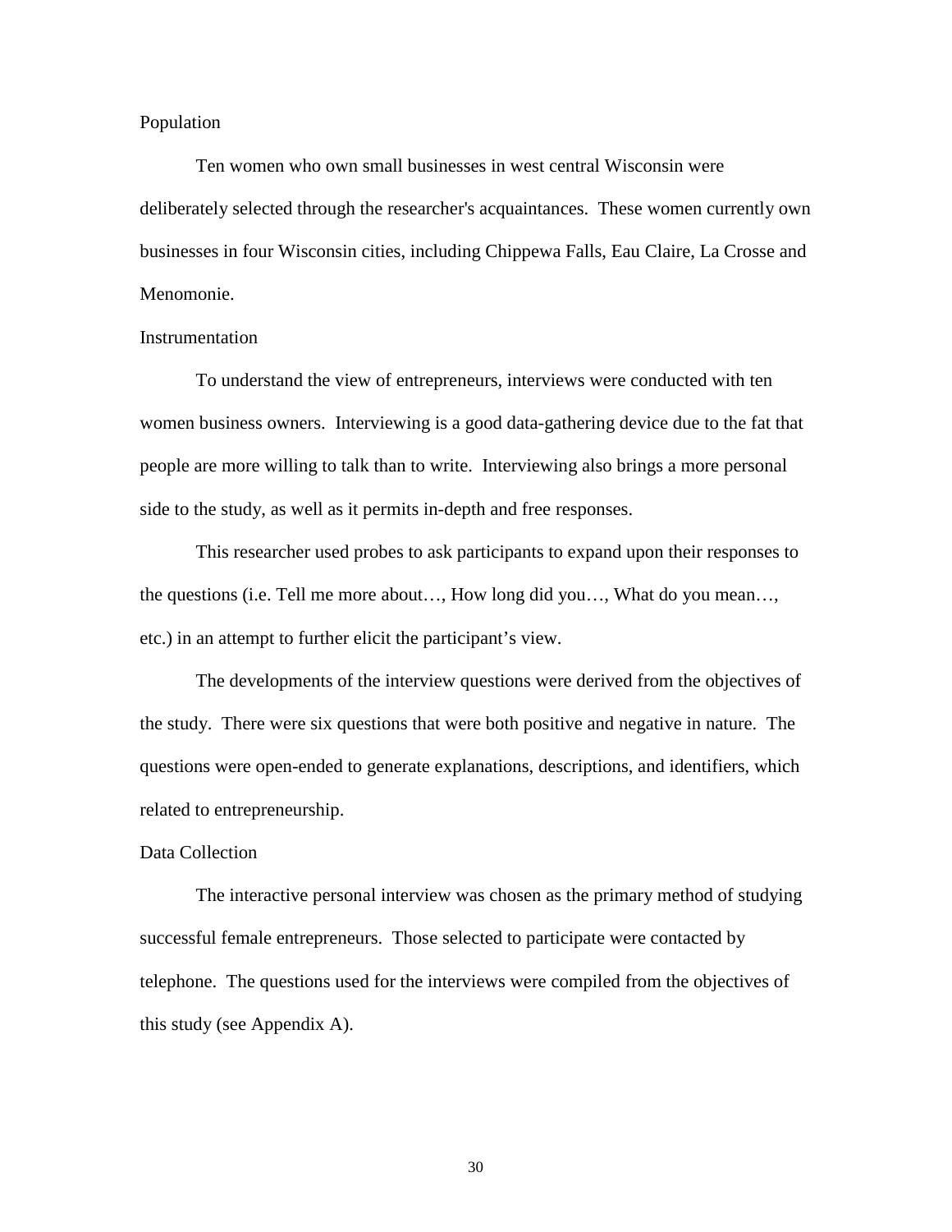### Population

Ten women who own small businesses in west central Wisconsin were deliberately selected through the researcher's acquaintances. These women currently own businesses in four Wisconsin cities, including Chippewa Falls, Eau Claire, La Crosse and Menomonie.

### Instrumentation

To understand the view of entrepreneurs, interviews were conducted with ten women business owners. Interviewing is a good data-gathering device due to the fat that people are more willing to talk than to write. Interviewing also brings a more personal side to the study, as well as it permits in-depth and free responses.

This researcher used probes to ask participants to expand upon their responses to the questions (i.e. Tell me more about…, How long did you…, What do you mean…, etc.) in an attempt to further elicit the participant's view.

The developments of the interview questions were derived from the objectives of the study. There were six questions that were both positive and negative in nature. The questions were open-ended to generate explanations, descriptions, and identifiers, which related to entrepreneurship.

### Data Collection

The interactive personal interview was chosen as the primary method of studying successful female entrepreneurs. Those selected to participate were contacted by telephone. The questions used for the interviews were compiled from the objectives of this study (see Appendix A).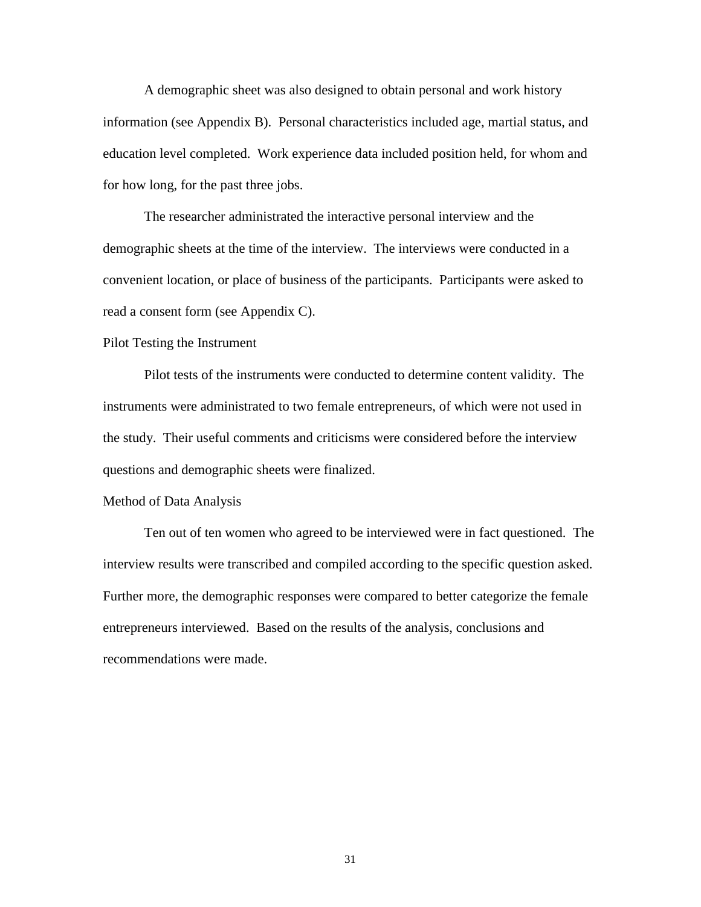A demographic sheet was also designed to obtain personal and work history information (see Appendix B). Personal characteristics included age, martial status, and education level completed. Work experience data included position held, for whom and for how long, for the past three jobs.

The researcher administrated the interactive personal interview and the demographic sheets at the time of the interview. The interviews were conducted in a convenient location, or place of business of the participants. Participants were asked to read a consent form (see Appendix C).

### Pilot Testing the Instrument

Pilot tests of the instruments were conducted to determine content validity. The instruments were administrated to two female entrepreneurs, of which were not used in the study. Their useful comments and criticisms were considered before the interview questions and demographic sheets were finalized.

### Method of Data Analysis

Ten out of ten women who agreed to be interviewed were in fact questioned. The interview results were transcribed and compiled according to the specific question asked. Further more, the demographic responses were compared to better categorize the female entrepreneurs interviewed. Based on the results of the analysis, conclusions and recommendations were made.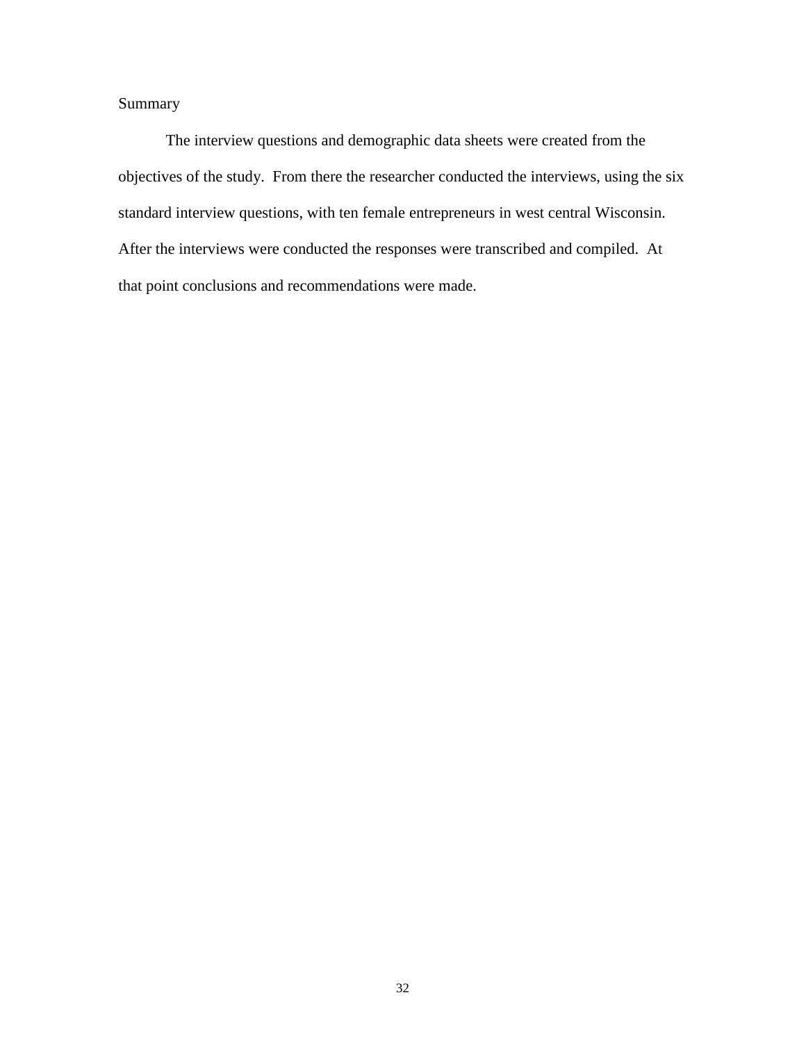## Summary

The interview questions and demographic data sheets were created from the objectives of the study. From there the researcher conducted the interviews, using the six standard interview questions, with ten female entrepreneurs in west central Wisconsin. After the interviews were conducted the responses were transcribed and compiled. At that point conclusions and recommendations were made.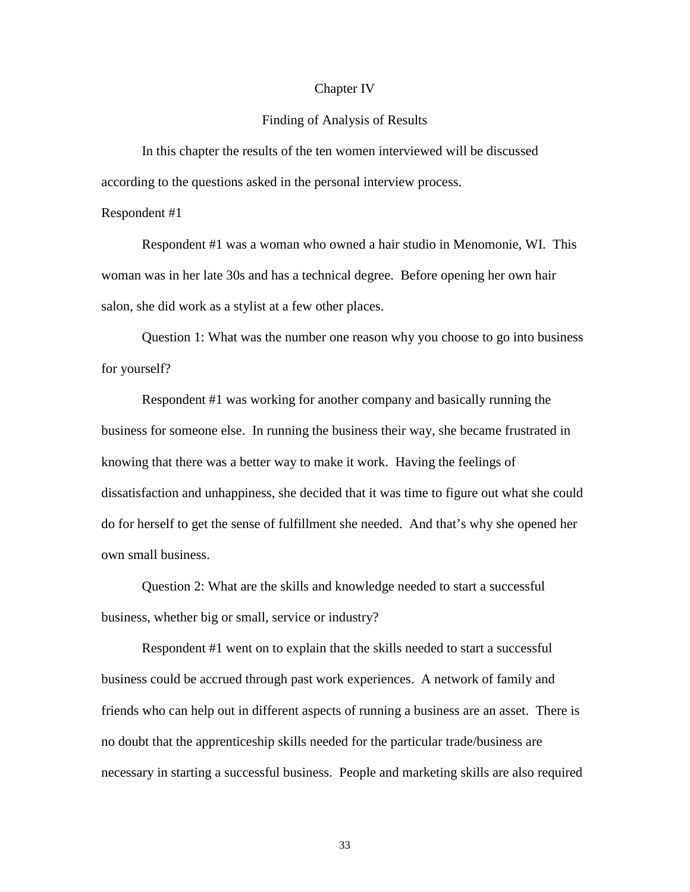# Chapter IV

## Finding of Analysis of Results

In this chapter the results of the ten women interviewed will be discussed according to the questions asked in the personal interview process.

### Respondent #1

Respondent #1 was a woman who owned a hair studio in Menomonie, WI. This woman was in her late 30s and has a technical degree. Before opening her own hair salon, she did work as a stylist at a few other places.

Question 1: What was the number one reason why you choose to go into business for yourself?

Respondent #1 was working for another company and basically running the business for someone else. In running the business their way, she became frustrated in knowing that there was a better way to make it work. Having the feelings of dissatisfaction and unhappiness, she decided that it was time to figure out what she could do for herself to get the sense of fulfillment she needed. And that's why she opened her own small business.

Question 2: What are the skills and knowledge needed to start a successful business, whether big or small, service or industry?

Respondent #1 went on to explain that the skills needed to start a successful business could be accrued through past work experiences. A network of family and friends who can help out in different aspects of running a business are an asset. There is no doubt that the apprenticeship skills needed for the particular trade/business are necessary in starting a successful business. People and marketing skills are also required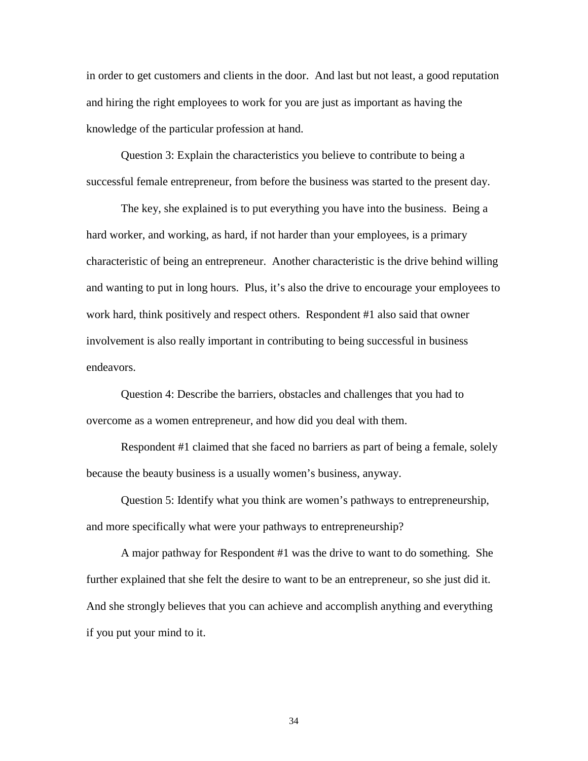in order to get customers and clients in the door. And last but not least, a good reputation and hiring the right employees to work for you are just as important as having the knowledge of the particular profession at hand.

Question 3: Explain the characteristics you believe to contribute to being a successful female entrepreneur, from before the business was started to the present day.

The key, she explained is to put everything you have into the business. Being a hard worker, and working, as hard, if not harder than your employees, is a primary characteristic of being an entrepreneur. Another characteristic is the drive behind willing and wanting to put in long hours. Plus, it's also the drive to encourage your employees to work hard, think positively and respect others. Respondent #1 also said that owner involvement is also really important in contributing to being successful in business endeavors.

Question 4: Describe the barriers, obstacles and challenges that you had to overcome as a women entrepreneur, and how did you deal with them.

Respondent #1 claimed that she faced no barriers as part of being a female, solely because the beauty business is a usually women's business, anyway.

Question 5: Identify what you think are women's pathways to entrepreneurship, and more specifically what were your pathways to entrepreneurship?

A major pathway for Respondent #1 was the drive to want to do something. She further explained that she felt the desire to want to be an entrepreneur, so she just did it. And she strongly believes that you can achieve and accomplish anything and everything if you put your mind to it.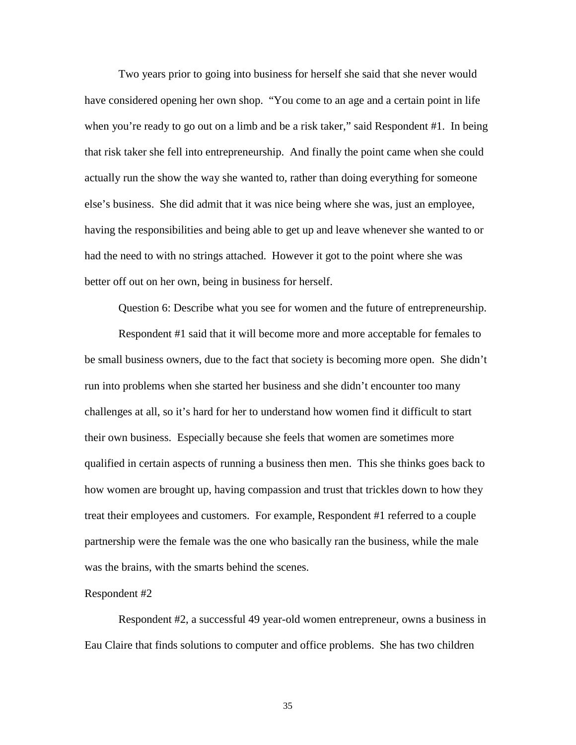Two years prior to going into business for herself she said that she never would have considered opening her own shop. "You come to an age and a certain point in life when you're ready to go out on a limb and be a risk taker," said Respondent #1. In being that risk taker she fell into entrepreneurship. And finally the point came when she could actually run the show the way she wanted to, rather than doing everything for someone else's business. She did admit that it was nice being where she was, just an employee, having the responsibilities and being able to get up and leave whenever she wanted to or had the need to with no strings attached. However it got to the point where she was better off out on her own, being in business for herself.

Question 6: Describe what you see for women and the future of entrepreneurship.

Respondent #1 said that it will become more and more acceptable for females to be small business owners, due to the fact that society is becoming more open. She didn't run into problems when she started her business and she didn't encounter too many challenges at all, so it's hard for her to understand how women find it difficult to start their own business. Especially because she feels that women are sometimes more qualified in certain aspects of running a business then men. This she thinks goes back to how women are brought up, having compassion and trust that trickles down to how they treat their employees and customers. For example, Respondent #1 referred to a couple partnership were the female was the one who basically ran the business, while the male was the brains, with the smarts behind the scenes.

Respondent #2

Respondent #2, a successful 49 year-old women entrepreneur, owns a business in Eau Claire that finds solutions to computer and office problems. She has two children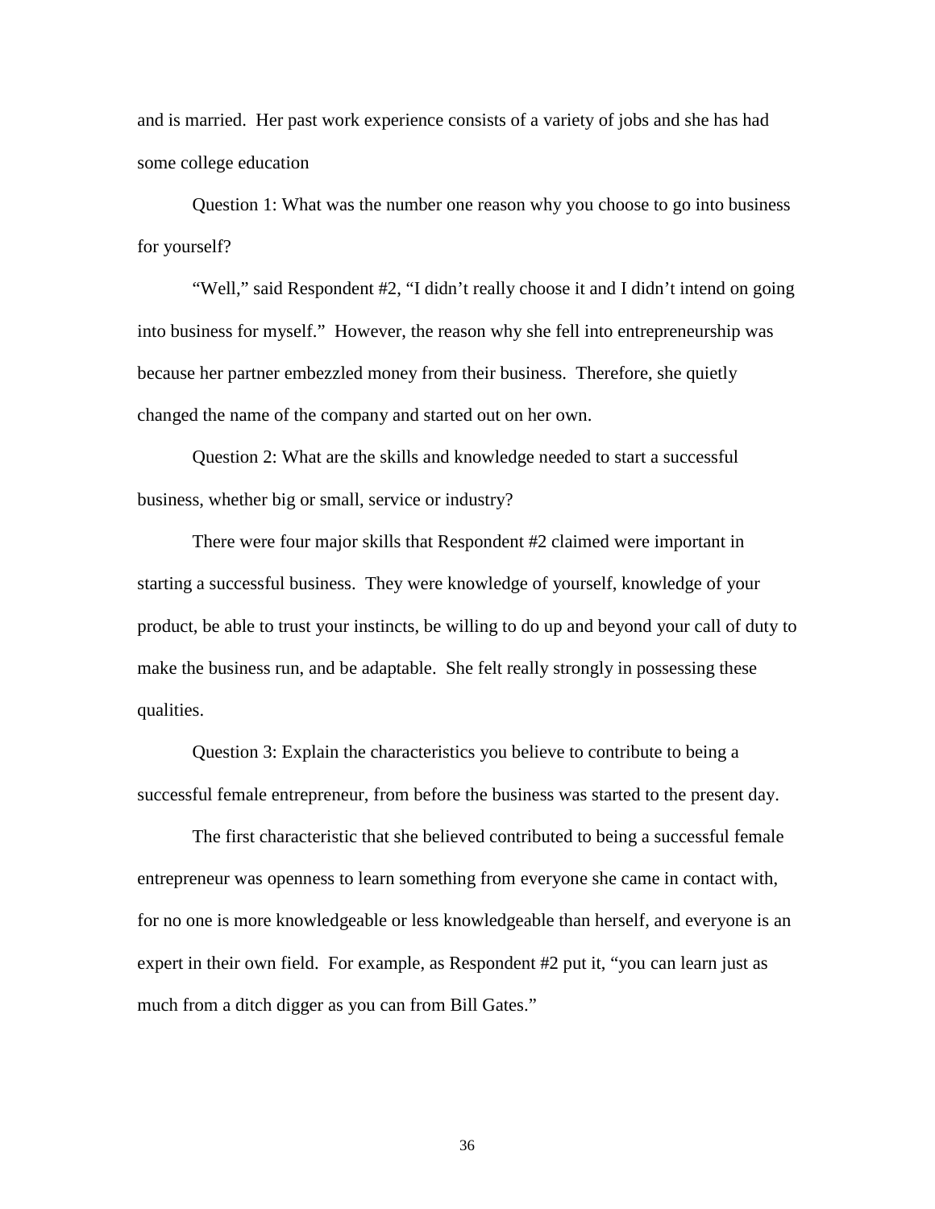and is married. Her past work experience consists of a variety of jobs and she has had some college education

Question 1: What was the number one reason why you choose to go into business for yourself?

"Well," said Respondent #2, "I didn't really choose it and I didn't intend on going into business for myself." However, the reason why she fell into entrepreneurship was because her partner embezzled money from their business. Therefore, she quietly changed the name of the company and started out on her own.

Question 2: What are the skills and knowledge needed to start a successful business, whether big or small, service or industry?

There were four major skills that Respondent #2 claimed were important in starting a successful business. They were knowledge of yourself, knowledge of your product, be able to trust your instincts, be willing to do up and beyond your call of duty to make the business run, and be adaptable. She felt really strongly in possessing these qualities.

Question 3: Explain the characteristics you believe to contribute to being a successful female entrepreneur, from before the business was started to the present day.

The first characteristic that she believed contributed to being a successful female entrepreneur was openness to learn something from everyone she came in contact with, for no one is more knowledgeable or less knowledgeable than herself, and everyone is an expert in their own field. For example, as Respondent #2 put it, "you can learn just as much from a ditch digger as you can from Bill Gates."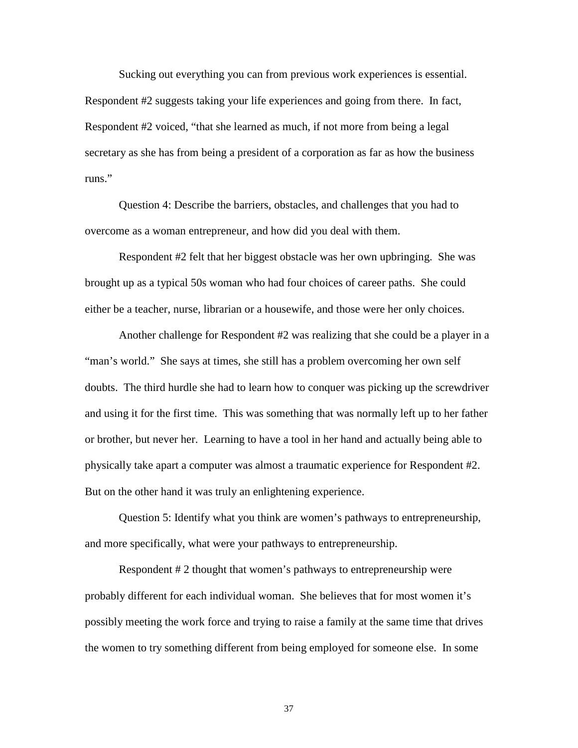Sucking out everything you can from previous work experiences is essential. Respondent #2 suggests taking your life experiences and going from there. In fact, Respondent #2 voiced, "that she learned as much, if not more from being a legal secretary as she has from being a president of a corporation as far as how the business runs."

Question 4: Describe the barriers, obstacles, and challenges that you had to overcome as a woman entrepreneur, and how did you deal with them.

Respondent #2 felt that her biggest obstacle was her own upbringing. She was brought up as a typical 50s woman who had four choices of career paths. She could either be a teacher, nurse, librarian or a housewife, and those were her only choices.

Another challenge for Respondent #2 was realizing that she could be a player in a "man's world." She says at times, she still has a problem overcoming her own self doubts. The third hurdle she had to learn how to conquer was picking up the screwdriver and using it for the first time. This was something that was normally left up to her father or brother, but never her. Learning to have a tool in her hand and actually being able to physically take apart a computer was almost a traumatic experience for Respondent #2. But on the other hand it was truly an enlightening experience.

Question 5: Identify what you think are women's pathways to entrepreneurship, and more specifically, what were your pathways to entrepreneurship.

Respondent # 2 thought that women's pathways to entrepreneurship were probably different for each individual woman. She believes that for most women it's possibly meeting the work force and trying to raise a family at the same time that drives the women to try something different from being employed for someone else. In some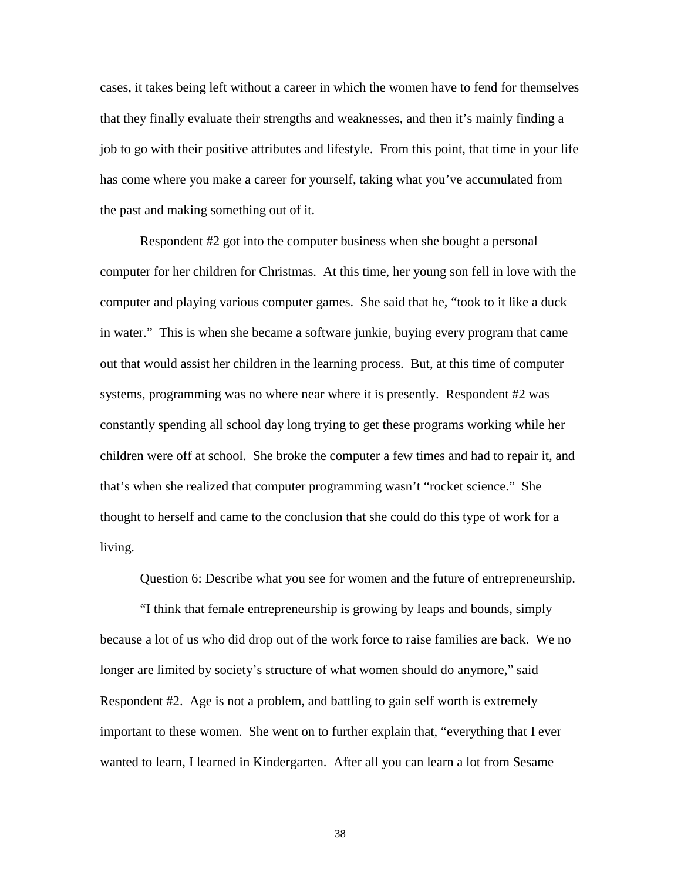cases, it takes being left without a career in which the women have to fend for themselves that they finally evaluate their strengths and weaknesses, and then it's mainly finding a job to go with their positive attributes and lifestyle. From this point, that time in your life has come where you make a career for yourself, taking what you've accumulated from the past and making something out of it.

Respondent #2 got into the computer business when she bought a personal computer for her children for Christmas. At this time, her young son fell in love with the computer and playing various computer games. She said that he, "took to it like a duck in water." This is when she became a software junkie, buying every program that came out that would assist her children in the learning process. But, at this time of computer systems, programming was no where near where it is presently. Respondent #2 was constantly spending all school day long trying to get these programs working while her children were off at school. She broke the computer a few times and had to repair it, and that's when she realized that computer programming wasn't "rocket science." She thought to herself and came to the conclusion that she could do this type of work for a living.

Question 6: Describe what you see for women and the future of entrepreneurship.

"I think that female entrepreneurship is growing by leaps and bounds, simply because a lot of us who did drop out of the work force to raise families are back. We no longer are limited by society's structure of what women should do anymore," said Respondent #2. Age is not a problem, and battling to gain self worth is extremely important to these women. She went on to further explain that, "everything that I ever wanted to learn, I learned in Kindergarten. After all you can learn a lot from Sesame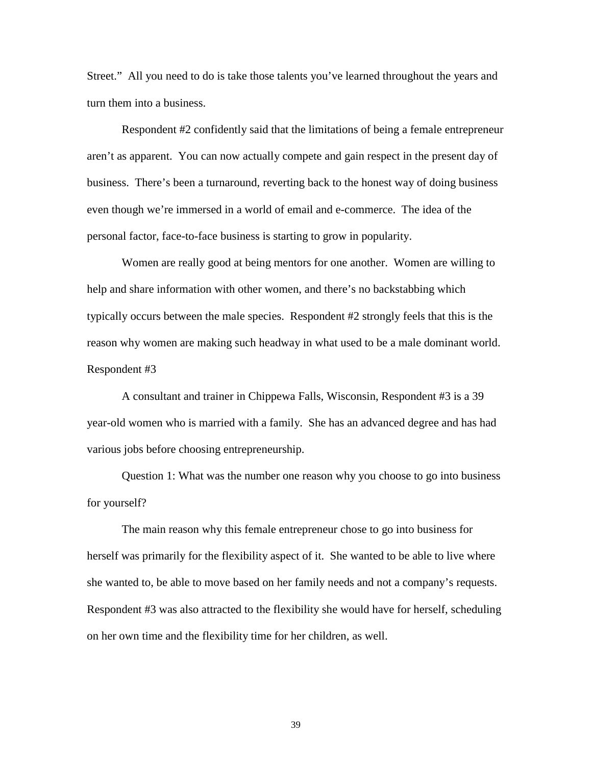Street." All you need to do is take those talents you've learned throughout the years and turn them into a business.

Respondent #2 confidently said that the limitations of being a female entrepreneur aren't as apparent. You can now actually compete and gain respect in the present day of business. There's been a turnaround, reverting back to the honest way of doing business even though we're immersed in a world of email and e-commerce. The idea of the personal factor, face-to-face business is starting to grow in popularity.

Women are really good at being mentors for one another. Women are willing to help and share information with other women, and there's no backstabbing which typically occurs between the male species. Respondent #2 strongly feels that this is the reason why women are making such headway in what used to be a male dominant world.

Respondent #3

A consultant and trainer in Chippewa Falls, Wisconsin, Respondent #3 is a 39 year-old women who is married with a family. She has an advanced degree and has had various jobs before choosing entrepreneurship.

Question 1: What was the number one reason why you choose to go into business for yourself?

The main reason why this female entrepreneur chose to go into business for herself was primarily for the flexibility aspect of it. She wanted to be able to live where she wanted to, be able to move based on her family needs and not a company's requests. Respondent #3 was also attracted to the flexibility she would have for herself, scheduling on her own time and the flexibility time for her children, as well.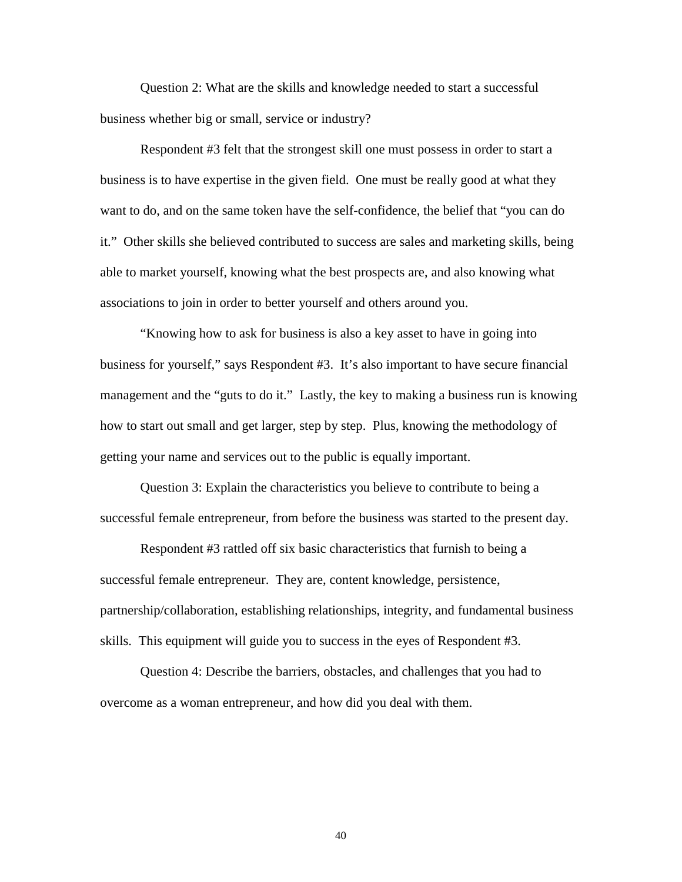Question 2: What are the skills and knowledge needed to start a successful business whether big or small, service or industry?

Respondent #3 felt that the strongest skill one must possess in order to start a business is to have expertise in the given field. One must be really good at what they want to do, and on the same token have the self-confidence, the belief that "you can do it." Other skills she believed contributed to success are sales and marketing skills, being able to market yourself, knowing what the best prospects are, and also knowing what associations to join in order to better yourself and others around you.

"Knowing how to ask for business is also a key asset to have in going into business for yourself," says Respondent #3. It's also important to have secure financial management and the "guts to do it." Lastly, the key to making a business run is knowing how to start out small and get larger, step by step. Plus, knowing the methodology of getting your name and services out to the public is equally important.

Question 3: Explain the characteristics you believe to contribute to being a successful female entrepreneur, from before the business was started to the present day.

Respondent #3 rattled off six basic characteristics that furnish to being a successful female entrepreneur. They are, content knowledge, persistence, partnership/collaboration, establishing relationships, integrity, and fundamental business skills. This equipment will guide you to success in the eyes of Respondent #3.

Question 4: Describe the barriers, obstacles, and challenges that you had to overcome as a woman entrepreneur, and how did you deal with them.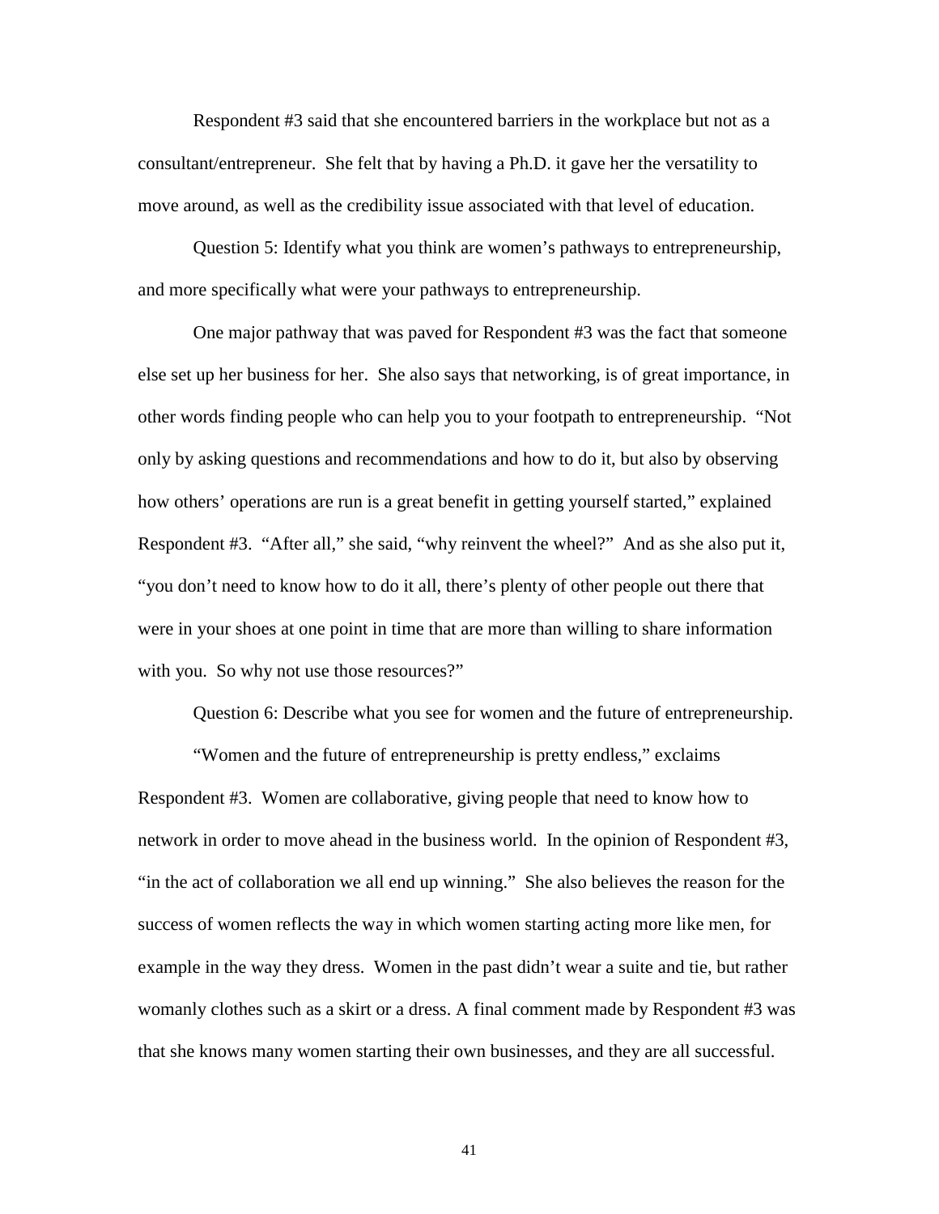Respondent #3 said that she encountered barriers in the workplace but not as a consultant/entrepreneur. She felt that by having a Ph.D. it gave her the versatility to move around, as well as the credibility issue associated with that level of education.

Question 5: Identify what you think are women's pathways to entrepreneurship, and more specifically what were your pathways to entrepreneurship.

One major pathway that was paved for Respondent #3 was the fact that someone else set up her business for her. She also says that networking, is of great importance, in other words finding people who can help you to your footpath to entrepreneurship. "Not only by asking questions and recommendations and how to do it, but also by observing how others' operations are run is a great benefit in getting yourself started," explained Respondent #3. "After all," she said, "why reinvent the wheel?" And as she also put it, "you don't need to know how to do it all, there's plenty of other people out there that were in your shoes at one point in time that are more than willing to share information with you. So why not use those resources?"

Question 6: Describe what you see for women and the future of entrepreneurship.

"Women and the future of entrepreneurship is pretty endless," exclaims Respondent #3. Women are collaborative, giving people that need to know how to network in order to move ahead in the business world. In the opinion of Respondent #3, "in the act of collaboration we all end up winning." She also believes the reason for the success of women reflects the way in which women starting acting more like men, for example in the way they dress. Women in the past didn't wear a suite and tie, but rather womanly clothes such as a skirt or a dress. A final comment made by Respondent #3 was that she knows many women starting their own businesses, and they are all successful.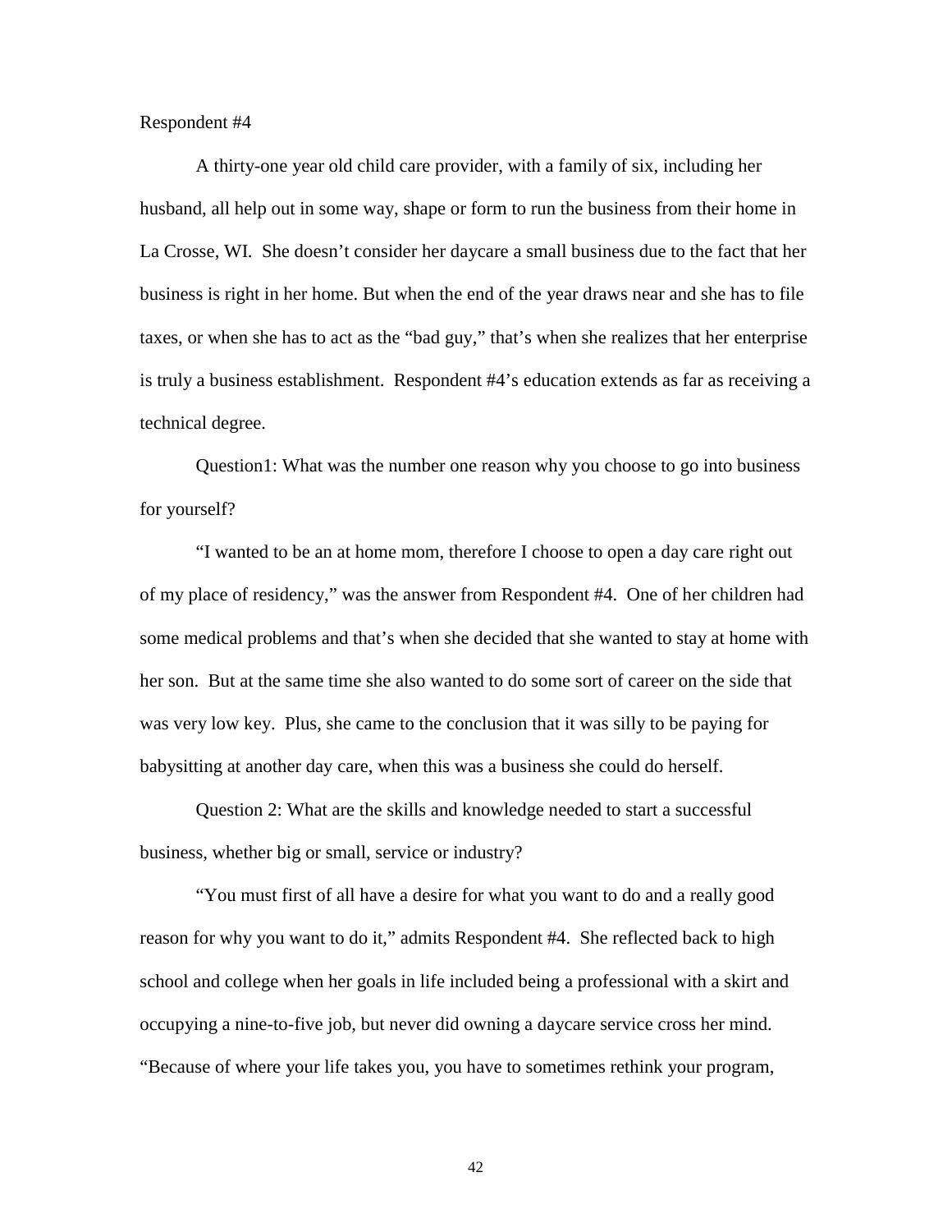Respondent #4

A thirty-one year old child care provider, with a family of six, including her husband, all help out in some way, shape or form to run the business from their home in La Crosse, WI. She doesn't consider her daycare a small business due to the fact that her business is right in her home. But when the end of the year draws near and she has to file taxes, or when she has to act as the "bad guy," that's when she realizes that her enterprise is truly a business establishment. Respondent #4's education extends as far as receiving a technical degree.

Question1: What was the number one reason why you choose to go into business for yourself?

"I wanted to be an at home mom, therefore I choose to open a day care right out of my place of residency," was the answer from Respondent #4. One of her children had some medical problems and that's when she decided that she wanted to stay at home with her son. But at the same time she also wanted to do some sort of career on the side that was very low key. Plus, she came to the conclusion that it was silly to be paying for babysitting at another day care, when this was a business she could do herself.

Question 2: What are the skills and knowledge needed to start a successful business, whether big or small, service or industry?

"You must first of all have a desire for what you want to do and a really good reason for why you want to do it," admits Respondent #4. She reflected back to high school and college when her goals in life included being a professional with a skirt and occupying a nine-to-five job, but never did owning a daycare service cross her mind. "Because of where your life takes you, you have to sometimes rethink your program,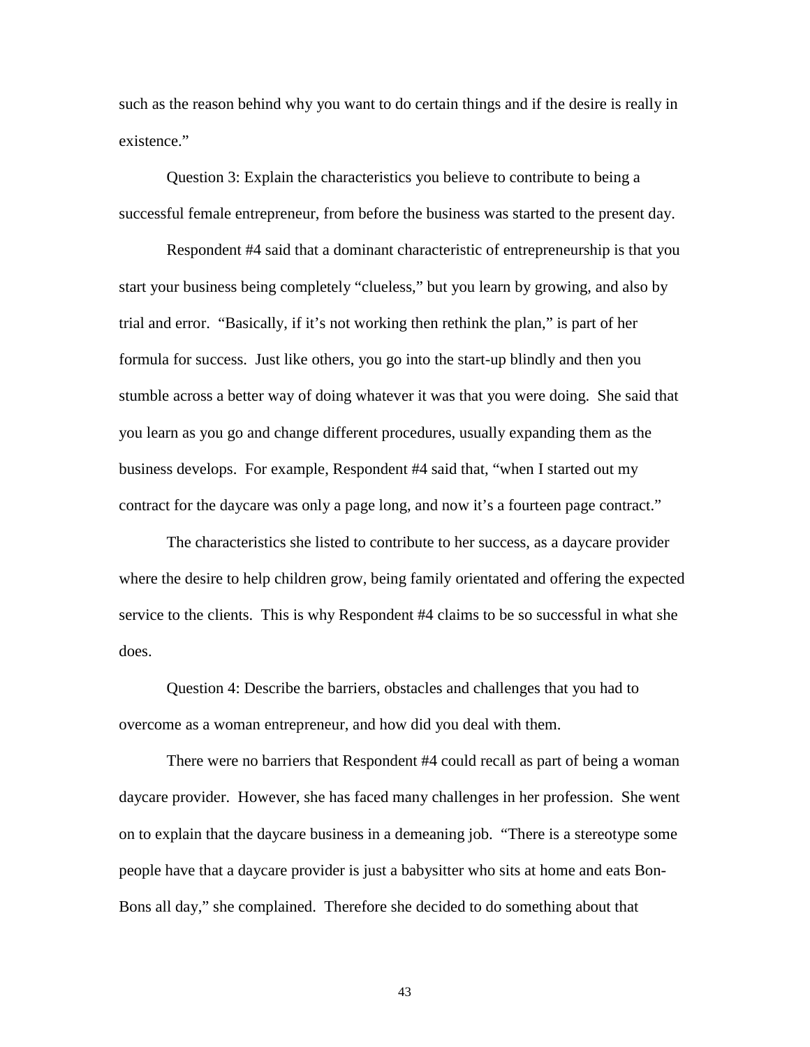such as the reason behind why you want to do certain things and if the desire is really in existence."

Question 3: Explain the characteristics you believe to contribute to being a successful female entrepreneur, from before the business was started to the present day.

Respondent #4 said that a dominant characteristic of entrepreneurship is that you start your business being completely "clueless," but you learn by growing, and also by trial and error. "Basically, if it's not working then rethink the plan," is part of her formula for success. Just like others, you go into the start-up blindly and then you stumble across a better way of doing whatever it was that you were doing. She said that you learn as you go and change different procedures, usually expanding them as the business develops. For example, Respondent #4 said that, "when I started out my contract for the daycare was only a page long, and now it's a fourteen page contract."

The characteristics she listed to contribute to her success, as a daycare provider where the desire to help children grow, being family orientated and offering the expected service to the clients. This is why Respondent #4 claims to be so successful in what she does.

Question 4: Describe the barriers, obstacles and challenges that you had to overcome as a woman entrepreneur, and how did you deal with them.

There were no barriers that Respondent #4 could recall as part of being a woman daycare provider. However, she has faced many challenges in her profession. She went on to explain that the daycare business in a demeaning job. "There is a stereotype some people have that a daycare provider is just a babysitter who sits at home and eats Bon-Bons all day," she complained. Therefore she decided to do something about that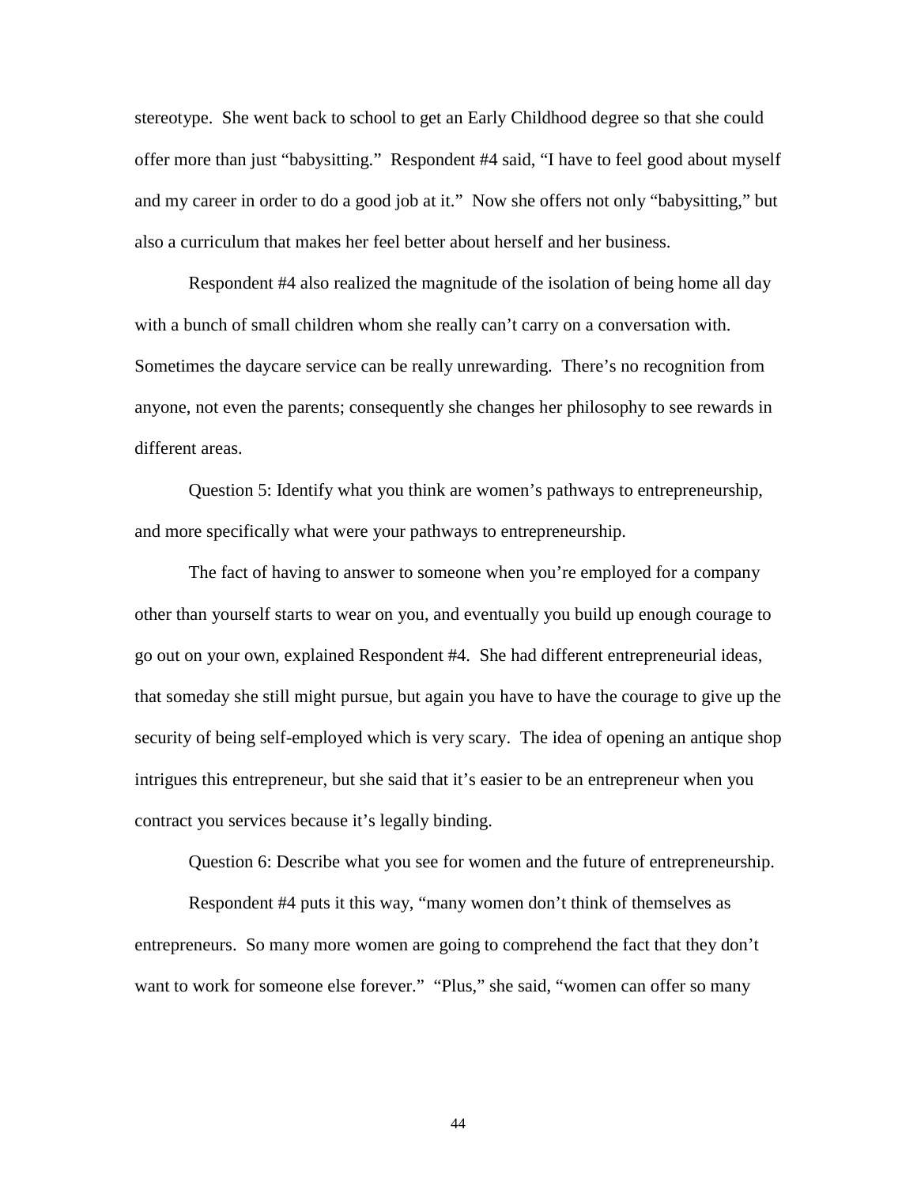stereotype. She went back to school to get an Early Childhood degree so that she could offer more than just "babysitting." Respondent #4 said, "I have to feel good about myself and my career in order to do a good job at it." Now she offers not only "babysitting," but also a curriculum that makes her feel better about herself and her business.

Respondent #4 also realized the magnitude of the isolation of being home all day with a bunch of small children whom she really can't carry on a conversation with. Sometimes the daycare service can be really unrewarding. There's no recognition from anyone, not even the parents; consequently she changes her philosophy to see rewards in different areas.

Question 5: Identify what you think are women's pathways to entrepreneurship, and more specifically what were your pathways to entrepreneurship.

The fact of having to answer to someone when you're employed for a company other than yourself starts to wear on you, and eventually you build up enough courage to go out on your own, explained Respondent #4. She had different entrepreneurial ideas, that someday she still might pursue, but again you have to have the courage to give up the security of being self-employed which is very scary. The idea of opening an antique shop intrigues this entrepreneur, but she said that it's easier to be an entrepreneur when you contract you services because it's legally binding.

Question 6: Describe what you see for women and the future of entrepreneurship.

Respondent #4 puts it this way, "many women don't think of themselves as entrepreneurs. So many more women are going to comprehend the fact that they don't want to work for someone else forever." "Plus," she said, "women can offer so many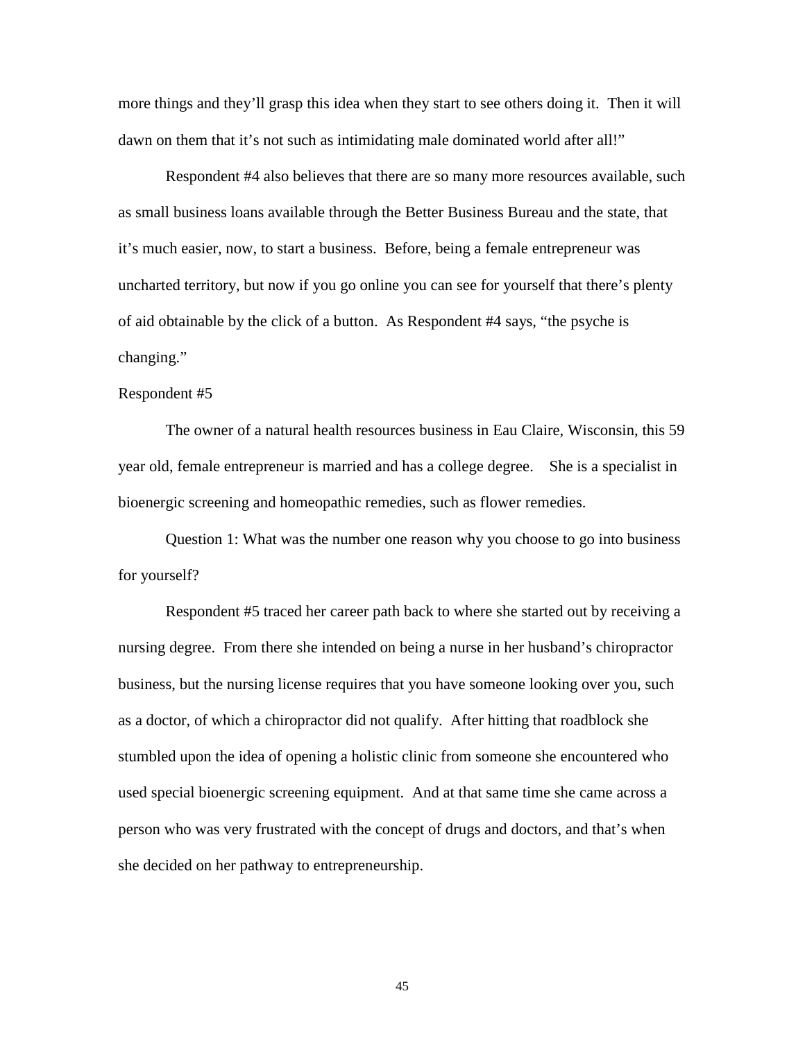more things and they'll grasp this idea when they start to see others doing it. Then it will dawn on them that it's not such as intimidating male dominated world after all!"

Respondent #4 also believes that there are so many more resources available, such as small business loans available through the Better Business Bureau and the state, that it's much easier, now, to start a business. Before, being a female entrepreneur was uncharted territory, but now if you go online you can see for yourself that there's plenty of aid obtainable by the click of a button. As Respondent #4 says, "the psyche is changing."

Respondent #5

The owner of a natural health resources business in Eau Claire, Wisconsin, this 59 year old, female entrepreneur is married and has a college degree. She is a specialist in bioenergic screening and homeopathic remedies, such as flower remedies.

Question 1: What was the number one reason why you choose to go into business for yourself?

Respondent #5 traced her career path back to where she started out by receiving a nursing degree. From there she intended on being a nurse in her husband's chiropractor business, but the nursing license requires that you have someone looking over you, such as a doctor, of which a chiropractor did not qualify. After hitting that roadblock she stumbled upon the idea of opening a holistic clinic from someone she encountered who used special bioenergic screening equipment. And at that same time she came across a person who was very frustrated with the concept of drugs and doctors, and that's when she decided on her pathway to entrepreneurship.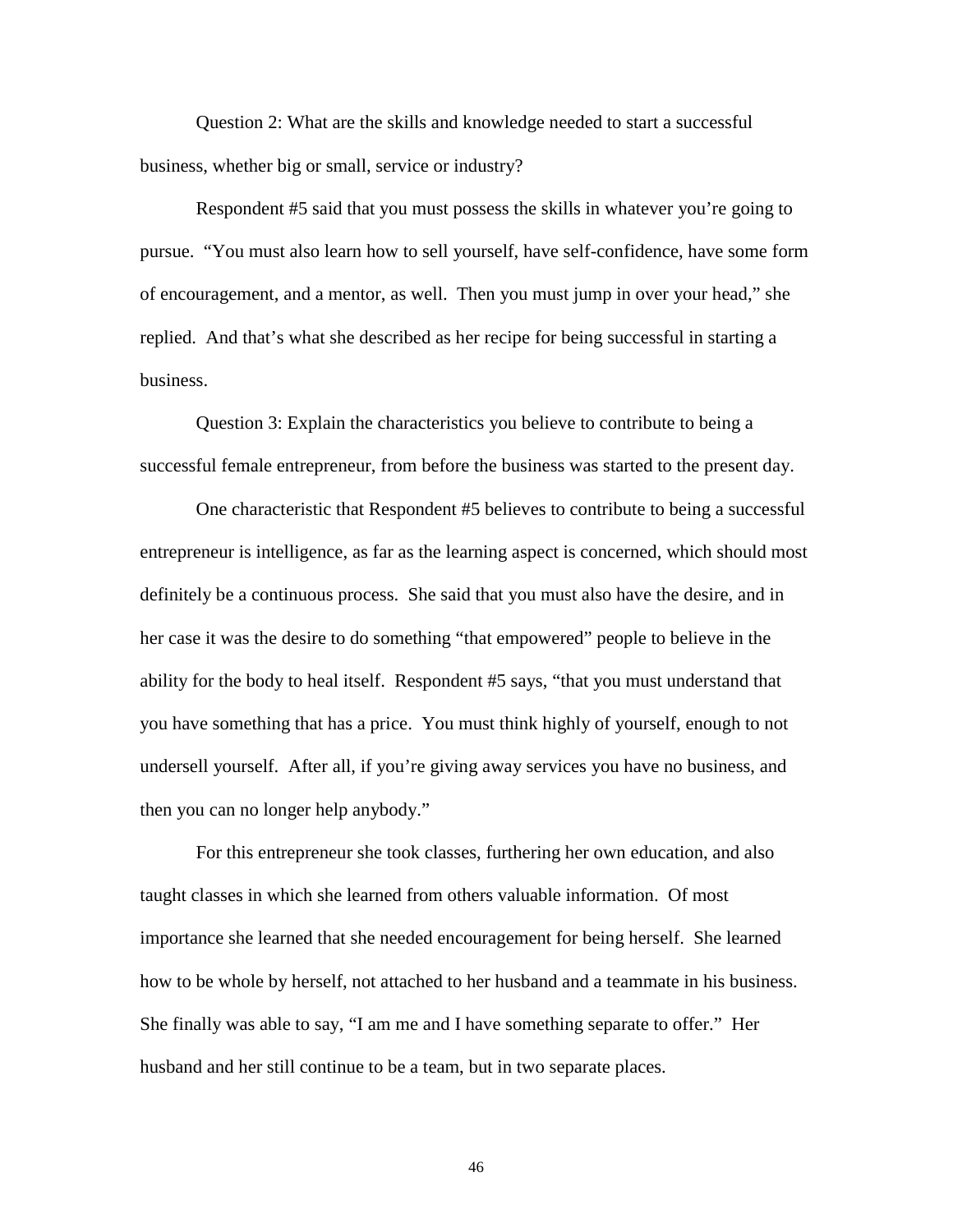Question 2: What are the skills and knowledge needed to start a successful business, whether big or small, service or industry?

Respondent #5 said that you must possess the skills in whatever you're going to pursue. "You must also learn how to sell yourself, have self-confidence, have some form of encouragement, and a mentor, as well. Then you must jump in over your head," she replied. And that's what she described as her recipe for being successful in starting a business.

Question 3: Explain the characteristics you believe to contribute to being a successful female entrepreneur, from before the business was started to the present day.

One characteristic that Respondent #5 believes to contribute to being a successful entrepreneur is intelligence, as far as the learning aspect is concerned, which should most definitely be a continuous process. She said that you must also have the desire, and in her case it was the desire to do something "that empowered" people to believe in the ability for the body to heal itself. Respondent #5 says, "that you must understand that you have something that has a price. You must think highly of yourself, enough to not undersell yourself. After all, if you're giving away services you have no business, and then you can no longer help anybody."

For this entrepreneur she took classes, furthering her own education, and also taught classes in which she learned from others valuable information. Of most importance she learned that she needed encouragement for being herself. She learned how to be whole by herself, not attached to her husband and a teammate in his business. She finally was able to say, "I am me and I have something separate to offer." Her husband and her still continue to be a team, but in two separate places.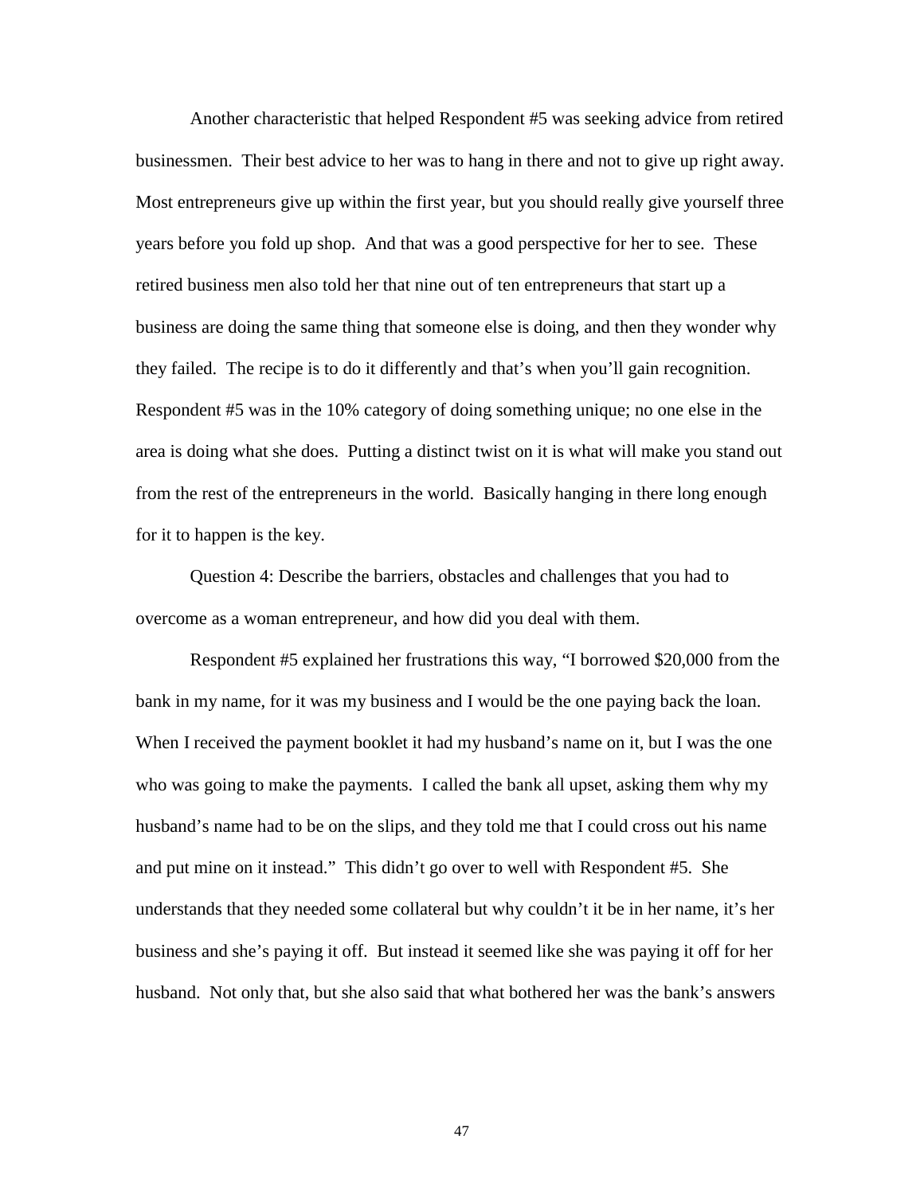Another characteristic that helped Respondent #5 was seeking advice from retired businessmen. Their best advice to her was to hang in there and not to give up right away. Most entrepreneurs give up within the first year, but you should really give yourself three years before you fold up shop. And that was a good perspective for her to see. These retired business men also told her that nine out of ten entrepreneurs that start up a business are doing the same thing that someone else is doing, and then they wonder why they failed. The recipe is to do it differently and that's when you'll gain recognition. Respondent #5 was in the 10% category of doing something unique; no one else in the area is doing what she does. Putting a distinct twist on it is what will make you stand out from the rest of the entrepreneurs in the world. Basically hanging in there long enough for it to happen is the key.

Question 4: Describe the barriers, obstacles and challenges that you had to overcome as a woman entrepreneur, and how did you deal with them.

Respondent #5 explained her frustrations this way, "I borrowed $20,000 from the bank in my name, for it was my business and I would be the one paying back the loan. When I received the payment booklet it had my husband's name on it, but I was the one who was going to make the payments. I called the bank all upset, asking them why my husband's name had to be on the slips, and they told me that I could cross out his name and put mine on it instead." This didn't go over to well with Respondent #5. She understands that they needed some collateral but why couldn't it be in her name, it's her business and she's paying it off. But instead it seemed like she was paying it off for her husband. Not only that, but she also said that what bothered her was the bank's answers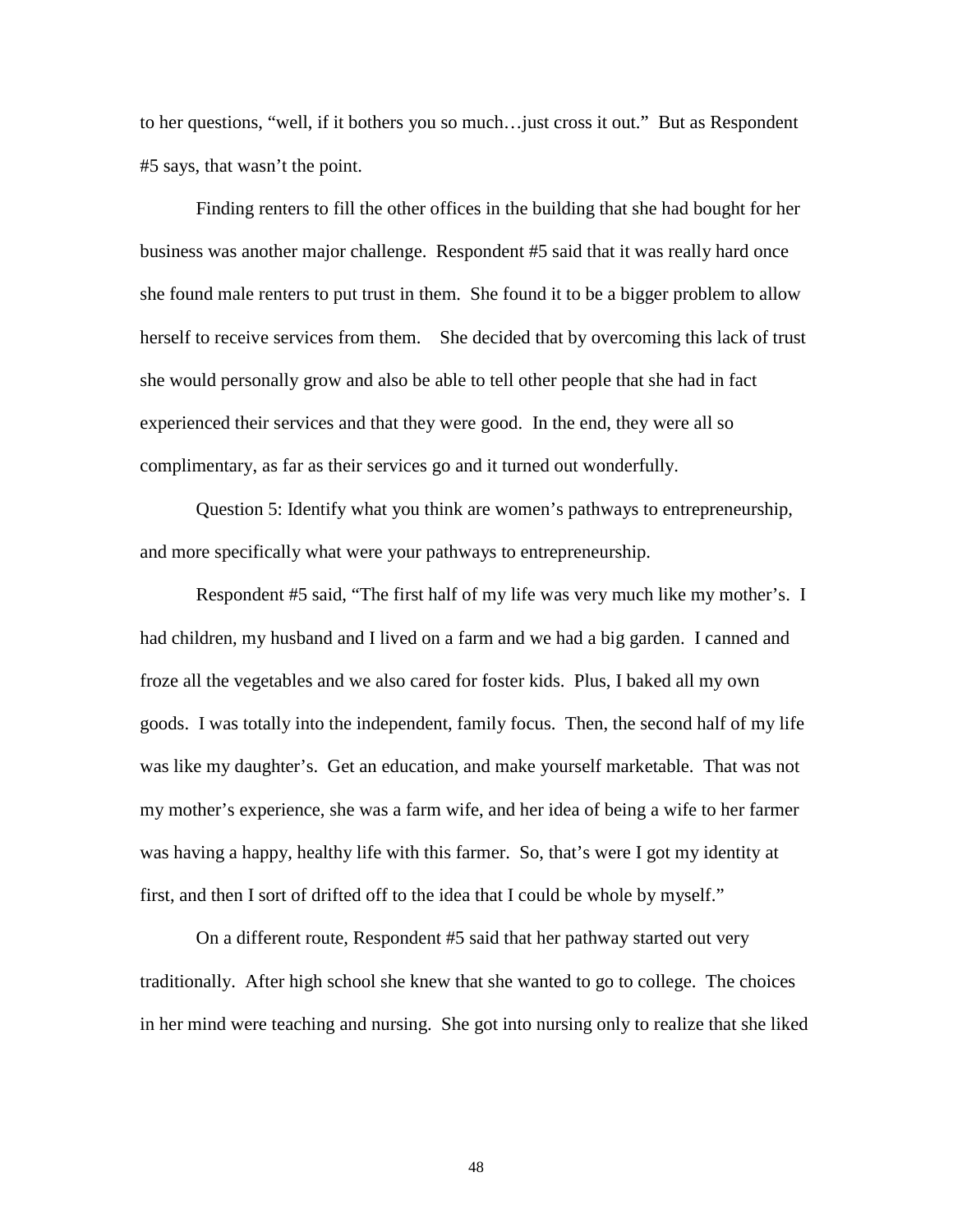to her questions, "well, if it bothers you so much…just cross it out." But as Respondent #5 says, that wasn't the point.

Finding renters to fill the other offices in the building that she had bought for her business was another major challenge. Respondent #5 said that it was really hard once she found male renters to put trust in them. She found it to be a bigger problem to allow herself to receive services from them. She decided that by overcoming this lack of trust she would personally grow and also be able to tell other people that she had in fact experienced their services and that they were good. In the end, they were all so complimentary, as far as their services go and it turned out wonderfully.

Question 5: Identify what you think are women's pathways to entrepreneurship, and more specifically what were your pathways to entrepreneurship.

Respondent #5 said, "The first half of my life was very much like my mother's. I had children, my husband and I lived on a farm and we had a big garden. I canned and froze all the vegetables and we also cared for foster kids. Plus, I baked all my own goods. I was totally into the independent, family focus. Then, the second half of my life was like my daughter's. Get an education, and make yourself marketable. That was not my mother's experience, she was a farm wife, and her idea of being a wife to her farmer was having a happy, healthy life with this farmer. So, that's were I got my identity at first, and then I sort of drifted off to the idea that I could be whole by myself."

On a different route, Respondent #5 said that her pathway started out very traditionally. After high school she knew that she wanted to go to college. The choices in her mind were teaching and nursing. She got into nursing only to realize that she liked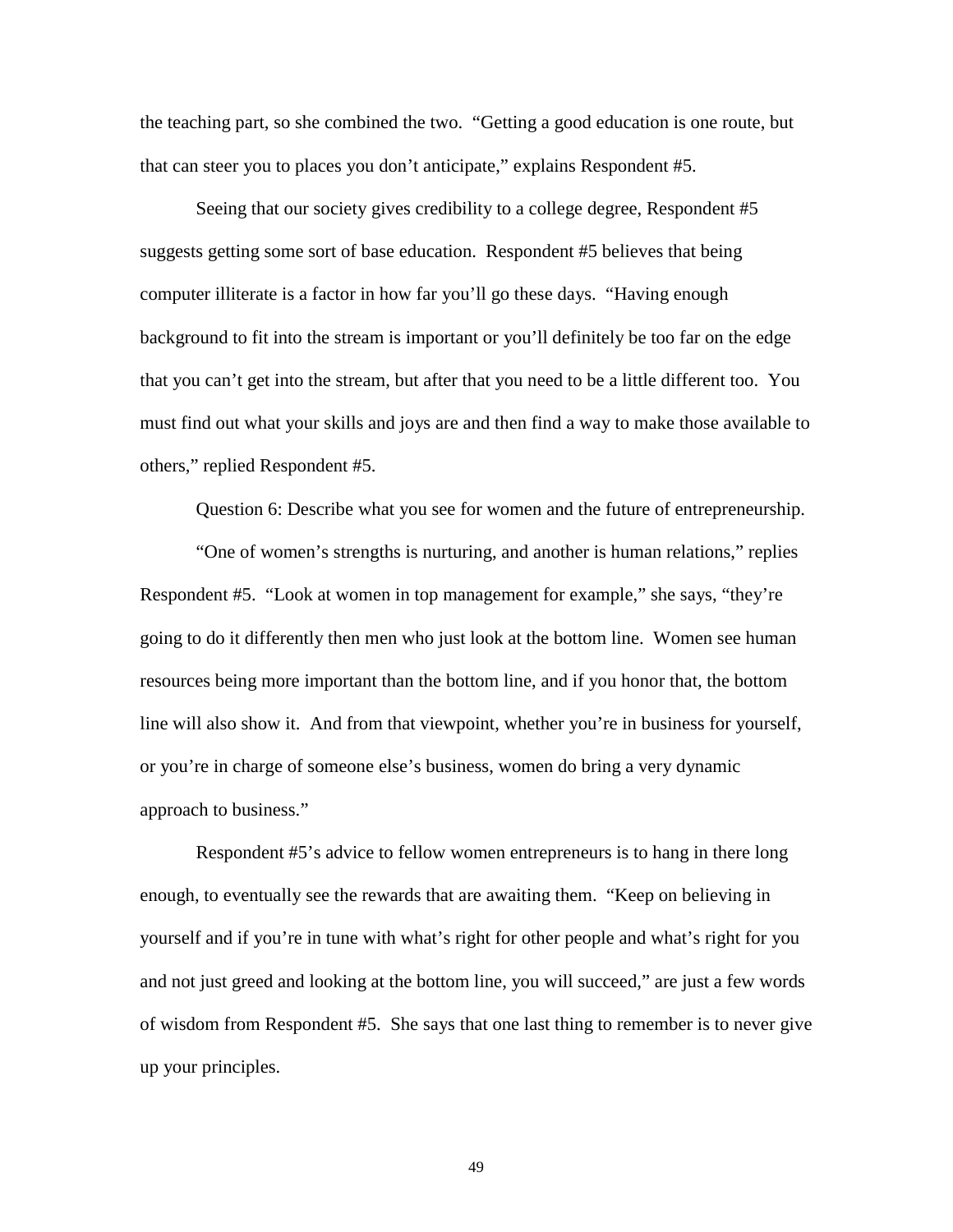the teaching part, so she combined the two. "Getting a good education is one route, but that can steer you to places you don't anticipate," explains Respondent #5.

Seeing that our society gives credibility to a college degree, Respondent #5 suggests getting some sort of base education. Respondent #5 believes that being computer illiterate is a factor in how far you'll go these days. "Having enough background to fit into the stream is important or you'll definitely be too far on the edge that you can't get into the stream, but after that you need to be a little different too. You must find out what your skills and joys are and then find a way to make those available to others," replied Respondent #5.

Question 6: Describe what you see for women and the future of entrepreneurship.

"One of women's strengths is nurturing, and another is human relations," replies Respondent #5. "Look at women in top management for example," she says, "they're going to do it differently then men who just look at the bottom line. Women see human resources being more important than the bottom line, and if you honor that, the bottom line will also show it. And from that viewpoint, whether you're in business for yourself, or you're in charge of someone else's business, women do bring a very dynamic approach to business."

Respondent #5's advice to fellow women entrepreneurs is to hang in there long enough, to eventually see the rewards that are awaiting them. "Keep on believing in yourself and if you're in tune with what's right for other people and what's right for you and not just greed and looking at the bottom line, you will succeed," are just a few words of wisdom from Respondent #5. She says that one last thing to remember is to never give up your principles.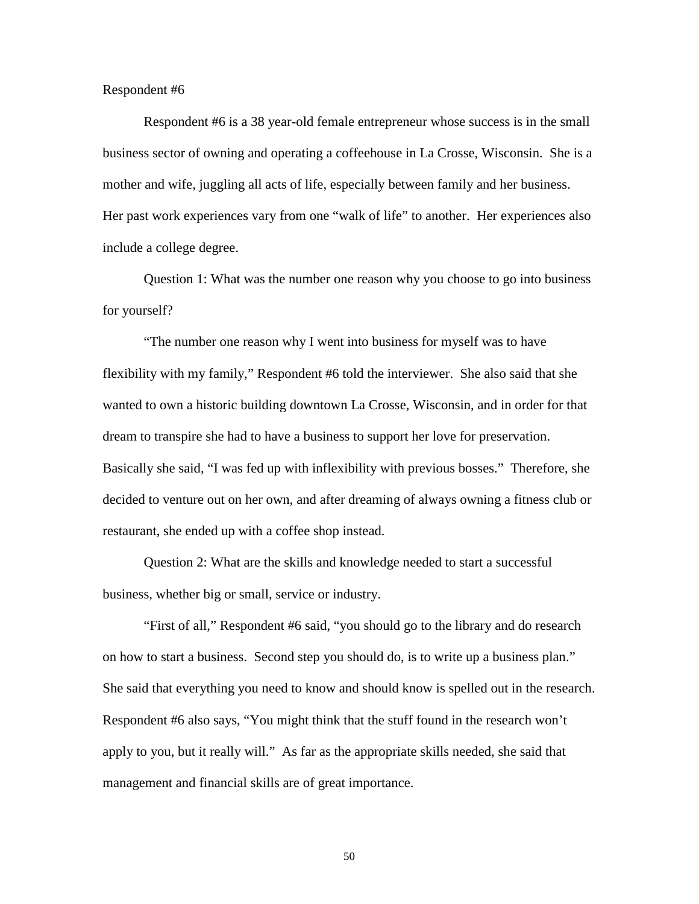Respondent #6

Respondent #6 is a 38 year-old female entrepreneur whose success is in the small business sector of owning and operating a coffeehouse in La Crosse, Wisconsin. She is a mother and wife, juggling all acts of life, especially between family and her business. Her past work experiences vary from one "walk of life" to another. Her experiences also include a college degree.

Question 1: What was the number one reason why you choose to go into business for yourself?

"The number one reason why I went into business for myself was to have flexibility with my family," Respondent #6 told the interviewer. She also said that she wanted to own a historic building downtown La Crosse, Wisconsin, and in order for that dream to transpire she had to have a business to support her love for preservation. Basically she said, "I was fed up with inflexibility with previous bosses." Therefore, she decided to venture out on her own, and after dreaming of always owning a fitness club or restaurant, she ended up with a coffee shop instead.

Question 2: What are the skills and knowledge needed to start a successful business, whether big or small, service or industry.

"First of all," Respondent #6 said, "you should go to the library and do research on how to start a business. Second step you should do, is to write up a business plan." She said that everything you need to know and should know is spelled out in the research. Respondent #6 also says, "You might think that the stuff found in the research won't apply to you, but it really will." As far as the appropriate skills needed, she said that management and financial skills are of great importance.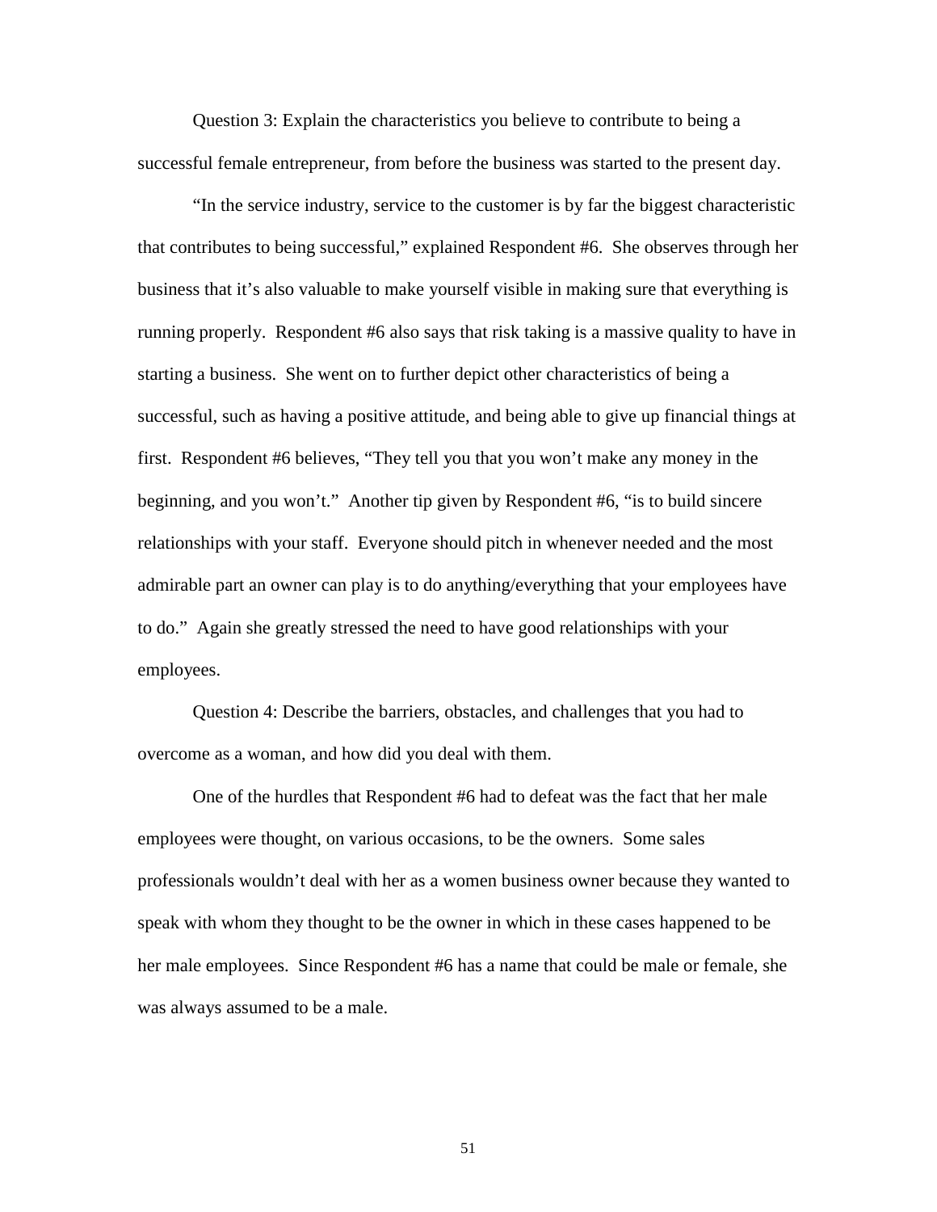Question 3: Explain the characteristics you believe to contribute to being a successful female entrepreneur, from before the business was started to the present day.

"In the service industry, service to the customer is by far the biggest characteristic that contributes to being successful," explained Respondent #6. She observes through her business that it's also valuable to make yourself visible in making sure that everything is running properly. Respondent #6 also says that risk taking is a massive quality to have in starting a business. She went on to further depict other characteristics of being a successful, such as having a positive attitude, and being able to give up financial things at first. Respondent #6 believes, "They tell you that you won't make any money in the beginning, and you won't." Another tip given by Respondent #6, "is to build sincere relationships with your staff. Everyone should pitch in whenever needed and the most admirable part an owner can play is to do anything/everything that your employees have to do." Again she greatly stressed the need to have good relationships with your employees.

Question 4: Describe the barriers, obstacles, and challenges that you had to overcome as a woman, and how did you deal with them.

One of the hurdles that Respondent #6 had to defeat was the fact that her male employees were thought, on various occasions, to be the owners. Some sales professionals wouldn't deal with her as a women business owner because they wanted to speak with whom they thought to be the owner in which in these cases happened to be her male employees. Since Respondent #6 has a name that could be male or female, she was always assumed to be a male.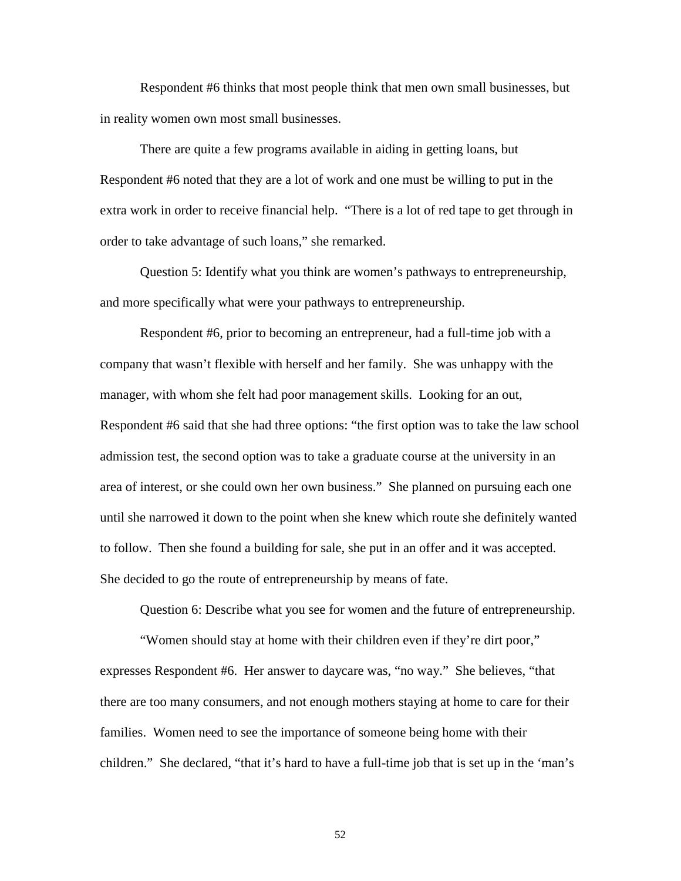Respondent #6 thinks that most people think that men own small businesses, but in reality women own most small businesses.

There are quite a few programs available in aiding in getting loans, but Respondent #6 noted that they are a lot of work and one must be willing to put in the extra work in order to receive financial help. "There is a lot of red tape to get through in order to take advantage of such loans," she remarked.

Question 5: Identify what you think are women's pathways to entrepreneurship, and more specifically what were your pathways to entrepreneurship.

Respondent #6, prior to becoming an entrepreneur, had a full-time job with a company that wasn't flexible with herself and her family. She was unhappy with the manager, with whom she felt had poor management skills. Looking for an out, Respondent #6 said that she had three options: "the first option was to take the law school admission test, the second option was to take a graduate course at the university in an area of interest, or she could own her own business." She planned on pursuing each one until she narrowed it down to the point when she knew which route she definitely wanted to follow. Then she found a building for sale, she put in an offer and it was accepted. She decided to go the route of entrepreneurship by means of fate.

Question 6: Describe what you see for women and the future of entrepreneurship.

"Women should stay at home with their children even if they're dirt poor," expresses Respondent #6. Her answer to daycare was, "no way." She believes, "that there are too many consumers, and not enough mothers staying at home to care for their families. Women need to see the importance of someone being home with their children." She declared, "that it's hard to have a full-time job that is set up in the 'man's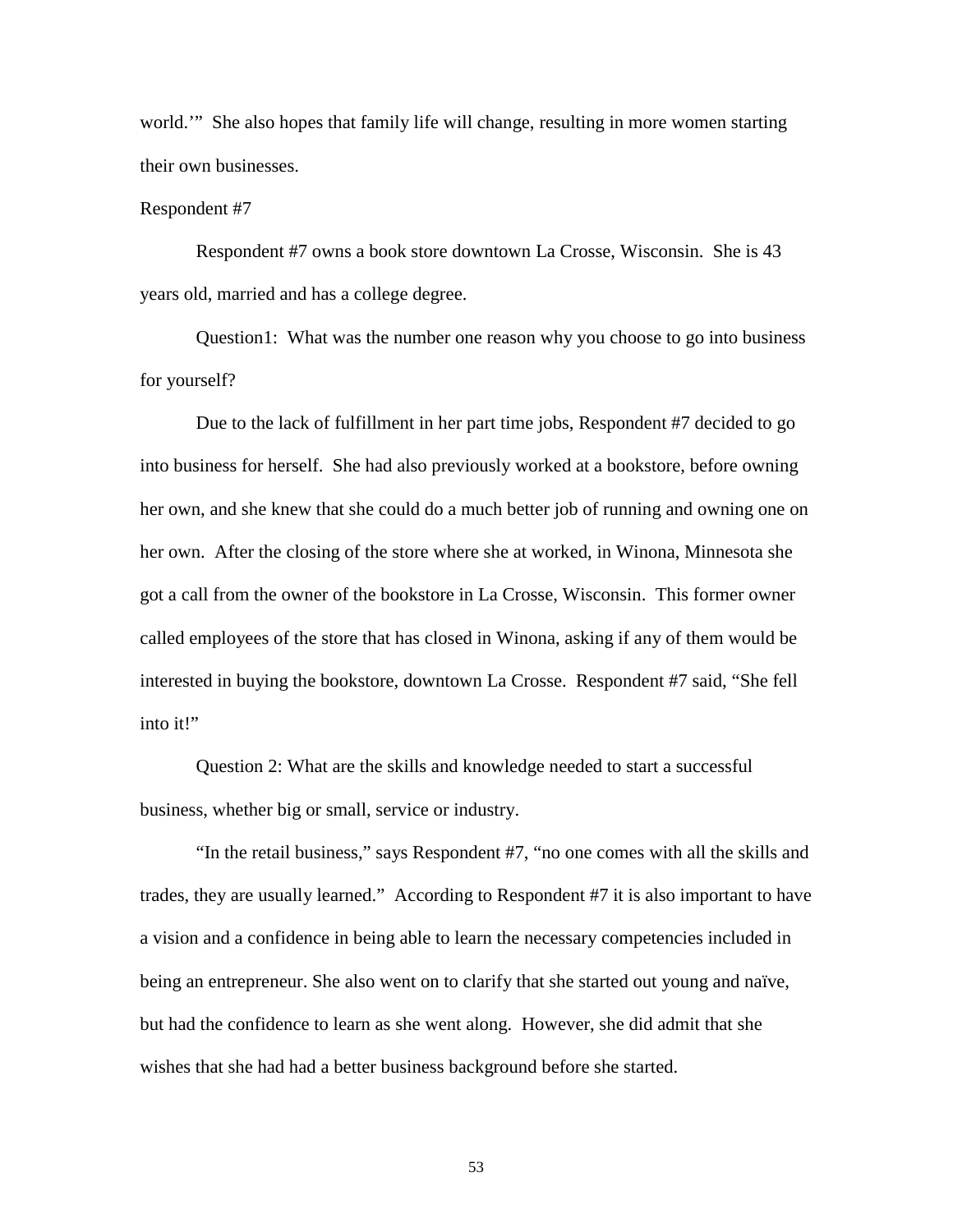world.'" She also hopes that family life will change, resulting in more women starting their own businesses.

Respondent #7

Respondent #7 owns a book store downtown La Crosse, Wisconsin. She is 43 years old, married and has a college degree.

Question1: What was the number one reason why you choose to go into business for yourself?

Due to the lack of fulfillment in her part time jobs, Respondent #7 decided to go into business for herself. She had also previously worked at a bookstore, before owning her own, and she knew that she could do a much better job of running and owning one on her own. After the closing of the store where she at worked, in Winona, Minnesota she got a call from the owner of the bookstore in La Crosse, Wisconsin. This former owner called employees of the store that has closed in Winona, asking if any of them would be interested in buying the bookstore, downtown La Crosse. Respondent #7 said, "She fell into it!"

Question 2: What are the skills and knowledge needed to start a successful business, whether big or small, service or industry.

"In the retail business," says Respondent #7, "no one comes with all the skills and trades, they are usually learned." According to Respondent #7 it is also important to have a vision and a confidence in being able to learn the necessary competencies included in being an entrepreneur. She also went on to clarify that she started out young and naïve, but had the confidence to learn as she went along. However, she did admit that she wishes that she had had a better business background before she started.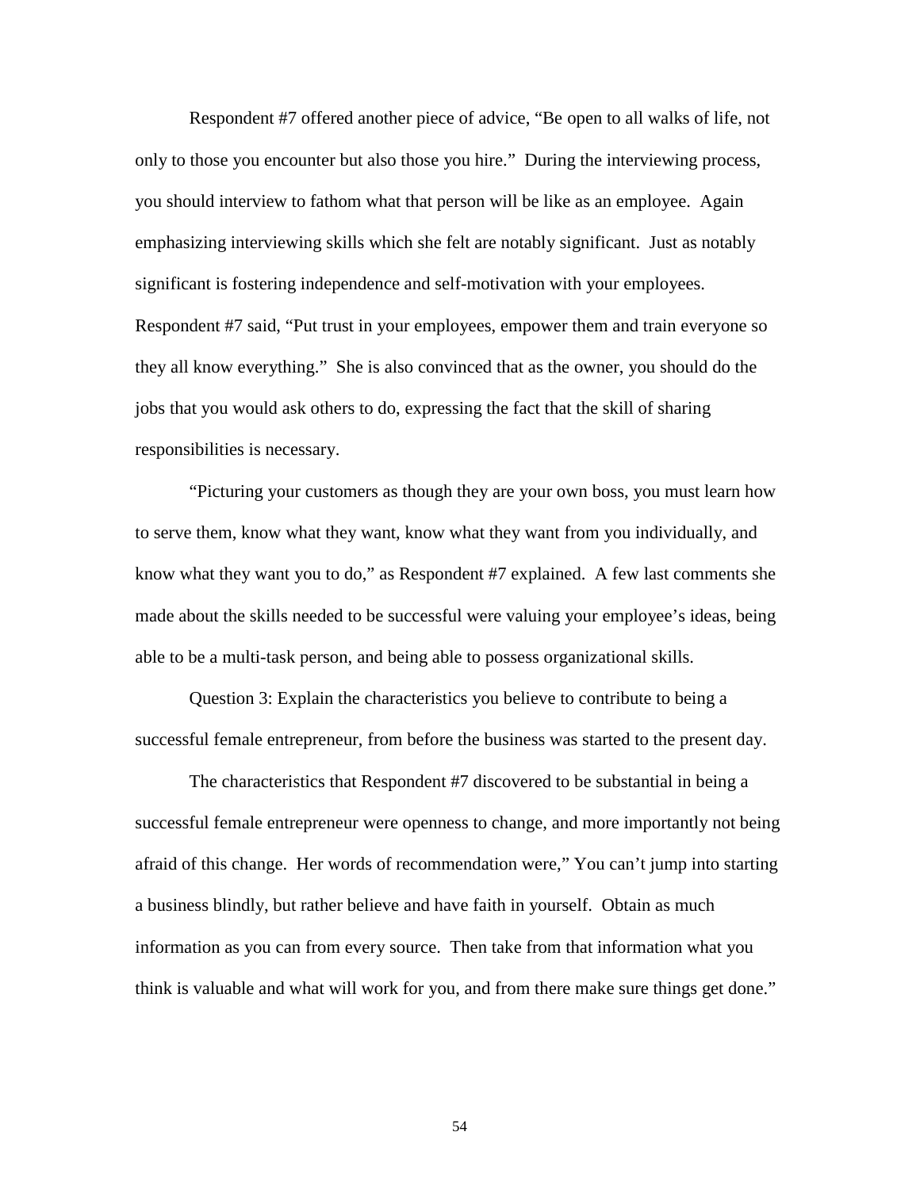Respondent #7 offered another piece of advice, "Be open to all walks of life, not only to those you encounter but also those you hire." During the interviewing process, you should interview to fathom what that person will be like as an employee. Again emphasizing interviewing skills which she felt are notably significant. Just as notably significant is fostering independence and self-motivation with your employees. Respondent #7 said, "Put trust in your employees, empower them and train everyone so they all know everything." She is also convinced that as the owner, you should do the jobs that you would ask others to do, expressing the fact that the skill of sharing responsibilities is necessary.

"Picturing your customers as though they are your own boss, you must learn how to serve them, know what they want, know what they want from you individually, and know what they want you to do," as Respondent #7 explained. A few last comments she made about the skills needed to be successful were valuing your employee's ideas, being able to be a multi-task person, and being able to possess organizational skills.

Question 3: Explain the characteristics you believe to contribute to being a successful female entrepreneur, from before the business was started to the present day.

The characteristics that Respondent #7 discovered to be substantial in being a successful female entrepreneur were openness to change, and more importantly not being afraid of this change. Her words of recommendation were," You can't jump into starting a business blindly, but rather believe and have faith in yourself. Obtain as much information as you can from every source. Then take from that information what you think is valuable and what will work for you, and from there make sure things get done."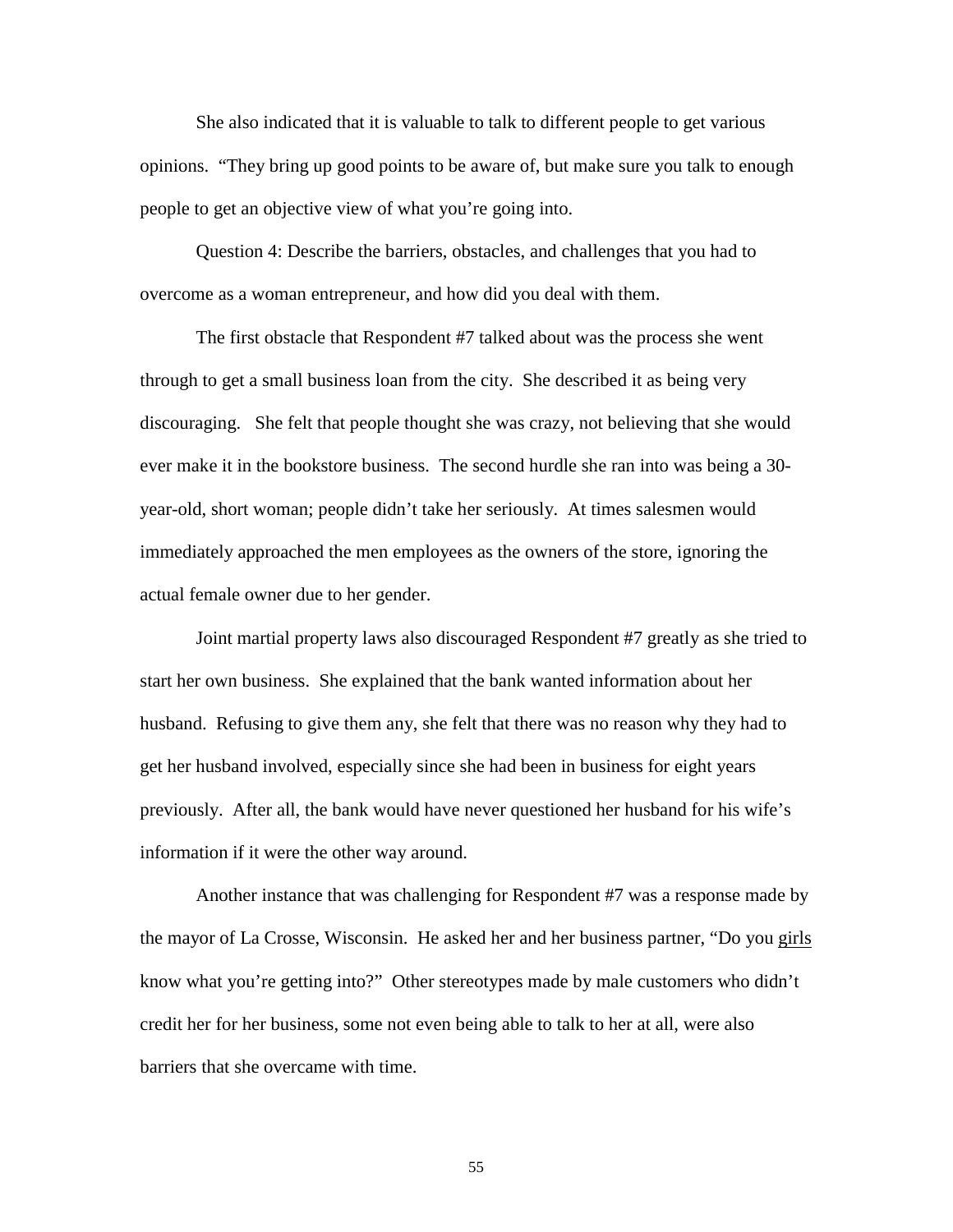She also indicated that it is valuable to talk to different people to get various opinions. "They bring up good points to be aware of, but make sure you talk to enough people to get an objective view of what you're going into.

Question 4: Describe the barriers, obstacles, and challenges that you had to overcome as a woman entrepreneur, and how did you deal with them.

The first obstacle that Respondent #7 talked about was the process she went through to get a small business loan from the city. She described it as being very discouraging. She felt that people thought she was crazy, not believing that she would ever make it in the bookstore business. The second hurdle she ran into was being a 30-year-old, short woman; people didn't take her seriously. At times salesmen would immediately approached the men employees as the owners of the store, ignoring the actual female owner due to her gender.

Joint martial property laws also discouraged Respondent #7 greatly as she tried to start her own business. She explained that the bank wanted information about her husband. Refusing to give them any, she felt that there was no reason why they had to get her husband involved, especially since she had been in business for eight years previously. After all, the bank would have never questioned her husband for his wife's information if it were the other way around.

Another instance that was challenging for Respondent #7 was a response made by the mayor of La Crosse, Wisconsin. He asked her and her business partner, "Do you <u>girls</u> know what you're getting into?" Other stereotypes made by male customers who didn't credit her for her business, some not even being able to talk to her at all, were also barriers that she overcame with time.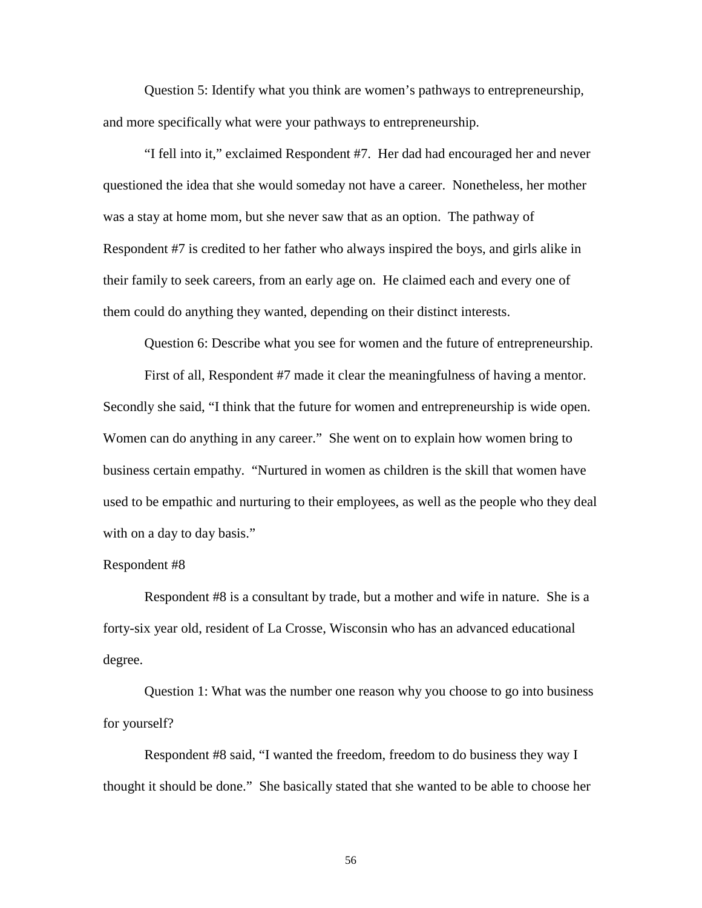Question 5: Identify what you think are women's pathways to entrepreneurship, and more specifically what were your pathways to entrepreneurship.

"I fell into it," exclaimed Respondent #7. Her dad had encouraged her and never questioned the idea that she would someday not have a career. Nonetheless, her mother was a stay at home mom, but she never saw that as an option. The pathway of Respondent #7 is credited to her father who always inspired the boys, and girls alike in their family to seek careers, from an early age on. He claimed each and every one of them could do anything they wanted, depending on their distinct interests.

Question 6: Describe what you see for women and the future of entrepreneurship.

First of all, Respondent #7 made it clear the meaningfulness of having a mentor. Secondly she said, "I think that the future for women and entrepreneurship is wide open. Women can do anything in any career." She went on to explain how women bring to business certain empathy. "Nurtured in women as children is the skill that women have used to be empathic and nurturing to their employees, as well as the people who they deal with on a day to day basis."

Respondent #8

Respondent #8 is a consultant by trade, but a mother and wife in nature. She is a forty-six year old, resident of La Crosse, Wisconsin who has an advanced educational degree.

Question 1: What was the number one reason why you choose to go into business for yourself?

Respondent #8 said, "I wanted the freedom, freedom to do business they way I thought it should be done." She basically stated that she wanted to be able to choose her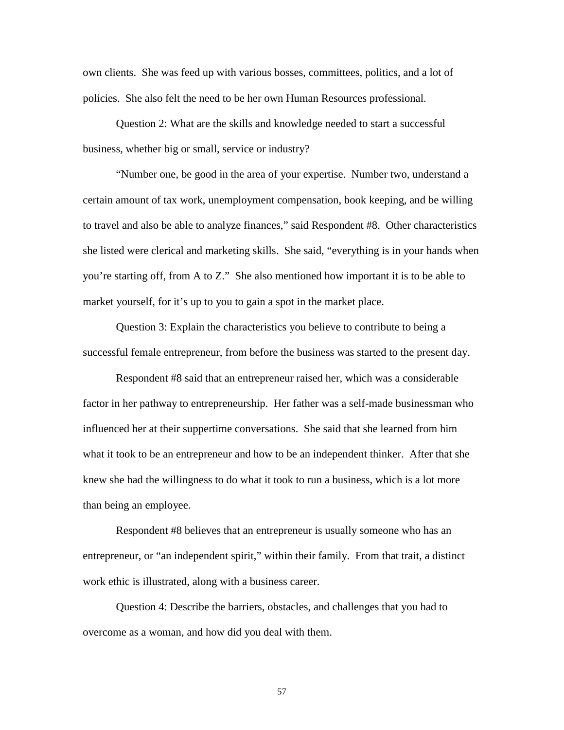own clients. She was feed up with various bosses, committees, politics, and a lot of policies. She also felt the need to be her own Human Resources professional.

Question 2: What are the skills and knowledge needed to start a successful business, whether big or small, service or industry?

"Number one, be good in the area of your expertise. Number two, understand a certain amount of tax work, unemployment compensation, book keeping, and be willing to travel and also be able to analyze finances," said Respondent #8. Other characteristics she listed were clerical and marketing skills. She said, "everything is in your hands when you're starting off, from A to Z." She also mentioned how important it is to be able to market yourself, for it's up to you to gain a spot in the market place.

Question 3: Explain the characteristics you believe to contribute to being a successful female entrepreneur, from before the business was started to the present day.

Respondent #8 said that an entrepreneur raised her, which was a considerable factor in her pathway to entrepreneurship. Her father was a self-made businessman who influenced her at their suppertime conversations. She said that she learned from him what it took to be an entrepreneur and how to be an independent thinker. After that she knew she had the willingness to do what it took to run a business, which is a lot more than being an employee.

Respondent #8 believes that an entrepreneur is usually someone who has an entrepreneur, or "an independent spirit," within their family. From that trait, a distinct work ethic is illustrated, along with a business career.

Question 4: Describe the barriers, obstacles, and challenges that you had to overcome as a woman, and how did you deal with them.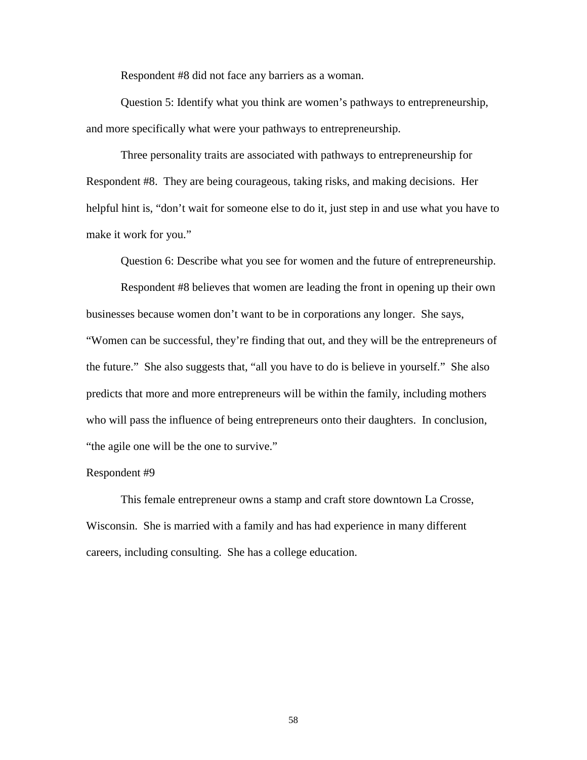Respondent #8 did not face any barriers as a woman.

Question 5: Identify what you think are women's pathways to entrepreneurship, and more specifically what were your pathways to entrepreneurship.

Three personality traits are associated with pathways to entrepreneurship for Respondent #8. They are being courageous, taking risks, and making decisions. Her helpful hint is, "don't wait for someone else to do it, just step in and use what you have to make it work for you."

Question 6: Describe what you see for women and the future of entrepreneurship.

Respondent #8 believes that women are leading the front in opening up their own businesses because women don't want to be in corporations any longer. She says, "Women can be successful, they're finding that out, and they will be the entrepreneurs of the future." She also suggests that, "all you have to do is believe in yourself." She also predicts that more and more entrepreneurs will be within the family, including mothers who will pass the influence of being entrepreneurs onto their daughters. In conclusion, "the agile one will be the one to survive."

Respondent #9

This female entrepreneur owns a stamp and craft store downtown La Crosse, Wisconsin. She is married with a family and has had experience in many different careers, including consulting. She has a college education.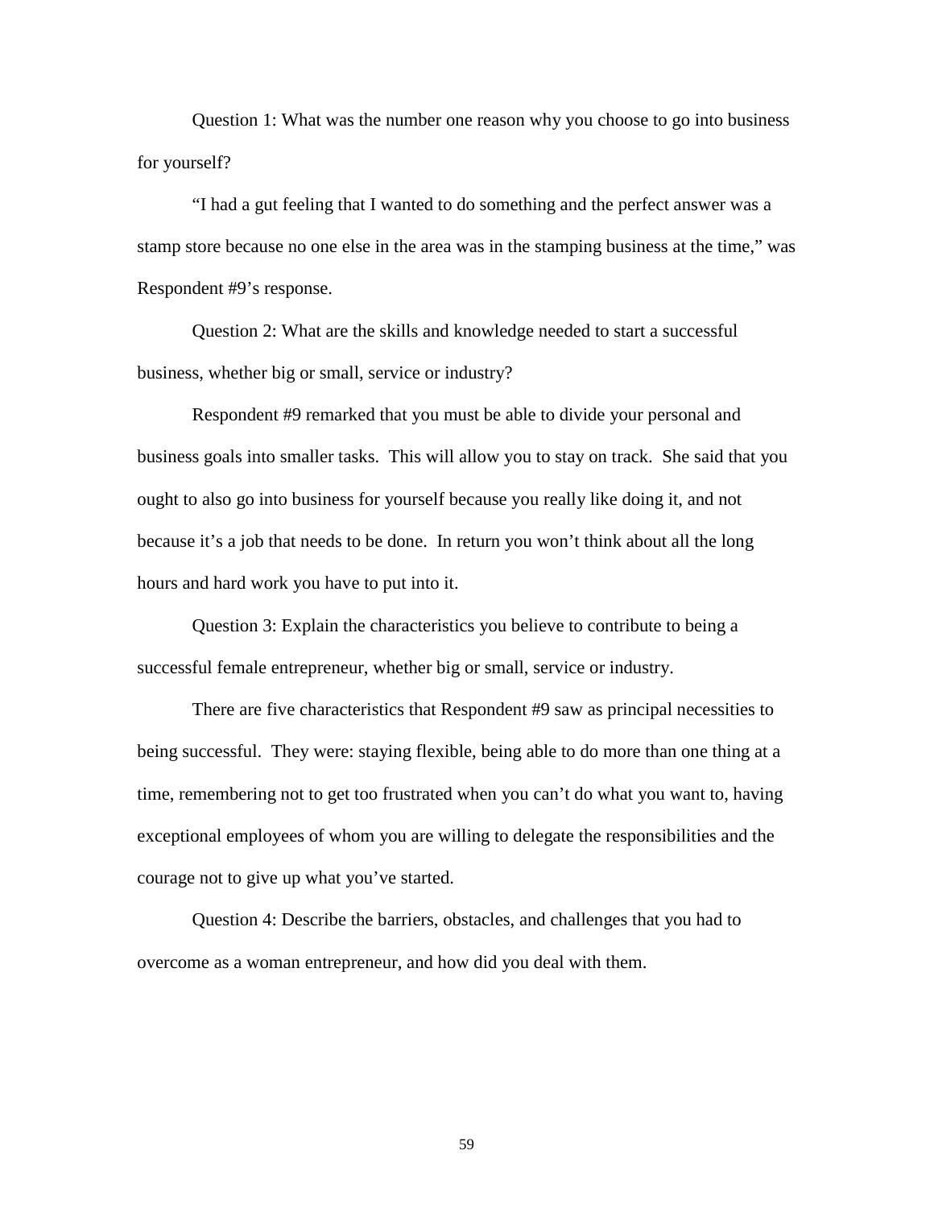Question 1: What was the number one reason why you choose to go into business for yourself?

"I had a gut feeling that I wanted to do something and the perfect answer was a stamp store because no one else in the area was in the stamping business at the time," was Respondent #9's response.

Question 2: What are the skills and knowledge needed to start a successful business, whether big or small, service or industry?

Respondent #9 remarked that you must be able to divide your personal and business goals into smaller tasks. This will allow you to stay on track. She said that you ought to also go into business for yourself because you really like doing it, and not because it's a job that needs to be done. In return you won't think about all the long hours and hard work you have to put into it.

Question 3: Explain the characteristics you believe to contribute to being a successful female entrepreneur, whether big or small, service or industry.

There are five characteristics that Respondent #9 saw as principal necessities to being successful. They were: staying flexible, being able to do more than one thing at a time, remembering not to get too frustrated when you can't do what you want to, having exceptional employees of whom you are willing to delegate the responsibilities and the courage not to give up what you've started.

Question 4: Describe the barriers, obstacles, and challenges that you had to overcome as a woman entrepreneur, and how did you deal with them.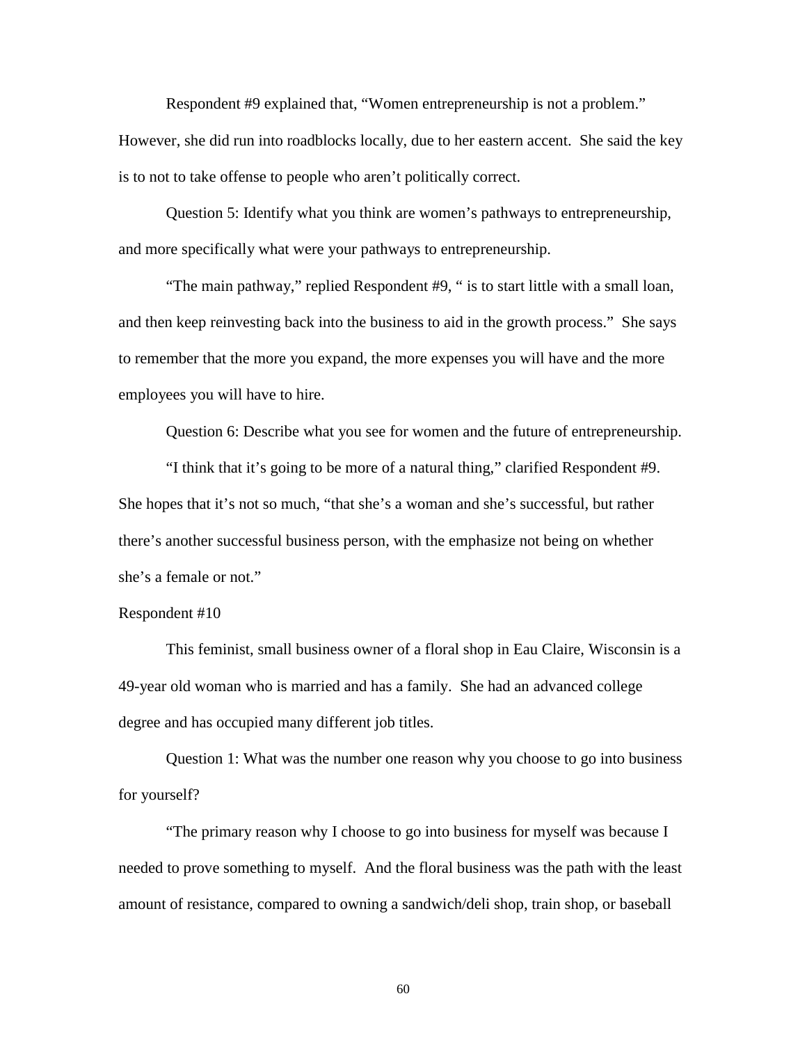Respondent #9 explained that, "Women entrepreneurship is not a problem." However, she did run into roadblocks locally, due to her eastern accent. She said the key is to not to take offense to people who aren't politically correct.

Question 5: Identify what you think are women's pathways to entrepreneurship, and more specifically what were your pathways to entrepreneurship.

"The main pathway," replied Respondent #9, " is to start little with a small loan, and then keep reinvesting back into the business to aid in the growth process." She says to remember that the more you expand, the more expenses you will have and the more employees you will have to hire.

Question 6: Describe what you see for women and the future of entrepreneurship.

"I think that it's going to be more of a natural thing," clarified Respondent #9. She hopes that it's not so much, "that she's a woman and she's successful, but rather there's another successful business person, with the emphasize not being on whether she's a female or not."

Respondent #10

This feminist, small business owner of a floral shop in Eau Claire, Wisconsin is a 49-year old woman who is married and has a family. She had an advanced college degree and has occupied many different job titles.

Question 1: What was the number one reason why you choose to go into business for yourself?

"The primary reason why I choose to go into business for myself was because I needed to prove something to myself. And the floral business was the path with the least amount of resistance, compared to owning a sandwich/deli shop, train shop, or baseball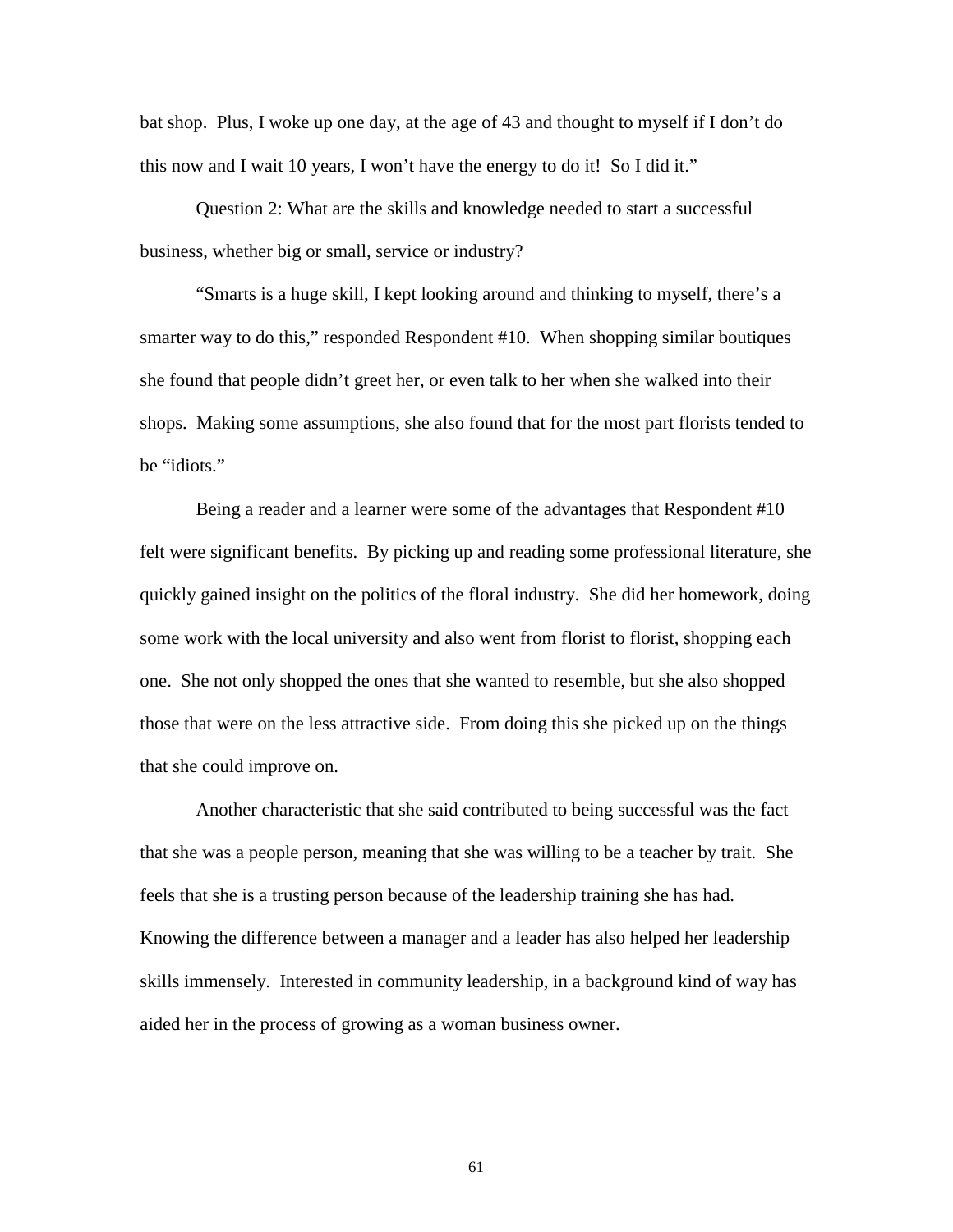bat shop. Plus, I woke up one day, at the age of 43 and thought to myself if I don't do this now and I wait 10 years, I won't have the energy to do it! So I did it."

Question 2: What are the skills and knowledge needed to start a successful business, whether big or small, service or industry?

"Smarts is a huge skill, I kept looking around and thinking to myself, there's a smarter way to do this," responded Respondent #10. When shopping similar boutiques she found that people didn't greet her, or even talk to her when she walked into their shops. Making some assumptions, she also found that for the most part florists tended to be "idiots."

Being a reader and a learner were some of the advantages that Respondent #10 felt were significant benefits. By picking up and reading some professional literature, she quickly gained insight on the politics of the floral industry. She did her homework, doing some work with the local university and also went from florist to florist, shopping each one. She not only shopped the ones that she wanted to resemble, but she also shopped those that were on the less attractive side. From doing this she picked up on the things that she could improve on.

Another characteristic that she said contributed to being successful was the fact that she was a people person, meaning that she was willing to be a teacher by trait. She feels that she is a trusting person because of the leadership training she has had. Knowing the difference between a manager and a leader has also helped her leadership skills immensely. Interested in community leadership, in a background kind of way has aided her in the process of growing as a woman business owner.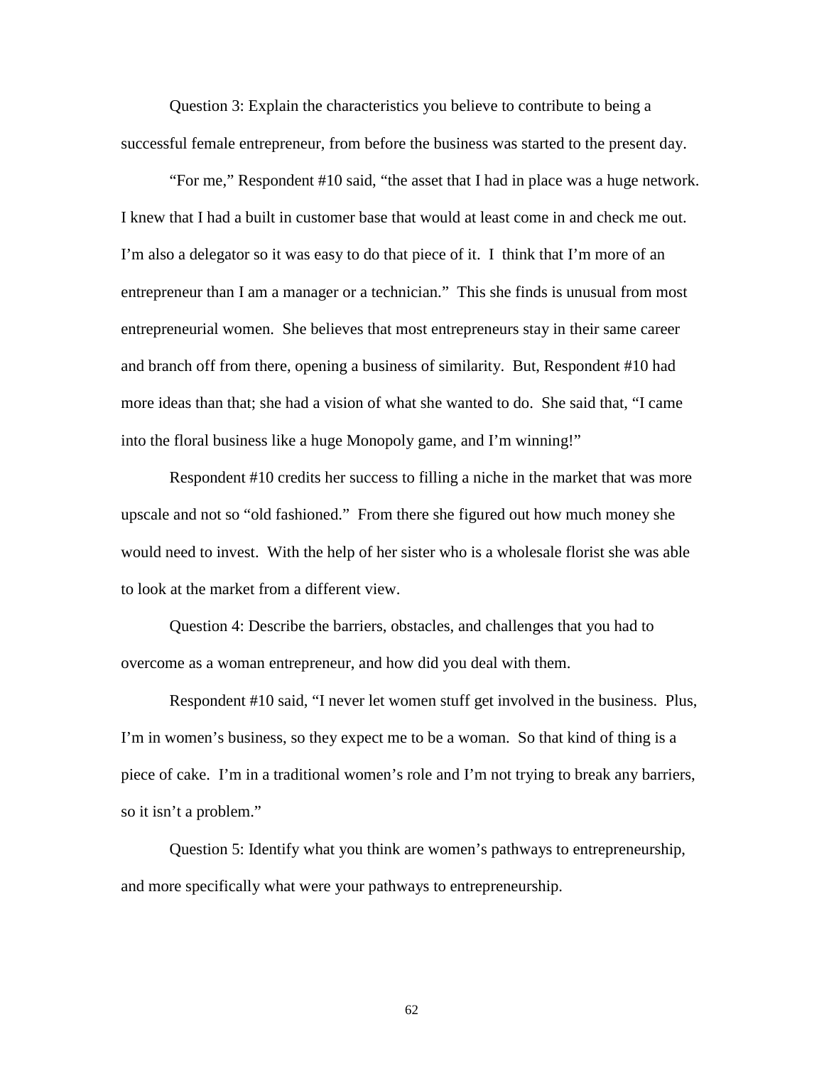Question 3: Explain the characteristics you believe to contribute to being a successful female entrepreneur, from before the business was started to the present day.

"For me," Respondent #10 said, "the asset that I had in place was a huge network. I knew that I had a built in customer base that would at least come in and check me out. I'm also a delegator so it was easy to do that piece of it. I think that I'm more of an entrepreneur than I am a manager or a technician." This she finds is unusual from most entrepreneurial women. She believes that most entrepreneurs stay in their same career and branch off from there, opening a business of similarity. But, Respondent #10 had more ideas than that; she had a vision of what she wanted to do. She said that, "I came into the floral business like a huge Monopoly game, and I'm winning!"

Respondent #10 credits her success to filling a niche in the market that was more upscale and not so "old fashioned." From there she figured out how much money she would need to invest. With the help of her sister who is a wholesale florist she was able to look at the market from a different view.

Question 4: Describe the barriers, obstacles, and challenges that you had to overcome as a woman entrepreneur, and how did you deal with them.

Respondent #10 said, "I never let women stuff get involved in the business. Plus, I'm in women's business, so they expect me to be a woman. So that kind of thing is a piece of cake. I'm in a traditional women's role and I'm not trying to break any barriers, so it isn't a problem."

Question 5: Identify what you think are women's pathways to entrepreneurship, and more specifically what were your pathways to entrepreneurship.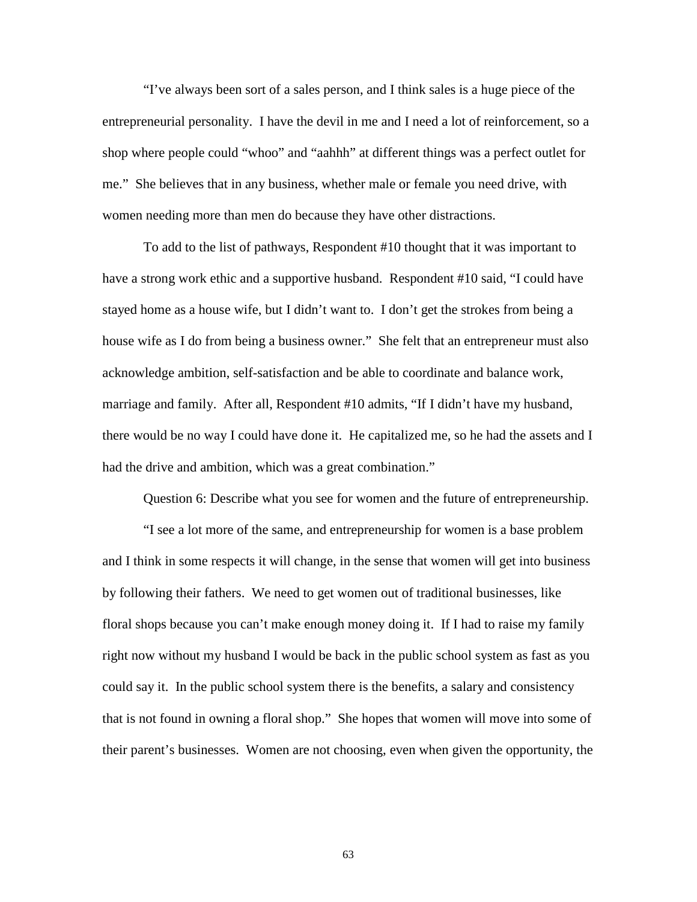"I've always been sort of a sales person, and I think sales is a huge piece of the entrepreneurial personality. I have the devil in me and I need a lot of reinforcement, so a shop where people could "whoo" and "aahhh" at different things was a perfect outlet for me." She believes that in any business, whether male or female you need drive, with women needing more than men do because they have other distractions.

To add to the list of pathways, Respondent #10 thought that it was important to have a strong work ethic and a supportive husband. Respondent #10 said, "I could have stayed home as a house wife, but I didn't want to. I don't get the strokes from being a house wife as I do from being a business owner." She felt that an entrepreneur must also acknowledge ambition, self-satisfaction and be able to coordinate and balance work, marriage and family. After all, Respondent #10 admits, "If I didn't have my husband, there would be no way I could have done it. He capitalized me, so he had the assets and I had the drive and ambition, which was a great combination."

Question 6: Describe what you see for women and the future of entrepreneurship.

"I see a lot more of the same, and entrepreneurship for women is a base problem and I think in some respects it will change, in the sense that women will get into business by following their fathers. We need to get women out of traditional businesses, like floral shops because you can't make enough money doing it. If I had to raise my family right now without my husband I would be back in the public school system as fast as you could say it. In the public school system there is the benefits, a salary and consistency that is not found in owning a floral shop." She hopes that women will move into some of their parent's businesses. Women are not choosing, even when given the opportunity, the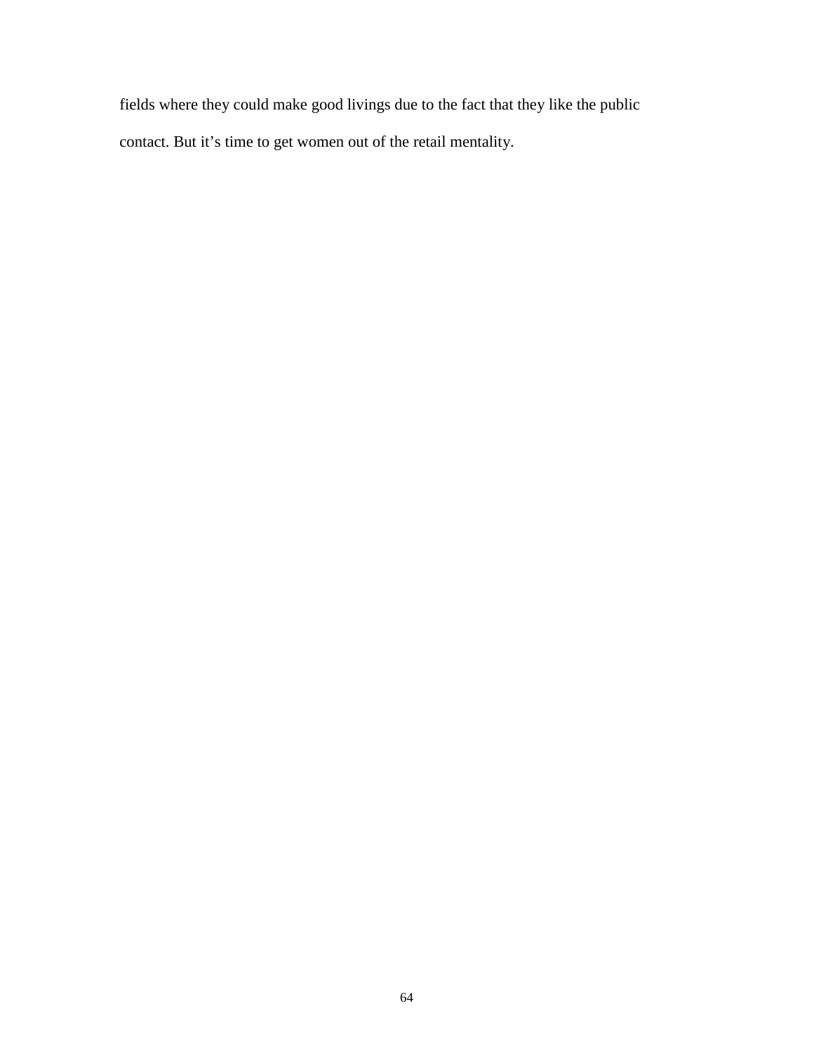fields where they could make good livings due to the fact that they like the public contact. But it’s time to get women out of the retail mentality.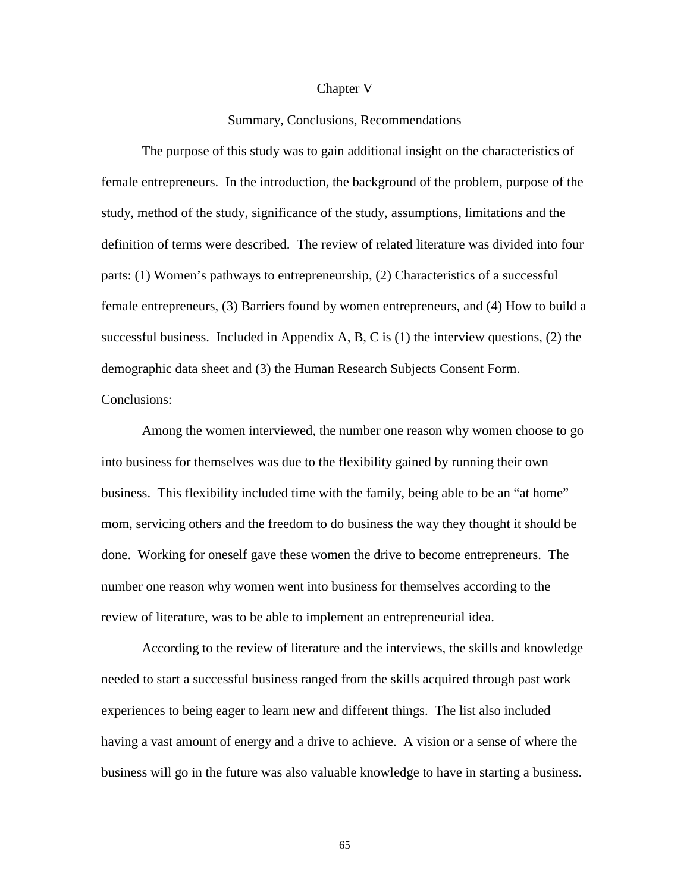# Chapter V

## Summary, Conclusions, Recommendations

The purpose of this study was to gain additional insight on the characteristics of female entrepreneurs. In the introduction, the background of the problem, purpose of the study, method of the study, significance of the study, assumptions, limitations and the definition of terms were described. The review of related literature was divided into four parts: (1) Women's pathways to entrepreneurship, (2) Characteristics of a successful female entrepreneurs, (3) Barriers found by women entrepreneurs, and (4) How to build a successful business. Included in Appendix A, B, C is (1) the interview questions, (2) the demographic data sheet and (3) the Human Research Subjects Consent Form.

Conclusions:

Among the women interviewed, the number one reason why women choose to go into business for themselves was due to the flexibility gained by running their own business. This flexibility included time with the family, being able to be an "at home" mom, servicing others and the freedom to do business the way they thought it should be done. Working for oneself gave these women the drive to become entrepreneurs. The number one reason why women went into business for themselves according to the review of literature, was to be able to implement an entrepreneurial idea.

According to the review of literature and the interviews, the skills and knowledge needed to start a successful business ranged from the skills acquired through past work experiences to being eager to learn new and different things. The list also included having a vast amount of energy and a drive to achieve. A vision or a sense of where the business will go in the future was also valuable knowledge to have in starting a business.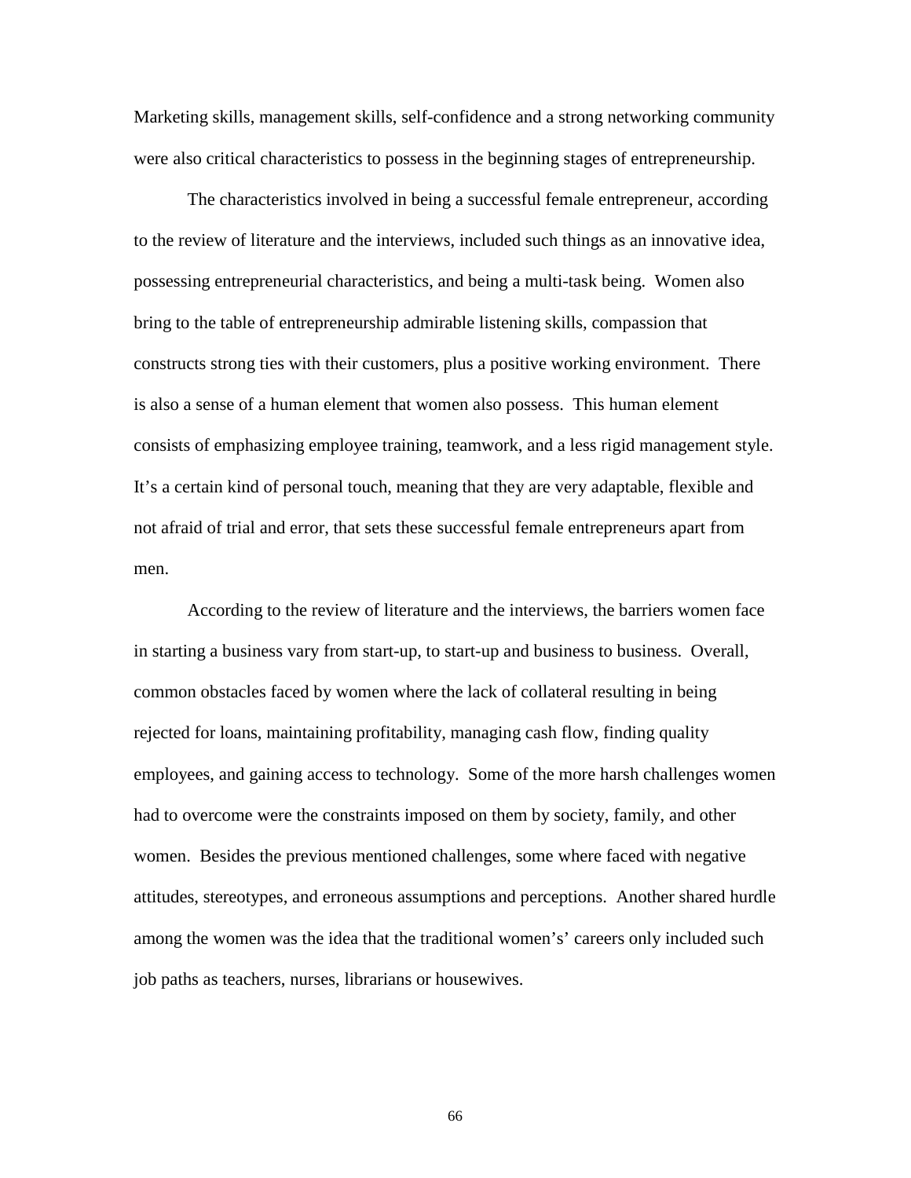Marketing skills, management skills, self-confidence and a strong networking community were also critical characteristics to possess in the beginning stages of entrepreneurship.

The characteristics involved in being a successful female entrepreneur, according to the review of literature and the interviews, included such things as an innovative idea, possessing entrepreneurial characteristics, and being a multi-task being. Women also bring to the table of entrepreneurship admirable listening skills, compassion that constructs strong ties with their customers, plus a positive working environment. There is also a sense of a human element that women also possess. This human element consists of emphasizing employee training, teamwork, and a less rigid management style. It's a certain kind of personal touch, meaning that they are very adaptable, flexible and not afraid of trial and error, that sets these successful female entrepreneurs apart from men.

According to the review of literature and the interviews, the barriers women face in starting a business vary from start-up, to start-up and business to business. Overall, common obstacles faced by women where the lack of collateral resulting in being rejected for loans, maintaining profitability, managing cash flow, finding quality employees, and gaining access to technology. Some of the more harsh challenges women had to overcome were the constraints imposed on them by society, family, and other women. Besides the previous mentioned challenges, some where faced with negative attitudes, stereotypes, and erroneous assumptions and perceptions. Another shared hurdle among the women was the idea that the traditional women's' careers only included such job paths as teachers, nurses, librarians or housewives.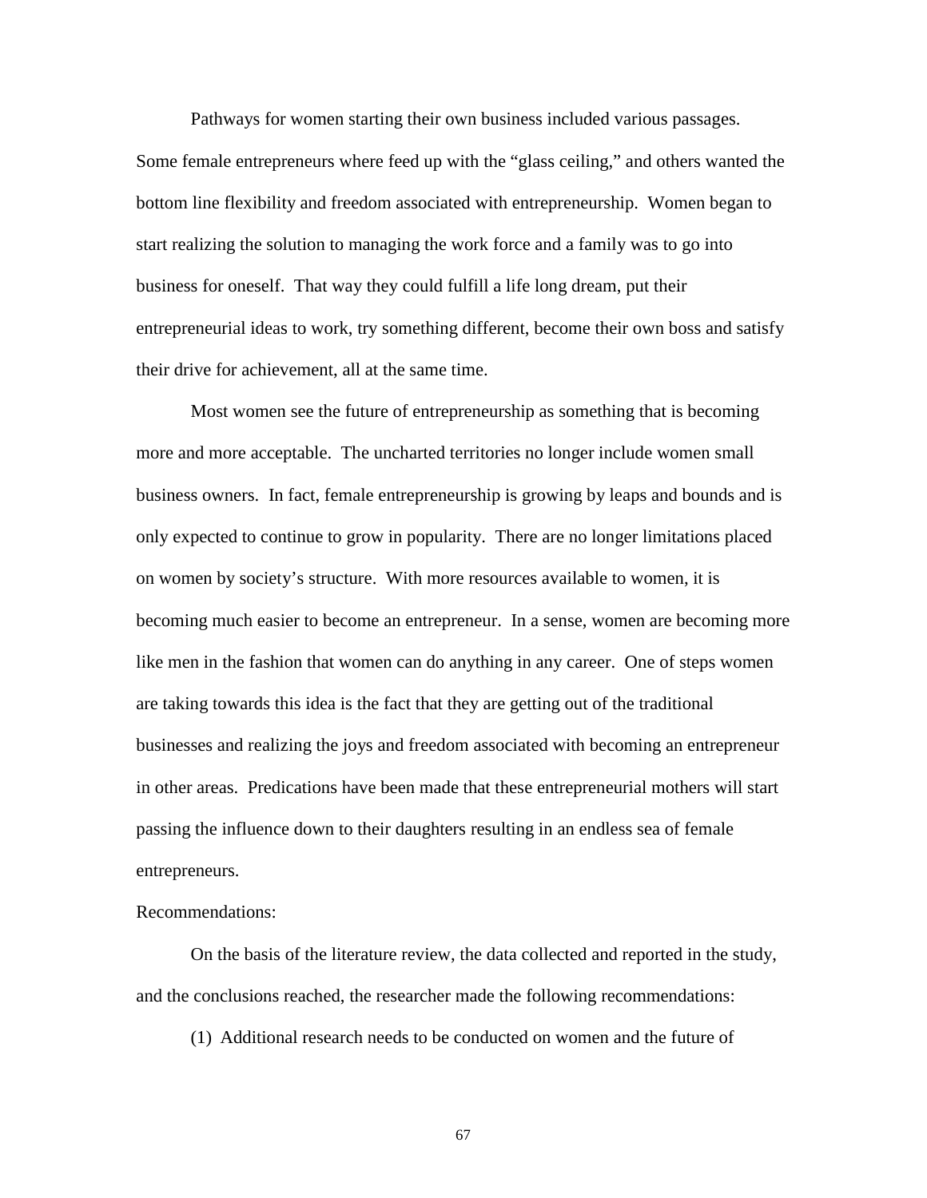Pathways for women starting their own business included various passages. Some female entrepreneurs where feed up with the "glass ceiling," and others wanted the bottom line flexibility and freedom associated with entrepreneurship. Women began to start realizing the solution to managing the work force and a family was to go into business for oneself. That way they could fulfill a life long dream, put their entrepreneurial ideas to work, try something different, become their own boss and satisfy their drive for achievement, all at the same time.

Most women see the future of entrepreneurship as something that is becoming more and more acceptable. The uncharted territories no longer include women small business owners. In fact, female entrepreneurship is growing by leaps and bounds and is only expected to continue to grow in popularity. There are no longer limitations placed on women by society's structure. With more resources available to women, it is becoming much easier to become an entrepreneur. In a sense, women are becoming more like men in the fashion that women can do anything in any career. One of steps women are taking towards this idea is the fact that they are getting out of the traditional businesses and realizing the joys and freedom associated with becoming an entrepreneur in other areas. Predications have been made that these entrepreneurial mothers will start passing the influence down to their daughters resulting in an endless sea of female entrepreneurs.

Recommendations:

On the basis of the literature review, the data collected and reported in the study, and the conclusions reached, the researcher made the following recommendations:

(1) Additional research needs to be conducted on women and the future of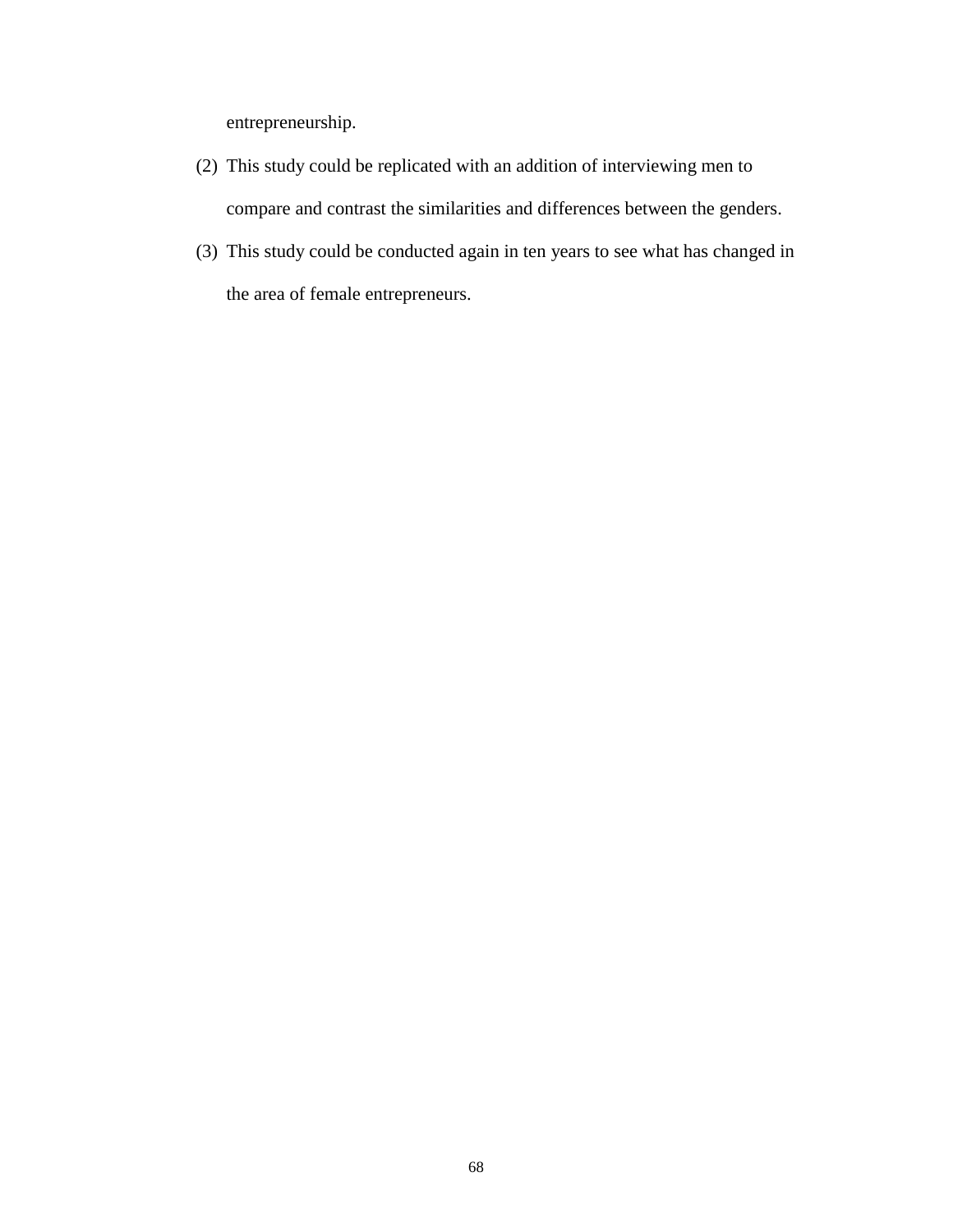entrepreneurship.

(2) This study could be replicated with an addition of interviewing men to compare and contrast the similarities and differences between the genders.

(3) This study could be conducted again in ten years to see what has changed in the area of female entrepreneurs.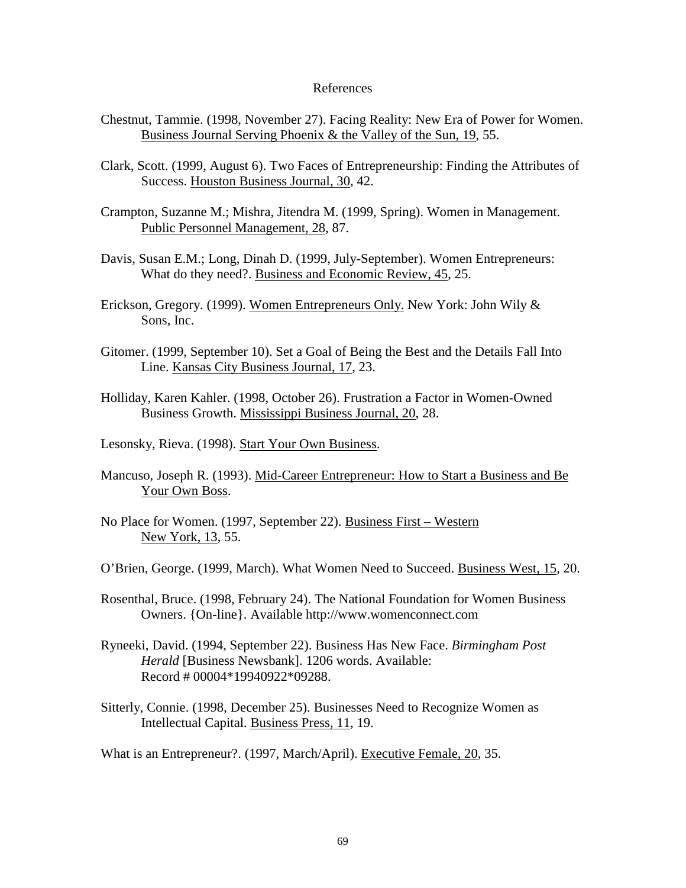# References

Chestnut, Tammie. (1998, November 27). Facing Reality: New Era of Power for Women. Business Journal Serving Phoenix & the Valley of the Sun, 19, 55.

Clark, Scott. (1999, August 6). Two Faces of Entrepreneurship: Finding the Attributes of Success. Houston Business Journal, 30, 42.

Crampton, Suzanne M.; Mishra, Jitendra M. (1999, Spring). Women in Management. Public Personnel Management, 28, 87.

Davis, Susan E.M.; Long, Dinah D. (1999, July-September). Women Entrepreneurs: What do they need?. Business and Economic Review, 45, 25.

Erickson, Gregory. (1999). Women Entrepreneurs Only. New York: John Wily & Sons, Inc.

Gitomer. (1999, September 10). Set a Goal of Being the Best and the Details Fall Into Line. Kansas City Business Journal, 17, 23.

Holliday, Karen Kahler. (1998, October 26). Frustration a Factor in Women-Owned Business Growth. Mississippi Business Journal, 20, 28.

Lesonsky, Rieva. (1998). Start Your Own Business.

Mancuso, Joseph R. (1993). Mid-Career Entrepreneur: How to Start a Business and Be Your Own Boss.

No Place for Women. (1997, September 22). Business First – Western New York, 13, 55.

O'Brien, George. (1999, March). What Women Need to Succeed. Business West, 15, 20.

Rosenthal, Bruce. (1998, February 24). The National Foundation for Women Business Owners. {On-line}. Available http://www.womenconnect.com

Ryneeki, David. (1994, September 22). Business Has New Face. *Birmingham Post Herald* [Business Newsbank]. 1206 words. Available: Record # 00004*19940922*09288.

Sitterly, Connie. (1998, December 25). Businesses Need to Recognize Women as Intellectual Capital. Business Press, 11, 19.

What is an Entrepreneur?. (1997, March/April). Executive Female, 20, 35.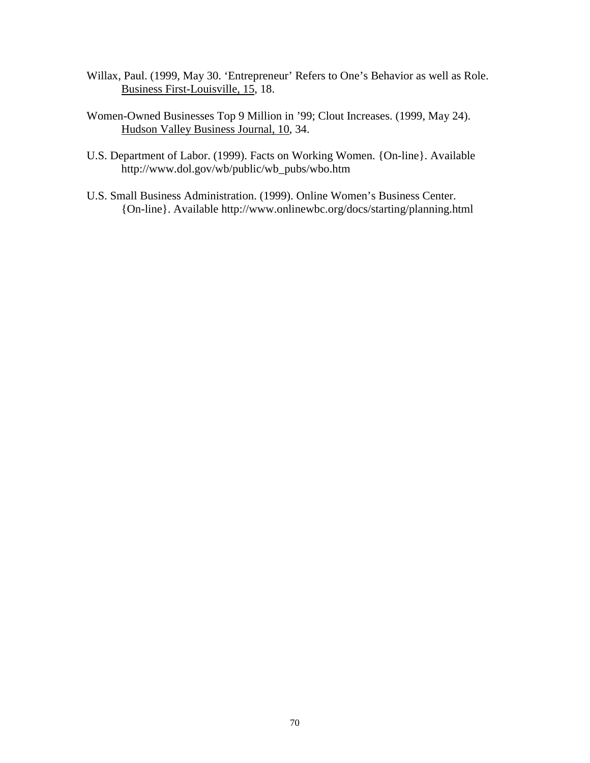Willax, Paul. (1999, May 30. 'Entrepreneur' Refers to One's Behavior as well as Role. Business First-Louisville, 15, 18.

Women-Owned Businesses Top 9 Million in '99; Clout Increases. (1999, May 24). Hudson Valley Business Journal, 10, 34.

U.S. Department of Labor. (1999). Facts on Working Women. {On-line}. Available http://www.dol.gov/wb/public/wb_pubs/wbo.htm

U.S. Small Business Administration. (1999). Online Women's Business Center. {On-line}. Available http://www.onlinewbc.org/docs/starting/planning.html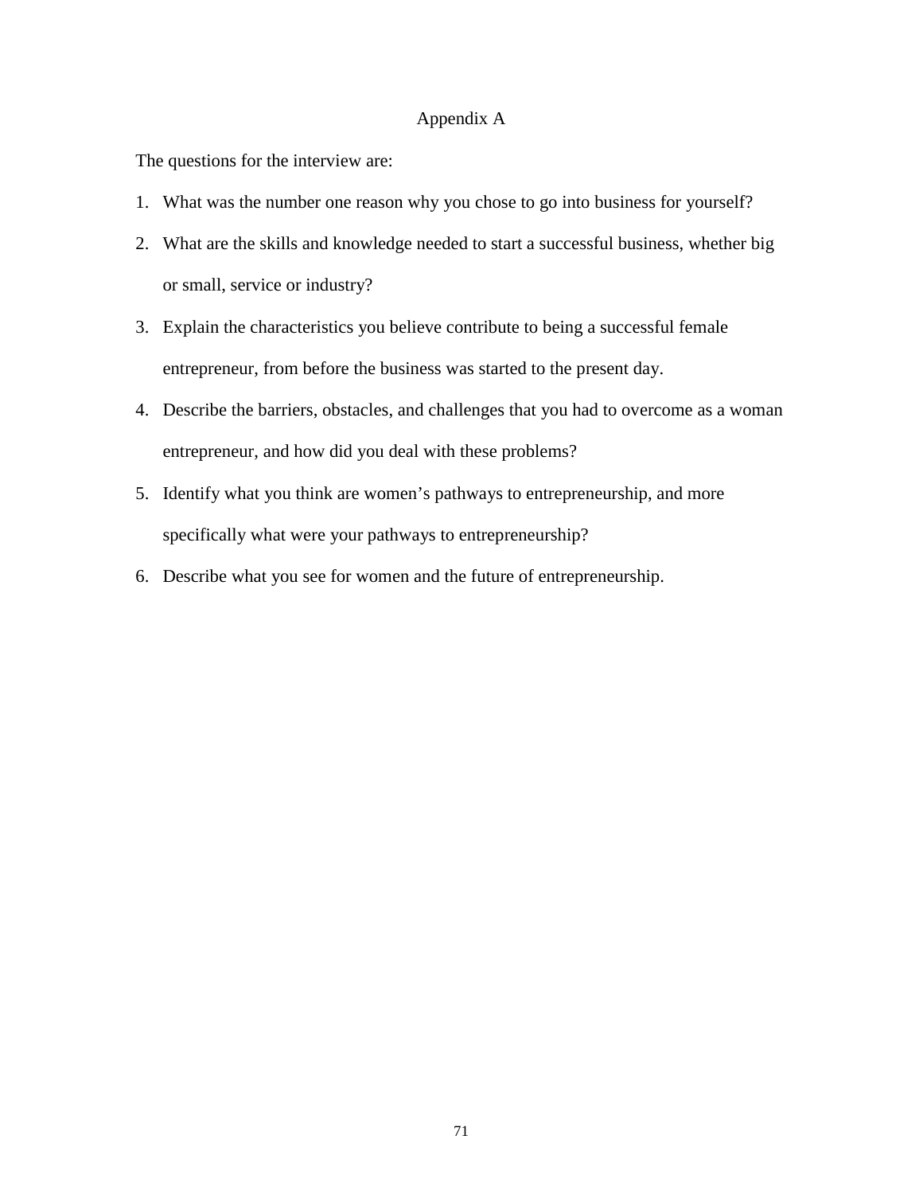# Appendix A

The questions for the interview are:

1. What was the number one reason why you chose to go into business for yourself?
2. What are the skills and knowledge needed to start a successful business, whether big or small, service or industry?
3. Explain the characteristics you believe contribute to being a successful female entrepreneur, from before the business was started to the present day.
4. Describe the barriers, obstacles, and challenges that you had to overcome as a woman entrepreneur, and how did you deal with these problems?
5. Identify what you think are women's pathways to entrepreneurship, and more specifically what were your pathways to entrepreneurship?
6. Describe what you see for women and the future of entrepreneurship.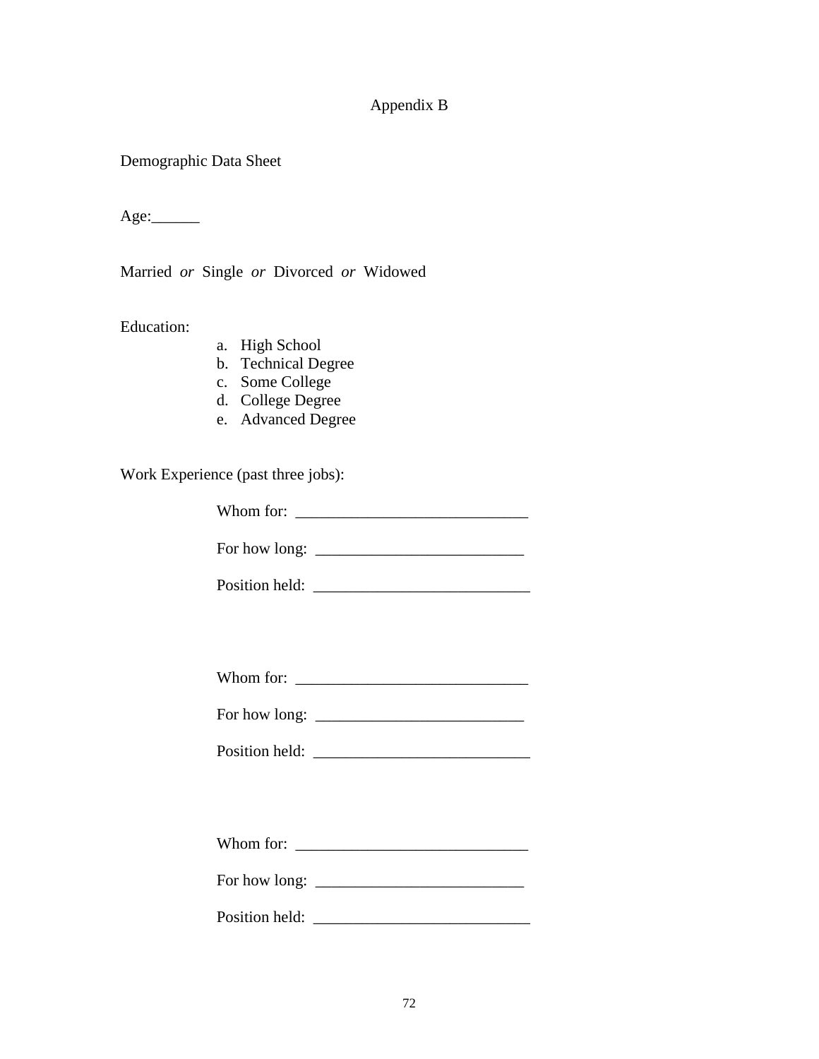# Appendix B

Demographic Data Sheet

Age:______

Married *or* Single *or* Divorced *or* Widowed

Education:

a. High School
b. Technical Degree
c. Some College
d. College Degree
e. Advanced Degree

Work Experience (past three jobs):

Whom for: _____________________________

For how long: __________________________

Position held: ___________________________

Whom for: _____________________________

For how long: __________________________

Position held: ___________________________

Whom for: _____________________________

For how long: __________________________

Position held: ___________________________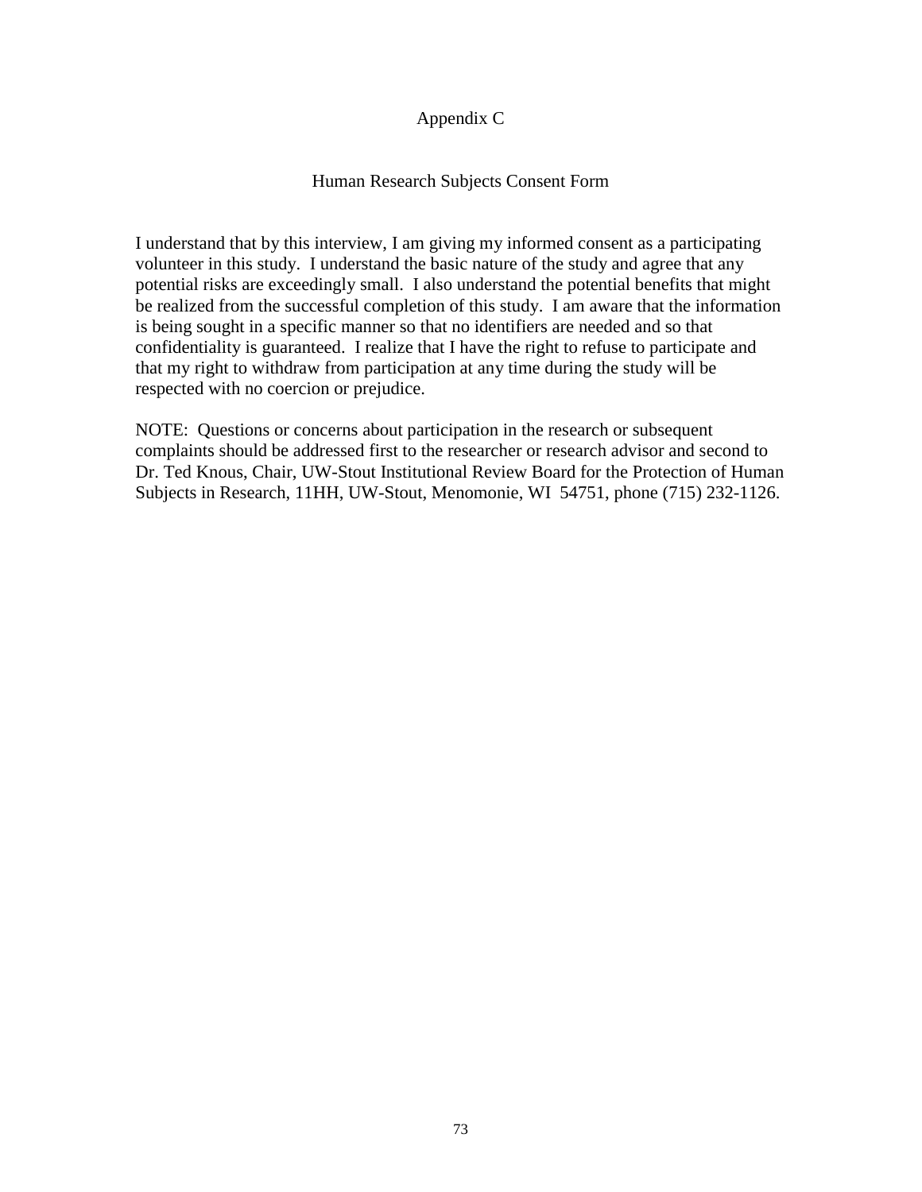# Appendix C

## Human Research Subjects Consent Form

I understand that by this interview, I am giving my informed consent as a participating volunteer in this study. I understand the basic nature of the study and agree that any potential risks are exceedingly small. I also understand the potential benefits that might be realized from the successful completion of this study. I am aware that the information is being sought in a specific manner so that no identifiers are needed and so that confidentiality is guaranteed. I realize that I have the right to refuse to participate and that my right to withdraw from participation at any time during the study will be respected with no coercion or prejudice.

NOTE: Questions or concerns about participation in the research or subsequent complaints should be addressed first to the researcher or research advisor and second to Dr. Ted Knous, Chair, UW-Stout Institutional Review Board for the Protection of Human Subjects in Research, 11HH, UW-Stout, Menomonie, WI 54751, phone (715) 232-1126.